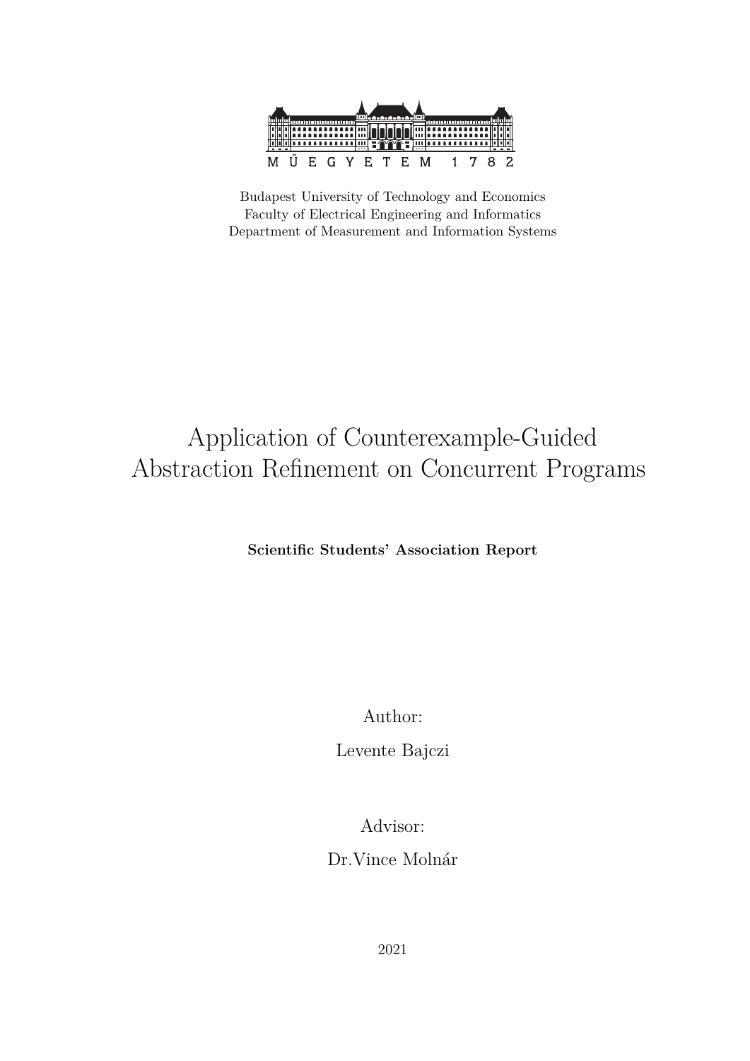MŰEGYETEM 1782

Budapest University of Technology and Economics
Faculty of Electrical Engineering and Informatics
Department of Measurement and Information Systems

# Application of Counterexample-Guided Abstraction Refinement on Concurrent Programs

**Scientific Students' Association Report**

Author:

Levente Bajczi

Advisor:

Dr.Vince Molnár

2021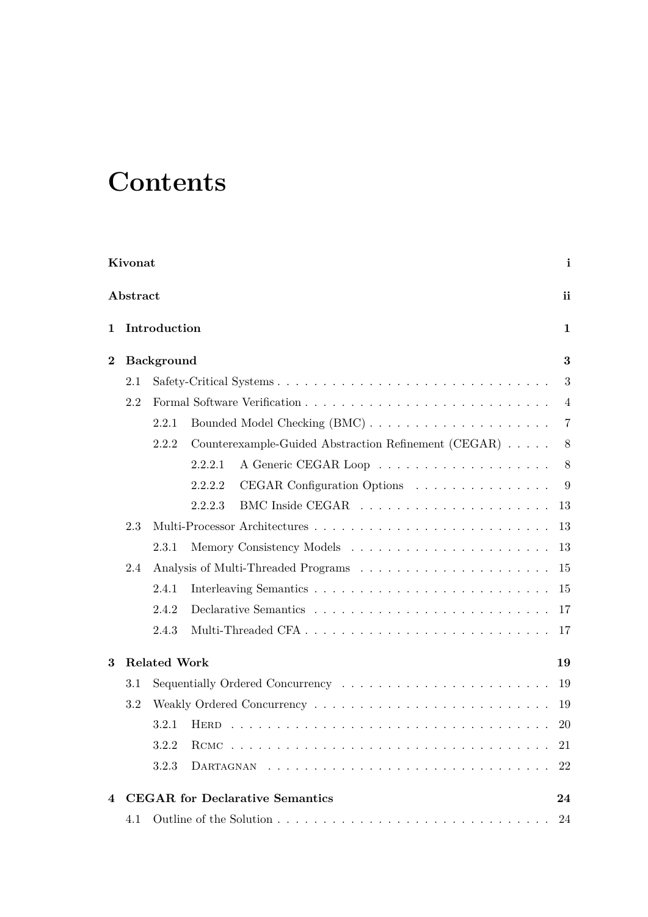# Contents

**Kivonat** **i**

**Abstract** **ii**

**1 Introduction** **1**

**2 Background** **3**

- 2.1 Safety-Critical Systems . . . 3
- 2.2 Formal Software Verification . . . 4
  - 2.2.1 Bounded Model Checking (BMC) . . . 7
  - 2.2.2 Counterexample-Guided Abstraction Refinement (CEGAR) . . . 8
    - 2.2.2.1 A Generic CEGAR Loop . . . 8
    - 2.2.2.2 CEGAR Configuration Options . . . 9
    - 2.2.2.3 BMC Inside CEGAR . . . 13
- 2.3 Multi-Processor Architectures . . . 13
  - 2.3.1 Memory Consistency Models . . . 13
- 2.4 Analysis of Multi-Threaded Programs . . . 15
  - 2.4.1 Interleaving Semantics . . . 15
  - 2.4.2 Declarative Semantics . . . 17
  - 2.4.3 Multi-Threaded CFA . . . 17

**3 Related Work** **19**

- 3.1 Sequentially Ordered Concurrency . . . 19
- 3.2 Weakly Ordered Concurrency . . . 19
  - 3.2.1 Herd . . . 20
  - 3.2.2 Rcmc . . . 21
  - 3.2.3 Dartagnan . . . 22

**4 CEGAR for Declarative Semantics** **24**

- 4.1 Outline of the Solution . . . 24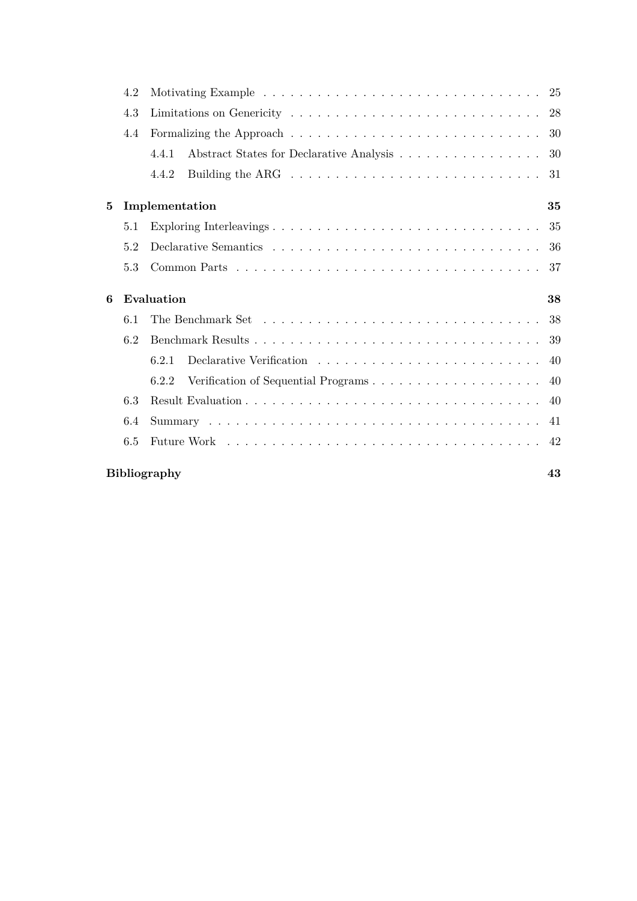| | | |
|---|---|---|
| 4.2 | Motivating Example | 25 |
| 4.3 | Limitations on Genericity | 28 |
| 4.4 | Formalizing the Approach | 30 |
| 4.4.1 | Abstract States for Declarative Analysis | 30 |
| 4.4.2 | Building the ARG | 31 |
| **5** | **Implementation** | **35** |
| 5.1 | Exploring Interleavings | 35 |
| 5.2 | Declarative Semantics | 36 |
| 5.3 | Common Parts | 37 |
| **6** | **Evaluation** | **38** |
| 6.1 | The Benchmark Set | 38 |
| 6.2 | Benchmark Results | 39 |
| 6.2.1 | Declarative Verification | 40 |
| 6.2.2 | Verification of Sequential Programs | 40 |
| 6.3 | Result Evaluation | 40 |
| 6.4 | Summary | 41 |
| 6.5 | Future Work | 42 |
| | **Bibliography** | **43** |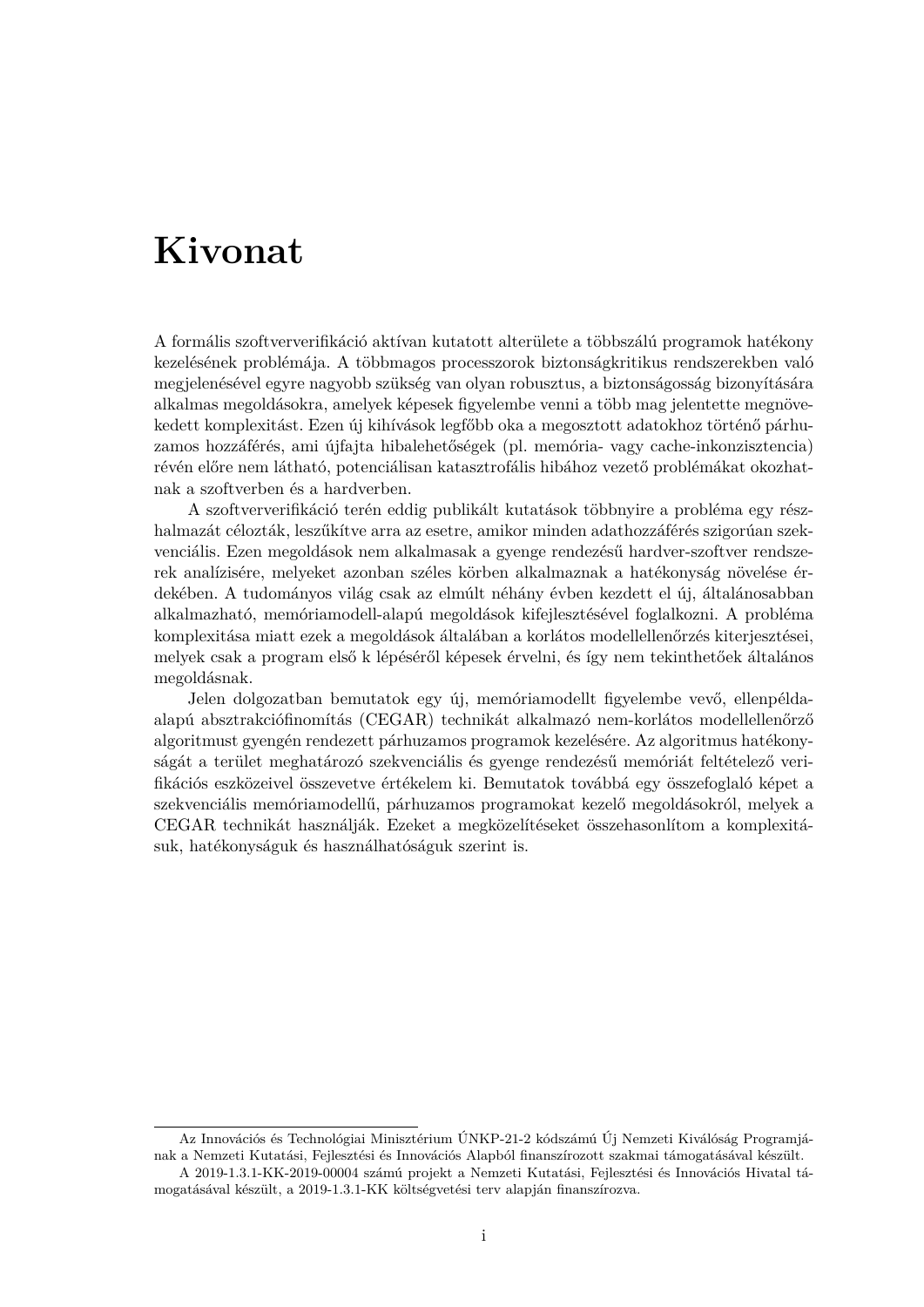# Kivonat

A formális szoftververifikáció aktívan kutatott alterülete a többszálú programok hatékony kezelésének problémája. A többmagos processzorok biztonságkritikus rendszerekben való megjelenésével egyre nagyobb szükség van olyan robusztus, a biztonságosság bizonyítására alkalmas megoldásokra, amelyek képesek figyelembe venni a több mag jelentette megnövekedett komplexitást. Ezen új kihívások legfőbb oka a megosztott adatokhoz történő párhuzamos hozzáférés, ami újfajta hibalehetőségek (pl. memória- vagy cache-inkonzisztencia) révén előre nem látható, potenciálisan katasztrofális hibához vezető problémákat okozhatnak a szoftverben és a hardverben.

A szoftververifikáció terén eddig publikált kutatások többnyire a probléma egy részhalmazát célozták, leszűkítve arra az esetre, amikor minden adathozzáférés szigorúan szekvenciális. Ezen megoldások nem alkalmasak a gyenge rendezésű hardver-szoftver rendszerek analízisére, melyeket azonban széles körben alkalmaznak a hatékonyság növelése érdekében. A tudományos világ csak az elmúlt néhány évben kezdett el új, általánosabban alkalmazható, memóriamodell-alapú megoldások kifejlesztésével foglalkozni. A probléma komplexitása miatt ezek a megoldások általában a korlátos modellellenőrzés kiterjesztései, melyek csak a program első k lépéséről képesek érvelni, és így nem tekinthetőek általános megoldásnak.

Jelen dolgozatban bemutatok egy új, memóriamodellt figyelembe vevő, ellenpélda-alapú absztrakciófinomítás (CEGAR) technikát alkalmazó nem-korlátos modellellenőrző algoritmust gyengén rendezett párhuzamos programok kezelésére. Az algoritmus hatékonyságát a terület meghatározó szekvenciális és gyenge rendezésű memóriát feltételező verifikációs eszközeivel összevetve értékelem ki. Bemutatok továbbá egy összefoglaló képet a szekvenciális memóriamodellű, párhuzamos programokat kezelő megoldásokról, melyek a CEGAR technikát használják. Ezeket a megközelítéseket összehasonlítom a komplexitásuk, hatékonyságuk és használhatóságuk szerint is.

---

Az Innovációs és Technológiai Minisztérium ÚNKP-21-2 kódszámú Új Nemzeti Kiválóság Programjának a Nemzeti Kutatási, Fejlesztési és Innovációs Alapból finanszírozott szakmai támogatásával készült.

A 2019-1.3.1-KK-2019-00004 számú projekt a Nemzeti Kutatási, Fejlesztési és Innovációs Hivatal támogatásával készült, a 2019-1.3.1-KK költségvetési terv alapján finanszírozva.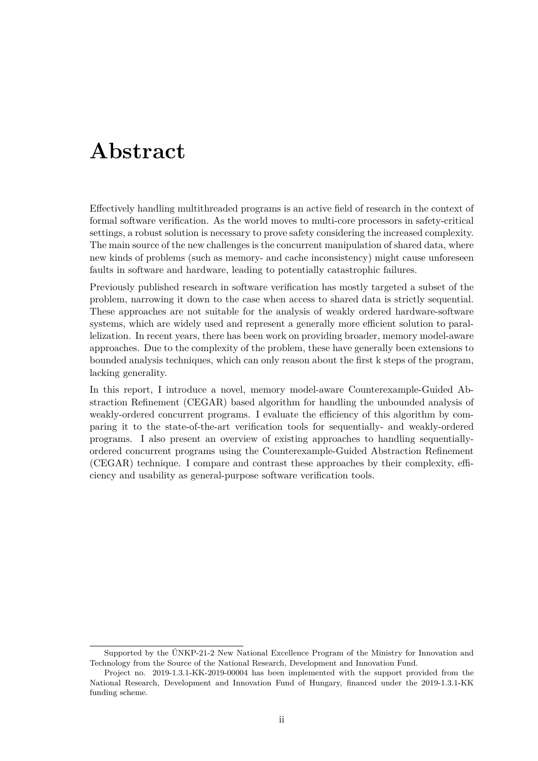# Abstract

Effectively handling multithreaded programs is an active field of research in the context of formal software verification. As the world moves to multi-core processors in safety-critical settings, a robust solution is necessary to prove safety considering the increased complexity. The main source of the new challenges is the concurrent manipulation of shared data, where new kinds of problems (such as memory- and cache inconsistency) might cause unforeseen faults in software and hardware, leading to potentially catastrophic failures.

Previously published research in software verification has mostly targeted a subset of the problem, narrowing it down to the case when access to shared data is strictly sequential. These approaches are not suitable for the analysis of weakly ordered hardware-software systems, which are widely used and represent a generally more efficient solution to parallelization. In recent years, there has been work on providing broader, memory model-aware approaches. Due to the complexity of the problem, these have generally been extensions to bounded analysis techniques, which can only reason about the first k steps of the program, lacking generality.

In this report, I introduce a novel, memory model-aware Counterexample-Guided Abstraction Refinement (CEGAR) based algorithm for handling the unbounded analysis of weakly-ordered concurrent programs. I evaluate the efficiency of this algorithm by comparing it to the state-of-the-art verification tools for sequentially- and weakly-ordered programs. I also present an overview of existing approaches to handling sequentially-ordered concurrent programs using the Counterexample-Guided Abstraction Refinement (CEGAR) technique. I compare and contrast these approaches by their complexity, efficiency and usability as general-purpose software verification tools.

---

Supported by the ÚNKP-21-2 New National Excellence Program of the Ministry for Innovation and Technology from the Source of the National Research, Development and Innovation Fund.

Project no. 2019-1.3.1-KK-2019-00004 has been implemented with the support provided from the National Research, Development and Innovation Fund of Hungary, financed under the 2019-1.3.1-KK funding scheme.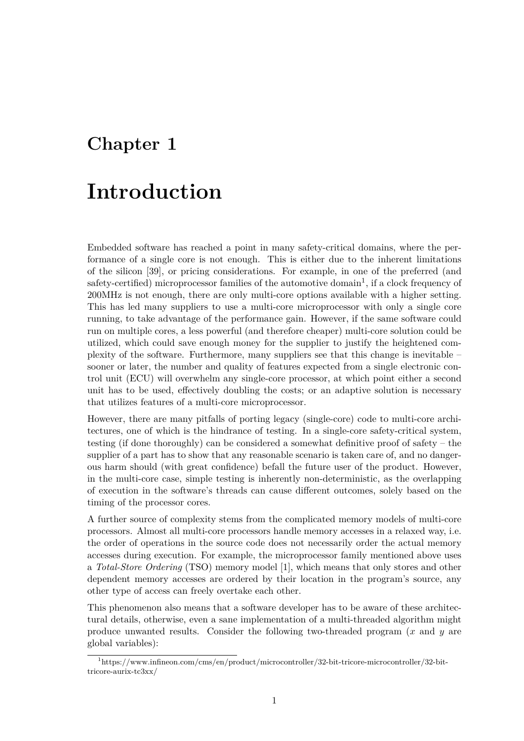# Chapter 1

# Introduction

Embedded software has reached a point in many safety-critical domains, where the performance of a single core is not enough. This is either due to the inherent limitations of the silicon [39], or pricing considerations. For example, in one of the preferred (and safety-certified) microprocessor families of the automotive domain[1], if a clock frequency of 200MHz is not enough, there are only multi-core options available with a higher setting. This has led many suppliers to use a multi-core microprocessor with only a single core running, to take advantage of the performance gain. However, if the same software could run on multiple cores, a less powerful (and therefore cheaper) multi-core solution could be utilized, which could save enough money for the supplier to justify the heightened complexity of the software. Furthermore, many suppliers see that this change is inevitable – sooner or later, the number and quality of features expected from a single electronic control unit (ECU) will overwhelm any single-core processor, at which point either a second unit has to be used, effectively doubling the costs; or an adaptive solution is necessary that utilizes features of a multi-core microprocessor.

However, there are many pitfalls of porting legacy (single-core) code to multi-core architectures, one of which is the hindrance of testing. In a single-core safety-critical system, testing (if done thoroughly) can be considered a somewhat definitive proof of safety – the supplier of a part has to show that any reasonable scenario is taken care of, and no dangerous harm should (with great confidence) befall the future user of the product. However, in the multi-core case, simple testing is inherently non-deterministic, as the overlapping of execution in the software's threads can cause different outcomes, solely based on the timing of the processor cores.

A further source of complexity stems from the complicated memory models of multi-core processors. Almost all multi-core processors handle memory accesses in a relaxed way, i.e. the order of operations in the source code does not necessarily order the actual memory accesses during execution. For example, the microprocessor family mentioned above uses a *Total-Store Ordering* (TSO) memory model [1], which means that only stores and other dependent memory accesses are ordered by their location in the program's source, any other type of access can freely overtake each other.

This phenomenon also means that a software developer has to be aware of these architectural details, otherwise, even a sane implementation of a multi-threaded algorithm might produce unwanted results. Consider the following two-threaded program ($x$ and $y$ are global variables):

[1] https://www.infineon.com/cms/en/product/microcontroller/32-bit-tricore-microcontroller/32-bit-tricore-aurix-tc3xx/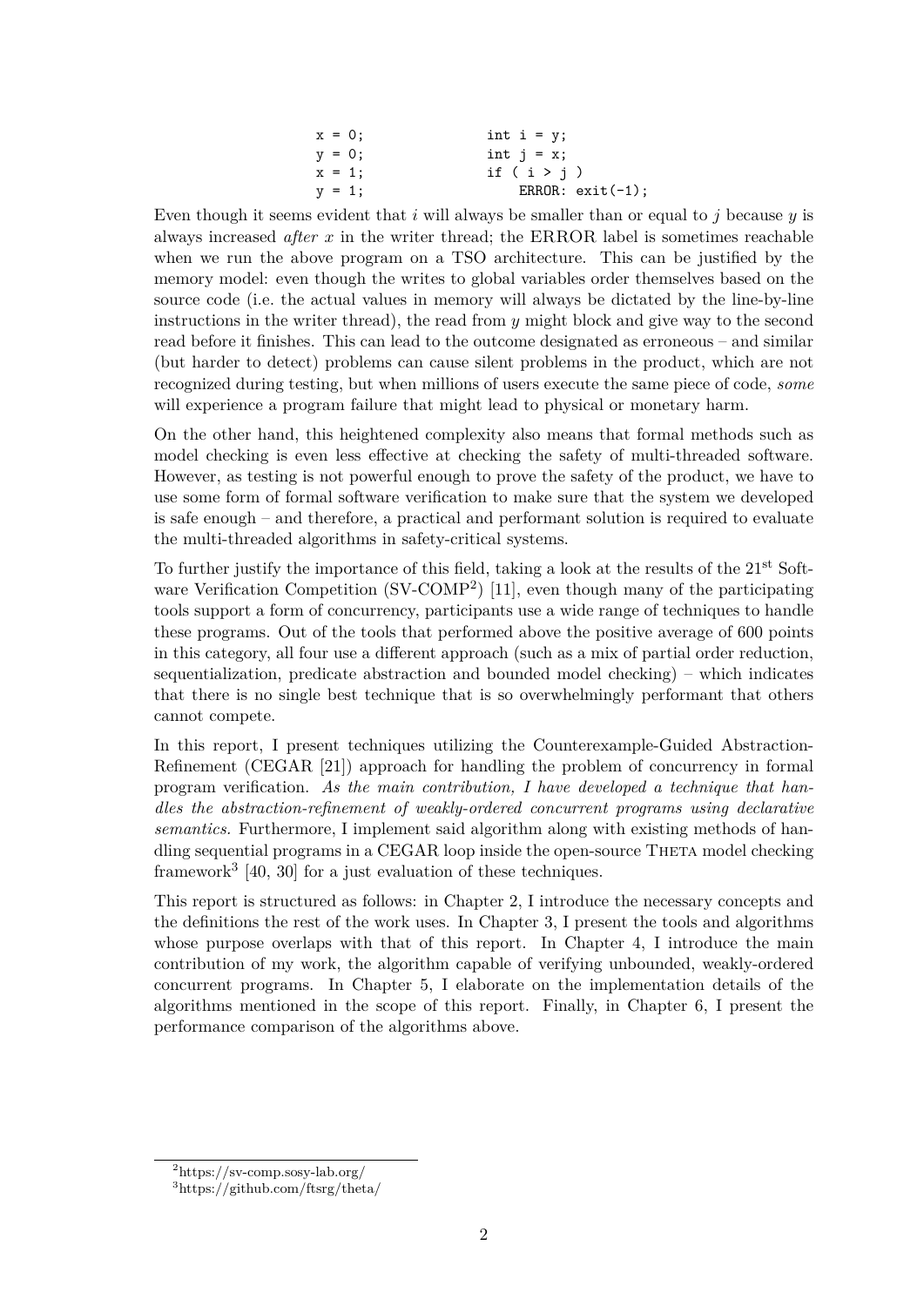```
x = 0;              int i = y;
y = 0;              int j = x;
x = 1;              if ( i > j )
y = 1;                  ERROR: exit(-1);
```

Even though it seems evident that $i$ will always be smaller than or equal to $j$ because $y$ is always increased *after* $x$ in the writer thread; the ERROR label is sometimes reachable when we run the above program on a TSO architecture. This can be justified by the memory model: even though the writes to global variables order themselves based on the source code (i.e. the actual values in memory will always be dictated by the line-by-line instructions in the writer thread), the read from $y$ might block and give way to the second read before it finishes. This can lead to the outcome designated as erroneous – and similar (but harder to detect) problems can cause silent problems in the product, which are not recognized during testing, but when millions of users execute the same piece of code, *some* will experience a program failure that might lead to physical or monetary harm.

On the other hand, this heightened complexity also means that formal methods such as model checking is even less effective at checking the safety of multi-threaded software. However, as testing is not powerful enough to prove the safety of the product, we have to use some form of formal software verification to make sure that the system we developed is safe enough – and therefore, a practical and performant solution is required to evaluate the multi-threaded algorithms in safety-critical systems.

To further justify the importance of this field, taking a look at the results of the 21st Software Verification Competition (SV-COMP[2]) [11], even though many of the participating tools support a form of concurrency, participants use a wide range of techniques to handle these programs. Out of the tools that performed above the positive average of 600 points in this category, all four use a different approach (such as a mix of partial order reduction, sequentialization, predicate abstraction and bounded model checking) – which indicates that there is no single best technique that is so overwhelmingly performant that others cannot compete.

In this report, I present techniques utilizing the Counterexample-Guided Abstraction-Refinement (CEGAR [21]) approach for handling the problem of concurrency in formal program verification. *As the main contribution, I have developed a technique that handles the abstraction-refinement of weakly-ordered concurrent programs using declarative semantics.* Furthermore, I implement said algorithm along with existing methods of handling sequential programs in a CEGAR loop inside the open-source Theta model checking framework[3] [40, 30] for a just evaluation of these techniques.

This report is structured as follows: in Chapter 2, I introduce the necessary concepts and the definitions the rest of the work uses. In Chapter 3, I present the tools and algorithms whose purpose overlaps with that of this report. In Chapter 4, I introduce the main contribution of my work, the algorithm capable of verifying unbounded, weakly-ordered concurrent programs. In Chapter 5, I elaborate on the implementation details of the algorithms mentioned in the scope of this report. Finally, in Chapter 6, I present the performance comparison of the algorithms above.

[2] https://sv-comp.sosy-lab.org/

[3] https://github.com/ftsrg/theta/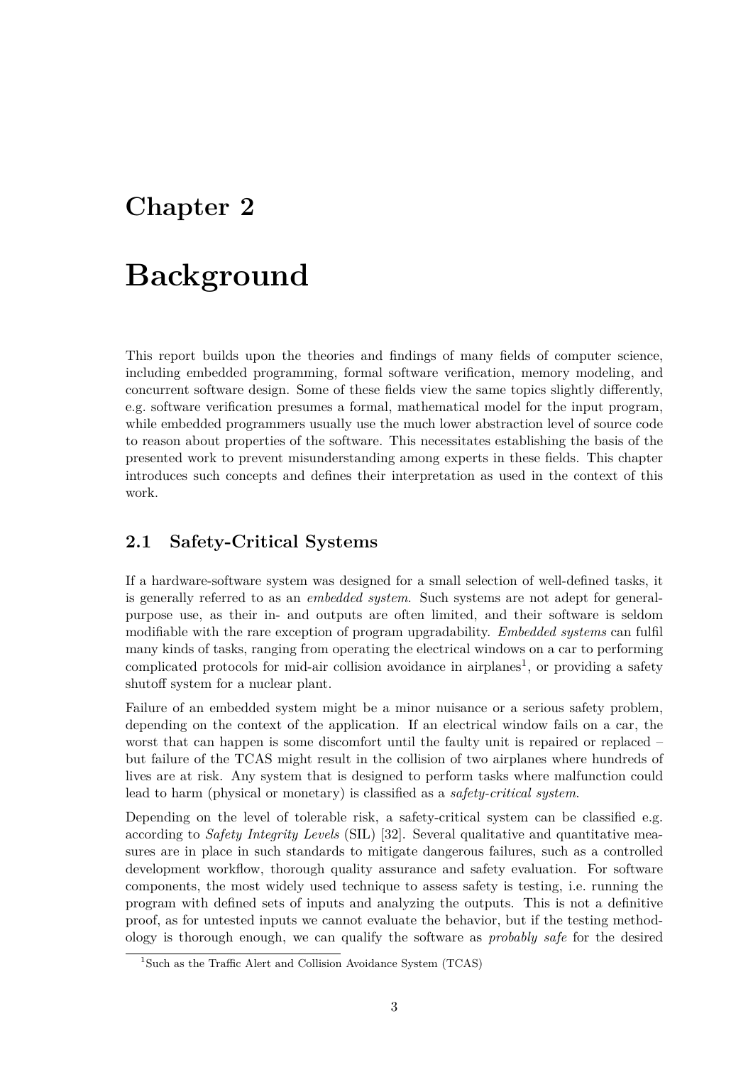# Chapter 2

# Background

This report builds upon the theories and findings of many fields of computer science, including embedded programming, formal software verification, memory modeling, and concurrent software design. Some of these fields view the same topics slightly differently, e.g. software verification presumes a formal, mathematical model for the input program, while embedded programmers usually use the much lower abstraction level of source code to reason about properties of the software. This necessitates establishing the basis of the presented work to prevent misunderstanding among experts in these fields. This chapter introduces such concepts and defines their interpretation as used in the context of this work.

## 2.1 Safety-Critical Systems

If a hardware-software system was designed for a small selection of well-defined tasks, it is generally referred to as an *embedded system*. Such systems are not adept for general-purpose use, as their in- and outputs are often limited, and their software is seldom modifiable with the rare exception of program upgradability. *Embedded systems* can fulfil many kinds of tasks, ranging from operating the electrical windows on a car to performing complicated protocols for mid-air collision avoidance in airplanes[1], or providing a safety shutoff system for a nuclear plant.

Failure of an embedded system might be a minor nuisance or a serious safety problem, depending on the context of the application. If an electrical window fails on a car, the worst that can happen is some discomfort until the faulty unit is repaired or replaced – but failure of the TCAS might result in the collision of two airplanes where hundreds of lives are at risk. Any system that is designed to perform tasks where malfunction could lead to harm (physical or monetary) is classified as a *safety-critical system*.

Depending on the level of tolerable risk, a safety-critical system can be classified e.g. according to *Safety Integrity Levels* (SIL) [32]. Several qualitative and quantitative measures are in place in such standards to mitigate dangerous failures, such as a controlled development workflow, thorough quality assurance and safety evaluation. For software components, the most widely used technique to assess safety is testing, i.e. running the program with defined sets of inputs and analyzing the outputs. This is not a definitive proof, as for untested inputs we cannot evaluate the behavior, but if the testing methodology is thorough enough, we can qualify the software as *probably safe* for the desired

[1] Such as the Traffic Alert and Collision Avoidance System (TCAS)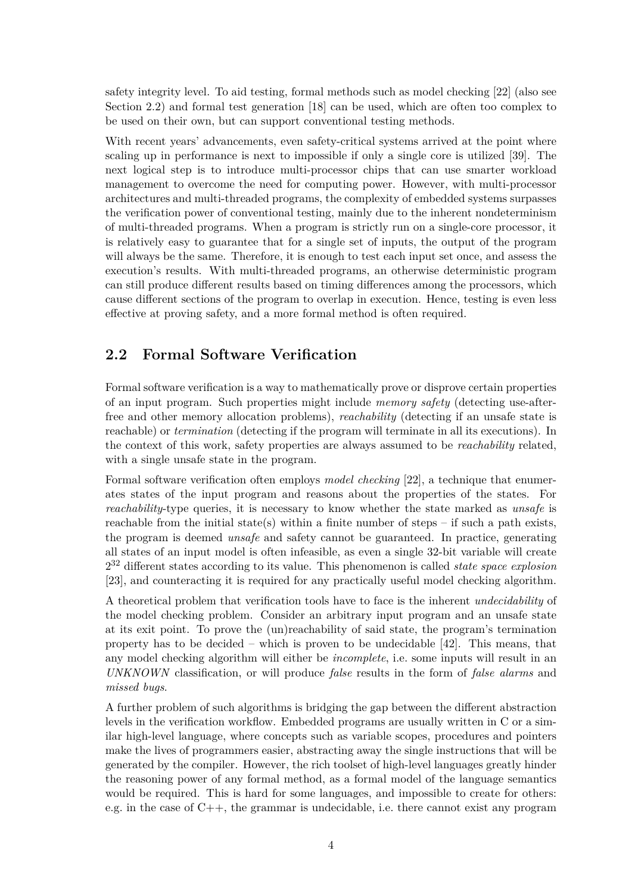safety integrity level. To aid testing, formal methods such as model checking [22] (also see Section 2.2) and formal test generation [18] can be used, which are often too complex to be used on their own, but can support conventional testing methods.

With recent years' advancements, even safety-critical systems arrived at the point where scaling up in performance is next to impossible if only a single core is utilized [39]. The next logical step is to introduce multi-processor chips that can use smarter workload management to overcome the need for computing power. However, with multi-processor architectures and multi-threaded programs, the complexity of embedded systems surpasses the verification power of conventional testing, mainly due to the inherent nondeterminism of multi-threaded programs. When a program is strictly run on a single-core processor, it is relatively easy to guarantee that for a single set of inputs, the output of the program will always be the same. Therefore, it is enough to test each input set once, and assess the execution's results. With multi-threaded programs, an otherwise deterministic program can still produce different results based on timing differences among the processors, which cause different sections of the program to overlap in execution. Hence, testing is even less effective at proving safety, and a more formal method is often required.

## 2.2 Formal Software Verification

Formal software verification is a way to mathematically prove or disprove certain properties of an input program. Such properties might include *memory safety* (detecting use-after-free and other memory allocation problems), *reachability* (detecting if an unsafe state is reachable) or *termination* (detecting if the program will terminate in all its executions). In the context of this work, safety properties are always assumed to be *reachability* related, with a single unsafe state in the program.

Formal software verification often employs *model checking* [22], a technique that enumerates states of the input program and reasons about the properties of the states. For *reachability*-type queries, it is necessary to know whether the state marked as *unsafe* is reachable from the initial state(s) within a finite number of steps – if such a path exists, the program is deemed *unsafe* and safety cannot be guaranteed. In practice, generating all states of an input model is often infeasible, as even a single 32-bit variable will create $2^{32}$ different states according to its value. This phenomenon is called *state space explosion* [23], and counteracting it is required for any practically useful model checking algorithm.

A theoretical problem that verification tools have to face is the inherent *undecidability* of the model checking problem. Consider an arbitrary input program and an unsafe state at its exit point. To prove the (un)reachability of said state, the program's termination property has to be decided – which is proven to be undecidable [42]. This means, that any model checking algorithm will either be *incomplete*, i.e. some inputs will result in an *UNKNOWN* classification, or will produce *false* results in the form of *false alarms* and *missed bugs*.

A further problem of such algorithms is bridging the gap between the different abstraction levels in the verification workflow. Embedded programs are usually written in C or a similar high-level language, where concepts such as variable scopes, procedures and pointers make the lives of programmers easier, abstracting away the single instructions that will be generated by the compiler. However, the rich toolset of high-level languages greatly hinder the reasoning power of any formal method, as a formal model of the language semantics would be required. This is hard for some languages, and impossible to create for others: e.g. in the case of C++, the grammar is undecidable, i.e. there cannot exist any program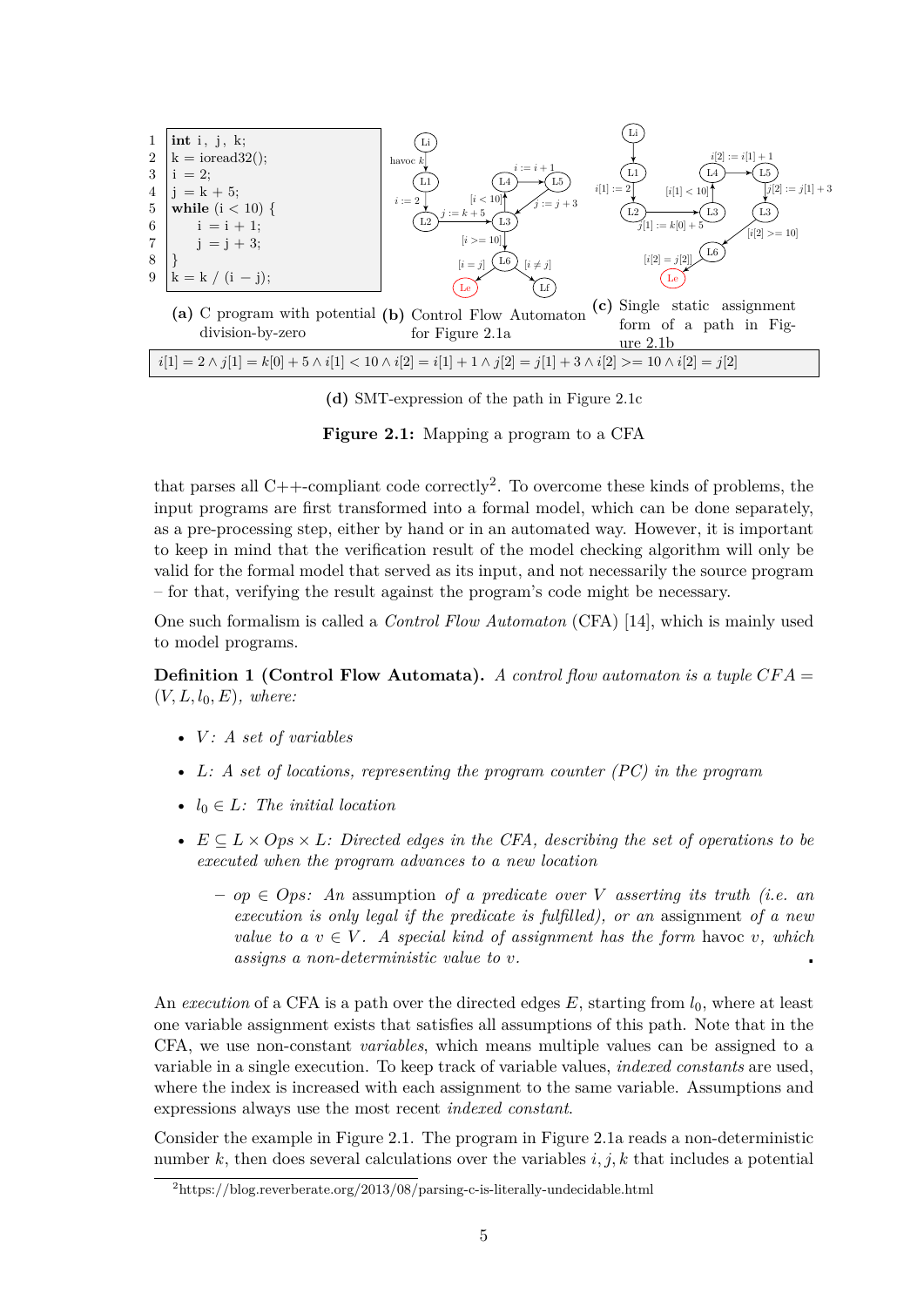```
1  int i, j, k;
2  k = ioread32();
3  i = 2;
4  j = k + 5;
5  while (i < 10) {
6      i = i + 1;
7      j = j + 3;
8  }
9  k = k / (i − j);
```

**(a)** C program with potential division-by-zero

**(b)** Control Flow Automaton for Figure 2.1a

**(c)** Single static assignment form of a path in Figure 2.1b

$i[1] = 2 \wedge j[1] = k[0] + 5 \wedge i[1] < 10 \wedge i[2] = i[1] + 1 \wedge j[2] = j[1] + 3 \wedge i[2] >= 10 \wedge i[2] = j[2]$

**(d)** SMT-expression of the path in Figure 2.1c

**Figure 2.1:** Mapping a program to a CFA

that parses all C++-compliant code correctly[2]. To overcome these kinds of problems, the input programs are first transformed into a formal model, which can be done separately, as a pre-processing step, either by hand or in an automated way. However, it is important to keep in mind that the verification result of the model checking algorithm will only be valid for the formal model that served as its input, and not necessarily the source program – for that, verifying the result against the program's code might be necessary.

One such formalism is called a *Control Flow Automaton* (CFA) [14], which is mainly used to model programs.

**Definition 1 (Control Flow Automata).** *A control flow automaton is a tuple* $CFA = (V, L, l_0, E)$*, where:*

- $V$*: A set of variables*
- $L$*: A set of locations, representing the program counter (PC) in the program*
- $l_0 \in L$*: The initial location*
- $E \subseteq L \times Ops \times L$*: Directed edges in the CFA, describing the set of operations to be executed when the program advances to a new location*
  - $op \in Ops$*: An* assumption *of a predicate over* $V$ *asserting its truth (i.e. an execution is only legal if the predicate is fulfilled), or an* assignment *of a new value to a* $v \in V$*. A special kind of assignment has the form* havoc $v$*, which assigns a non-deterministic value to* $v$*.*

An *execution* of a CFA is a path over the directed edges $E$, starting from $l_0$, where at least one variable assignment exists that satisfies all assumptions of this path. Note that in the CFA, we use non-constant *variables*, which means multiple values can be assigned to a variable in a single execution. To keep track of variable values, *indexed constants* are used, where the index is increased with each assignment to the same variable. Assumptions and expressions always use the most recent *indexed constant*.

Consider the example in Figure 2.1. The program in Figure 2.1a reads a non-deterministic number $k$, then does several calculations over the variables $i, j, k$ that includes a potential

[2] https://blog.reverberate.org/2013/08/parsing-c-is-literally-undecidable.html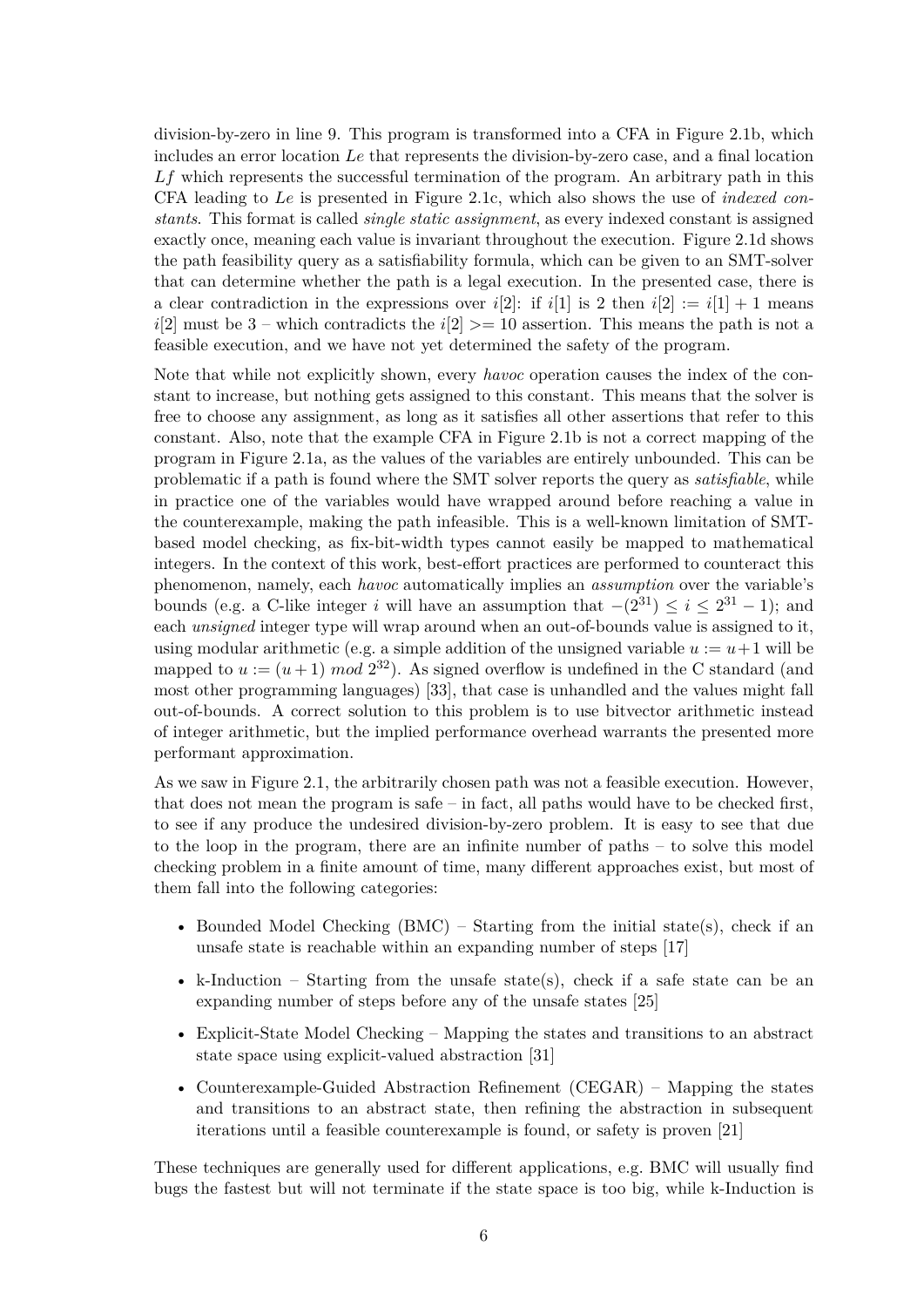division-by-zero in line 9. This program is transformed into a CFA in Figure 2.1b, which includes an error location $Le$ that represents the division-by-zero case, and a final location $Lf$ which represents the successful termination of the program. An arbitrary path in this CFA leading to $Le$ is presented in Figure 2.1c, which also shows the use of *indexed constants*. This format is called *single static assignment*, as every indexed constant is assigned exactly once, meaning each value is invariant throughout the execution. Figure 2.1d shows the path feasibility query as a satisfiability formula, which can be given to an SMT-solver that can determine whether the path is a legal execution. In the presented case, there is a clear contradiction in the expressions over $i[2]$: if $i[1]$ is 2 then $i[2] := i[1] + 1$ means $i[2]$ must be 3 – which contradicts the $i[2] >= 10$ assertion. This means the path is not a feasible execution, and we have not yet determined the safety of the program.

Note that while not explicitly shown, every *havoc* operation causes the index of the constant to increase, but nothing gets assigned to this constant. This means that the solver is free to choose any assignment, as long as it satisfies all other assertions that refer to this constant. Also, note that the example CFA in Figure 2.1b is not a correct mapping of the program in Figure 2.1a, as the values of the variables are entirely unbounded. This can be problematic if a path is found where the SMT solver reports the query as *satisfiable*, while in practice one of the variables would have wrapped around before reaching a value in the counterexample, making the path infeasible. This is a well-known limitation of SMT-based model checking, as fix-bit-width types cannot easily be mapped to mathematical integers. In the context of this work, best-effort practices are performed to counteract this phenomenon, namely, each *havoc* automatically implies an *assumption* over the variable's bounds (e.g. a C-like integer $i$ will have an assumption that $-(2^{31}) \leq i \leq 2^{31} - 1$); and each *unsigned* integer type will wrap around when an out-of-bounds value is assigned to it, using modular arithmetic (e.g. a simple addition of the unsigned variable $u := u+1$ will be mapped to $u := (u+1) \ mod \ 2^{32}$). As signed overflow is undefined in the C standard (and most other programming languages) [33], that case is unhandled and the values might fall out-of-bounds. A correct solution to this problem is to use bitvector arithmetic instead of integer arithmetic, but the implied performance overhead warrants the presented more performant approximation.

As we saw in Figure 2.1, the arbitrarily chosen path was not a feasible execution. However, that does not mean the program is safe – in fact, all paths would have to be checked first, to see if any produce the undesired division-by-zero problem. It is easy to see that due to the loop in the program, there are an infinite number of paths – to solve this model checking problem in a finite amount of time, many different approaches exist, but most of them fall into the following categories:

- Bounded Model Checking (BMC) – Starting from the initial state(s), check if an unsafe state is reachable within an expanding number of steps [17]
- k-Induction – Starting from the unsafe state(s), check if a safe state can be an expanding number of steps before any of the unsafe states [25]
- Explicit-State Model Checking – Mapping the states and transitions to an abstract state space using explicit-valued abstraction [31]
- Counterexample-Guided Abstraction Refinement (CEGAR) – Mapping the states and transitions to an abstract state, then refining the abstraction in subsequent iterations until a feasible counterexample is found, or safety is proven [21]

These techniques are generally used for different applications, e.g. BMC will usually find bugs the fastest but will not terminate if the state space is too big, while k-Induction is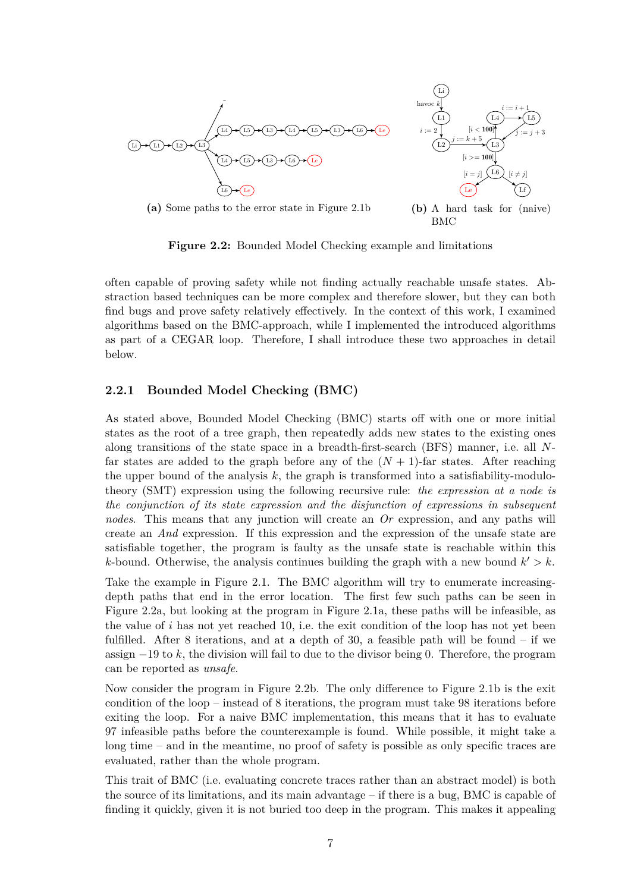(a) Some paths to the error state in Figure 2.1b

(b) A hard task for (naive) BMC

**Figure 2.2:** Bounded Model Checking example and limitations

often capable of proving safety while not finding actually reachable unsafe states. Abstraction based techniques can be more complex and therefore slower, but they can both find bugs and prove safety relatively effectively. In the context of this work, I examined algorithms based on the BMC-approach, while I implemented the introduced algorithms as part of a CEGAR loop. Therefore, I shall introduce these two approaches in detail below.

### 2.2.1 Bounded Model Checking (BMC)

As stated above, Bounded Model Checking (BMC) starts off with one or more initial states as the root of a tree graph, then repeatedly adds new states to the existing ones along transitions of the state space in a breadth-first-search (BFS) manner, i.e. all $N$-far states are added to the graph before any of the $(N+1)$-far states. After reaching the upper bound of the analysis $k$, the graph is transformed into a satisfiability-modulo-theory (SMT) expression using the following recursive rule: *the expression at a node is the conjunction of its state expression and the disjunction of expressions in subsequent nodes*. This means that any junction will create an *Or* expression, and any paths will create an *And* expression. If this expression and the expression of the unsafe state are satisfiable together, the program is faulty as the unsafe state is reachable within this $k$-bound. Otherwise, the analysis continues building the graph with a new bound $k' > k$.

Take the example in Figure 2.1. The BMC algorithm will try to enumerate increasing-depth paths that end in the error location. The first few such paths can be seen in Figure 2.2a, but looking at the program in Figure 2.1a, these paths will be infeasible, as the value of $i$ has not yet reached 10, i.e. the exit condition of the loop has not yet been fulfilled. After 8 iterations, and at a depth of 30, a feasible path will be found – if we assign $-19$ to $k$, the division will fail to due to the divisor being 0. Therefore, the program can be reported as *unsafe*.

Now consider the program in Figure 2.2b. The only difference to Figure 2.1b is the exit condition of the loop – instead of 8 iterations, the program must take 98 iterations before exiting the loop. For a naive BMC implementation, this means that it has to evaluate 97 infeasible paths before the counterexample is found. While possible, it might take a long time – and in the meantime, no proof of safety is possible as only specific traces are evaluated, rather than the whole program.

This trait of BMC (i.e. evaluating concrete traces rather than an abstract model) is both the source of its limitations, and its main advantage – if there is a bug, BMC is capable of finding it quickly, given it is not buried too deep in the program. This makes it appealing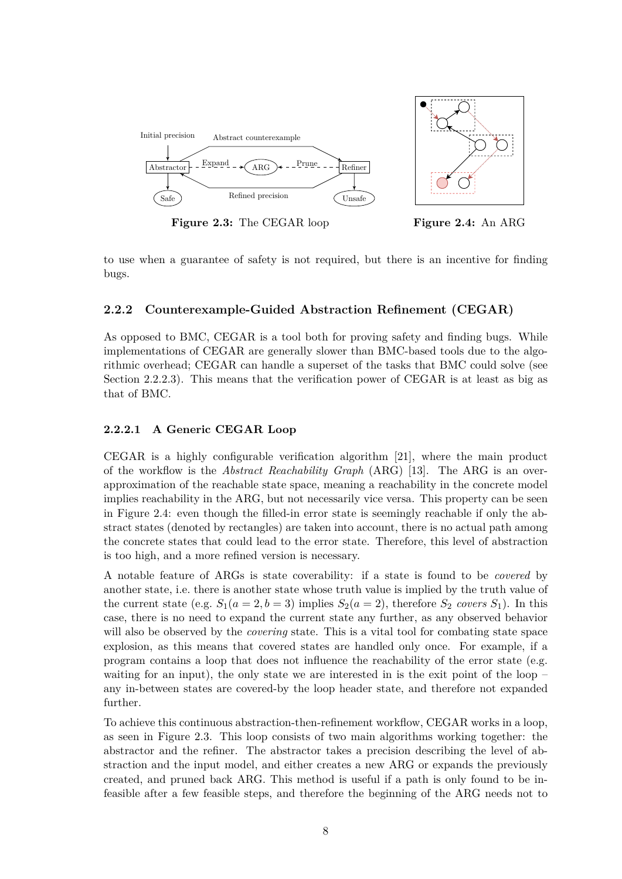Figure 2.3: The CEGAR loop

Figure 2.4: An ARG

to use when a guarantee of safety is not required, but there is an incentive for finding bugs.

### 2.2.2 Counterexample-Guided Abstraction Refinement (CEGAR)

As opposed to BMC, CEGAR is a tool both for proving safety and finding bugs. While implementations of CEGAR are generally slower than BMC-based tools due to the algorithmic overhead; CEGAR can handle a superset of the tasks that BMC could solve (see Section 2.2.2.3). This means that the verification power of CEGAR is at least as big as that of BMC.

#### 2.2.2.1 A Generic CEGAR Loop

CEGAR is a highly configurable verification algorithm [21], where the main product of the workflow is the *Abstract Reachability Graph* (ARG) [13]. The ARG is an over-approximation of the reachable state space, meaning a reachability in the concrete model implies reachability in the ARG, but not necessarily vice versa. This property can be seen in Figure 2.4: even though the filled-in error state is seemingly reachable if only the abstract states (denoted by rectangles) are taken into account, there is no actual path among the concrete states that could lead to the error state. Therefore, this level of abstraction is too high, and a more refined version is necessary.

A notable feature of ARGs is state coverability: if a state is found to be *covered* by another state, i.e. there is another state whose truth value is implied by the truth value of the current state (e.g. $S_1(a = 2, b = 3)$ implies $S_2(a = 2)$, therefore $S_2$ *covers* $S_1$). In this case, there is no need to expand the current state any further, as any observed behavior will also be observed by the *covering* state. This is a vital tool for combating state space explosion, as this means that covered states are handled only once. For example, if a program contains a loop that does not influence the reachability of the error state (e.g. waiting for an input), the only state we are interested in is the exit point of the loop – any in-between states are covered-by the loop header state, and therefore not expanded further.

To achieve this continuous abstraction-then-refinement workflow, CEGAR works in a loop, as seen in Figure 2.3. This loop consists of two main algorithms working together: the abstractor and the refiner. The abstractor takes a precision describing the level of abstraction and the input model, and either creates a new ARG or expands the previously created, and pruned back ARG. This method is useful if a path is only found to be infeasible after a few feasible steps, and therefore the beginning of the ARG needs not to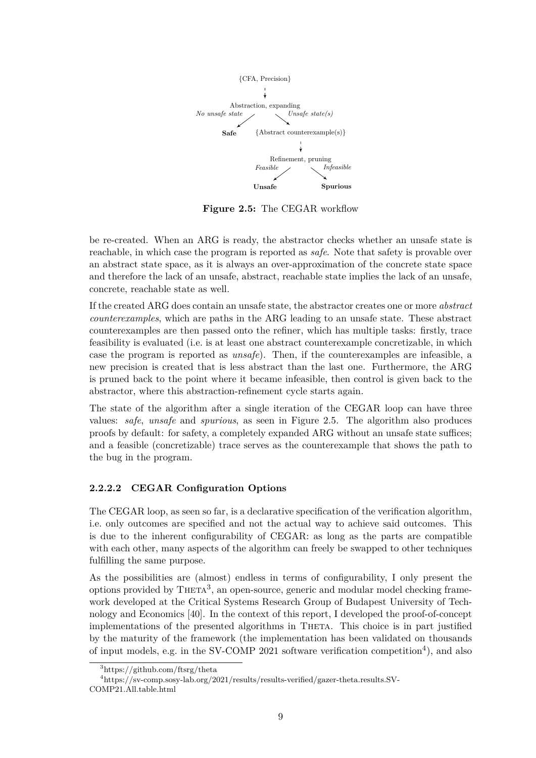{CFA, Precision}

Abstraction, expanding

*No unsafe state* → **Safe**

*Unsafe state(s)* → {Abstract counterexample(s)}

Refinement, pruning

*Feasible* → **Unsafe**

*Infeasible* → **Spurious**

**Figure 2.5:** The CEGAR workflow

be re-created. When an ARG is ready, the abstractor checks whether an unsafe state is reachable, in which case the program is reported as *safe*. Note that safety is provable over an abstract state space, as it is always an over-approximation of the concrete state space and therefore the lack of an unsafe, abstract, reachable state implies the lack of an unsafe, concrete, reachable state as well.

If the created ARG does contain an unsafe state, the abstractor creates one or more *abstract counterexamples*, which are paths in the ARG leading to an unsafe state. These abstract counterexamples are then passed onto the refiner, which has multiple tasks: firstly, trace feasibility is evaluated (i.e. is at least one abstract counterexample concretizable, in which case the program is reported as *unsafe*). Then, if the counterexamples are infeasible, a new precision is created that is less abstract than the last one. Furthermore, the ARG is pruned back to the point where it became infeasible, then control is given back to the abstractor, where this abstraction-refinement cycle starts again.

The state of the algorithm after a single iteration of the CEGAR loop can have three values: *safe*, *unsafe* and *spurious*, as seen in Figure 2.5. The algorithm also produces proofs by default: for safety, a completely expanded ARG without an unsafe state suffices; and a feasible (concretizable) trace serves as the counterexample that shows the path to the bug in the program.

#### 2.2.2.2 CEGAR Configuration Options

The CEGAR loop, as seen so far, is a declarative specification of the verification algorithm, i.e. only outcomes are specified and not the actual way to achieve said outcomes. This is due to the inherent configurability of CEGAR: as long as the parts are compatible with each other, many aspects of the algorithm can freely be swapped to other techniques fulfilling the same purpose.

As the possibilities are (almost) endless in terms of configurability, I only present the options provided by Theta[3], an open-source, generic and modular model checking framework developed at the Critical Systems Research Group of Budapest University of Technology and Economics [40]. In the context of this report, I developed the proof-of-concept implementations of the presented algorithms in Theta. This choice is in part justified by the maturity of the framework (the implementation has been validated on thousands of input models, e.g. in the SV-COMP 2021 software verification competition[4]), and also

[3] https://github.com/ftsrg/theta

[4] https://sv-comp.sosy-lab.org/2021/results/results-verified/gazer-theta.results.SV-COMP21.All.table.html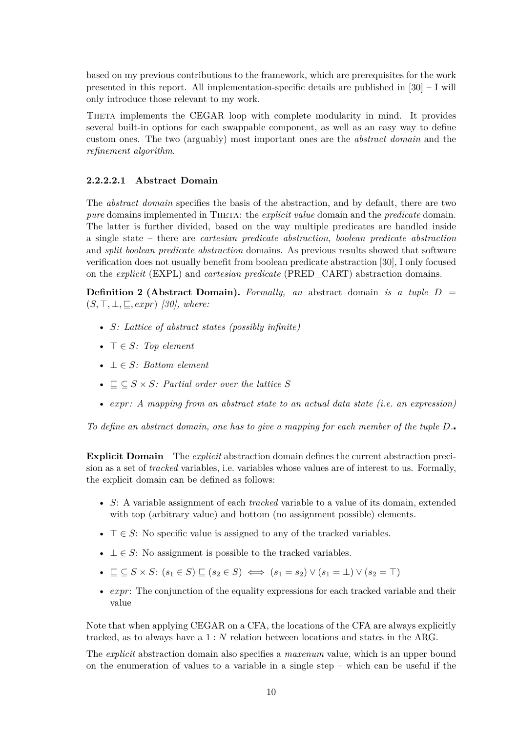based on my previous contributions to the framework, which are prerequisites for the work presented in this report. All implementation-specific details are published in [30] – I will only introduce those relevant to my work.

Theta implements the CEGAR loop with complete modularity in mind. It provides several built-in options for each swappable component, as well as an easy way to define custom ones. The two (arguably) most important ones are the *abstract domain* and the *refinement algorithm*.

#### 2.2.2.2.1 Abstract Domain

The *abstract domain* specifies the basis of the abstraction, and by default, there are two *pure* domains implemented in Theta: the *explicit value* domain and the *predicate* domain. The latter is further divided, based on the way multiple predicates are handled inside a single state – there are *cartesian predicate abstraction*, *boolean predicate abstraction* and *split boolean predicate abstraction* domains. As previous results showed that software verification does not usually benefit from boolean predicate abstraction [30], I only focused on the *explicit* (EXPL) and *cartesian predicate* (PRED_CART) abstraction domains.

**Definition 2 (Abstract Domain).** *Formally, an* abstract domain *is a tuple* $D = (S, \top, \bot, \sqsubseteq, expr)$ *[30], where:*

- *$S$: Lattice of abstract states (possibly infinite)*
- *$\top \in S$: Top element*
- *$\bot \in S$: Bottom element*
- *$\sqsubseteq \subseteq S \times S$: Partial order over the lattice $S$*
- *$expr$: A mapping from an abstract state to an actual data state (i.e. an expression)*

*To define an abstract domain, one has to give a mapping for each member of the tuple $D$.*∎

**Explicit Domain** The *explicit* abstraction domain defines the current abstraction precision as a set of *tracked* variables, i.e. variables whose values are of interest to us. Formally, the explicit domain can be defined as follows:

- $S$: A variable assignment of each *tracked* variable to a value of its domain, extended with top (arbitrary value) and bottom (no assignment possible) elements.
- $\top \in S$: No specific value is assigned to any of the tracked variables.
- $\bot \in S$: No assignment is possible to the tracked variables.
- $\sqsubseteq \subseteq S \times S$: $(s_1 \in S) \sqsubseteq (s_2 \in S) \iff (s_1 = s_2) \vee (s_1 = \bot) \vee (s_2 = \top)$
- *expr*: The conjunction of the equality expressions for each tracked variable and their value

Note that when applying CEGAR on a CFA, the locations of the CFA are always explicitly tracked, as to always have a $1 : N$ relation between locations and states in the ARG.

The *explicit* abstraction domain also specifies a *maxenum* value, which is an upper bound on the enumeration of values to a variable in a single step – which can be useful if the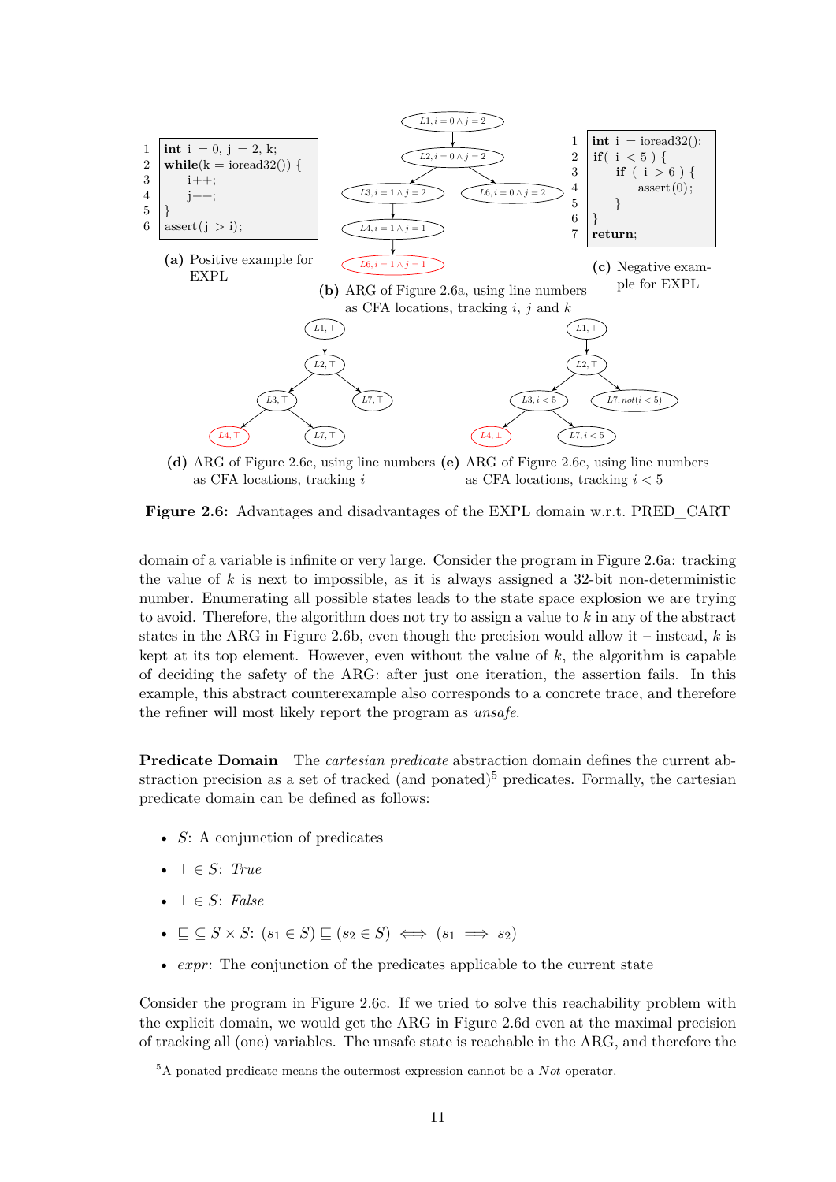```
1  int i = 0, j = 2, k;
2  while(k = ioread32()) {
3      i++;
4      j--;
5  }
6  assert(j > i);
```

**(a)** Positive example for EXPL

**(b)** ARG of Figure 2.6a, using line numbers as CFA locations, tracking $i$, $j$ and $k$

```
1  int i = ioread32();
2  if( i < 5 ) {
3      if ( i > 6 ) {
4          assert(0);
5      }
6  }
7  return;
```

**(c)** Negative example for EXPL

**(d)** ARG of Figure 2.6c, using line numbers as CFA locations, tracking $i$

**(e)** ARG of Figure 2.6c, using line numbers as CFA locations, tracking $i < 5$

**Figure 2.6:** Advantages and disadvantages of the EXPL domain w.r.t. PRED_CART

domain of a variable is infinite or very large. Consider the program in Figure 2.6a: tracking the value of $k$ is next to impossible, as it is always assigned a 32-bit non-deterministic number. Enumerating all possible states leads to the state space explosion we are trying to avoid. Therefore, the algorithm does not try to assign a value to $k$ in any of the abstract states in the ARG in Figure 2.6b, even though the precision would allow it – instead, $k$ is kept at its top element. However, even without the value of $k$, the algorithm is capable of deciding the safety of the ARG: after just one iteration, the assertion fails. In this example, this abstract counterexample also corresponds to a concrete trace, and therefore the refiner will most likely report the program as *unsafe*.

**Predicate Domain** The *cartesian predicate* abstraction domain defines the current abstraction precision as a set of tracked (and ponated)[5] predicates. Formally, the cartesian predicate domain can be defined as follows:

- $S$: A conjunction of predicates
- $\top \in S$: *True*
- $\bot \in S$: *False*
- $\sqsubseteq \subseteq S \times S$: $(s_1 \in S) \sqsubseteq (s_2 \in S) \iff (s_1 \implies s_2)$
- *expr*: The conjunction of the predicates applicable to the current state

Consider the program in Figure 2.6c. If we tried to solve this reachability problem with the explicit domain, we would get the ARG in Figure 2.6d even at the maximal precision of tracking all (one) variables. The unsafe state is reachable in the ARG, and therefore the

[5] A ponated predicate means the outermost expression cannot be a *Not* operator.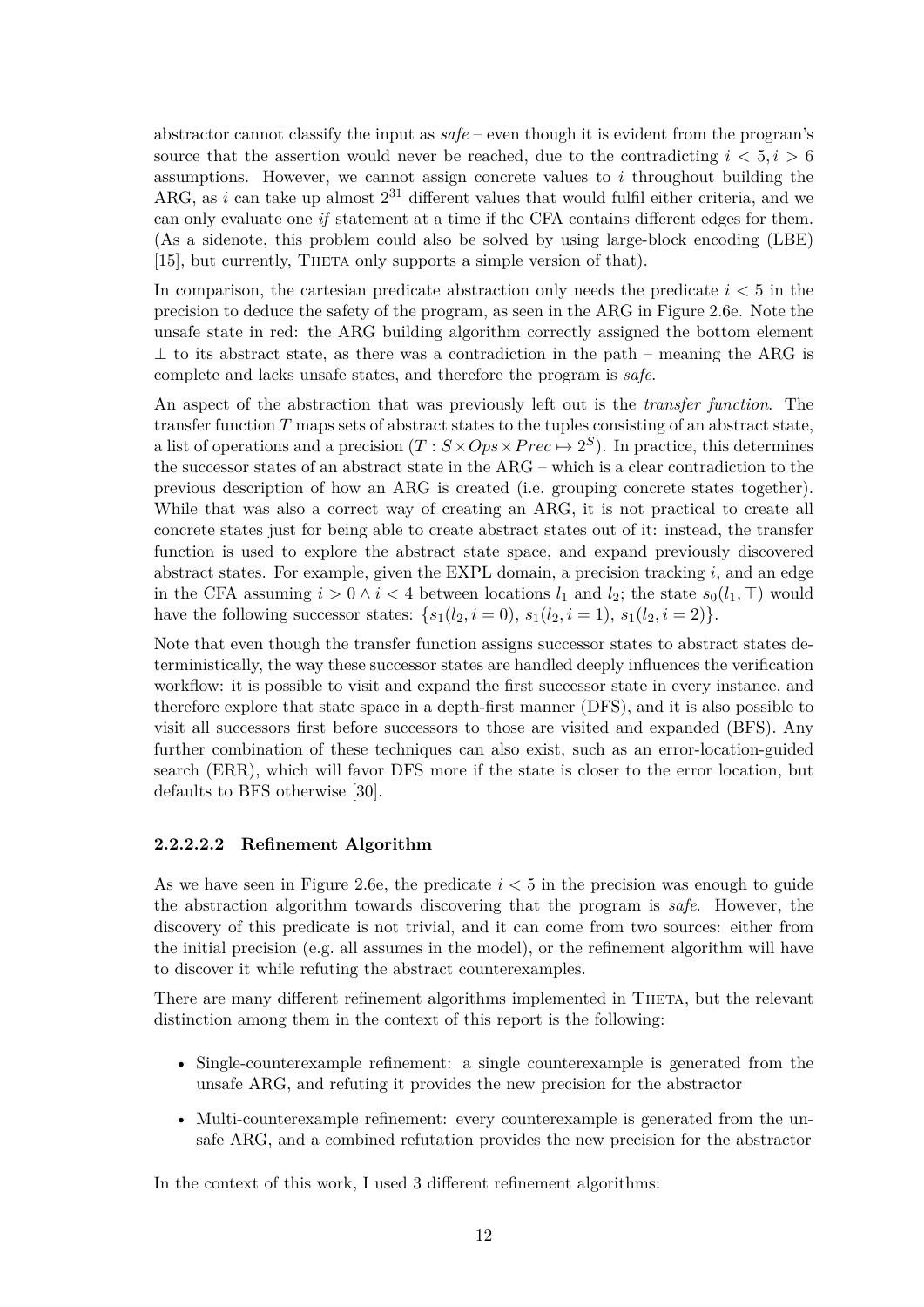abstractor cannot classify the input as *safe* – even though it is evident from the program's source that the assertion would never be reached, due to the contradicting $i < 5, i > 6$ assumptions. However, we cannot assign concrete values to $i$ throughout building the ARG, as $i$ can take up almost $2^{31}$ different values that would fulfil either criteria, and we can only evaluate one *if* statement at a time if the CFA contains different edges for them. (As a sidenote, this problem could also be solved by using large-block encoding (LBE) [15], but currently, Theta only supports a simple version of that).

In comparison, the cartesian predicate abstraction only needs the predicate $i < 5$ in the precision to deduce the safety of the program, as seen in the ARG in Figure 2.6e. Note the unsafe state in red: the ARG building algorithm correctly assigned the bottom element $\bot$ to its abstract state, as there was a contradiction in the path – meaning the ARG is complete and lacks unsafe states, and therefore the program is *safe*.

An aspect of the abstraction that was previously left out is the *transfer function*. The transfer function $T$ maps sets of abstract states to the tuples consisting of an abstract state, a list of operations and a precision ($T : S \times Ops \times Prec \mapsto 2^S$). In practice, this determines the successor states of an abstract state in the ARG – which is a clear contradiction to the previous description of how an ARG is created (i.e. grouping concrete states together). While that was also a correct way of creating an ARG, it is not practical to create all concrete states just for being able to create abstract states out of it: instead, the transfer function is used to explore the abstract state space, and expand previously discovered abstract states. For example, given the EXPL domain, a precision tracking $i$, and an edge in the CFA assuming $i > 0 \wedge i < 4$ between locations $l_1$ and $l_2$; the state $s_0(l_1, \top)$ would have the following successor states: $\{s_1(l_2, i = 0),\ s_1(l_2, i = 1),\ s_1(l_2, i = 2)\}$.

Note that even though the transfer function assigns successor states to abstract states deterministically, the way these successor states are handled deeply influences the verification workflow: it is possible to visit and expand the first successor state in every instance, and therefore explore that state space in a depth-first manner (DFS), and it is also possible to visit all successors first before successors to those are visited and expanded (BFS). Any further combination of these techniques can also exist, such as an error-location-guided search (ERR), which will favor DFS more if the state is closer to the error location, but defaults to BFS otherwise [30].

##### 2.2.2.2.2 Refinement Algorithm

As we have seen in Figure 2.6e, the predicate $i < 5$ in the precision was enough to guide the abstraction algorithm towards discovering that the program is *safe*. However, the discovery of this predicate is not trivial, and it can come from two sources: either from the initial precision (e.g. all assumes in the model), or the refinement algorithm will have to discover it while refuting the abstract counterexamples.

There are many different refinement algorithms implemented in Theta, but the relevant distinction among them in the context of this report is the following:

- Single-counterexample refinement: a single counterexample is generated from the unsafe ARG, and refuting it provides the new precision for the abstractor
- Multi-counterexample refinement: every counterexample is generated from the unsafe ARG, and a combined refutation provides the new precision for the abstractor

In the context of this work, I used 3 different refinement algorithms: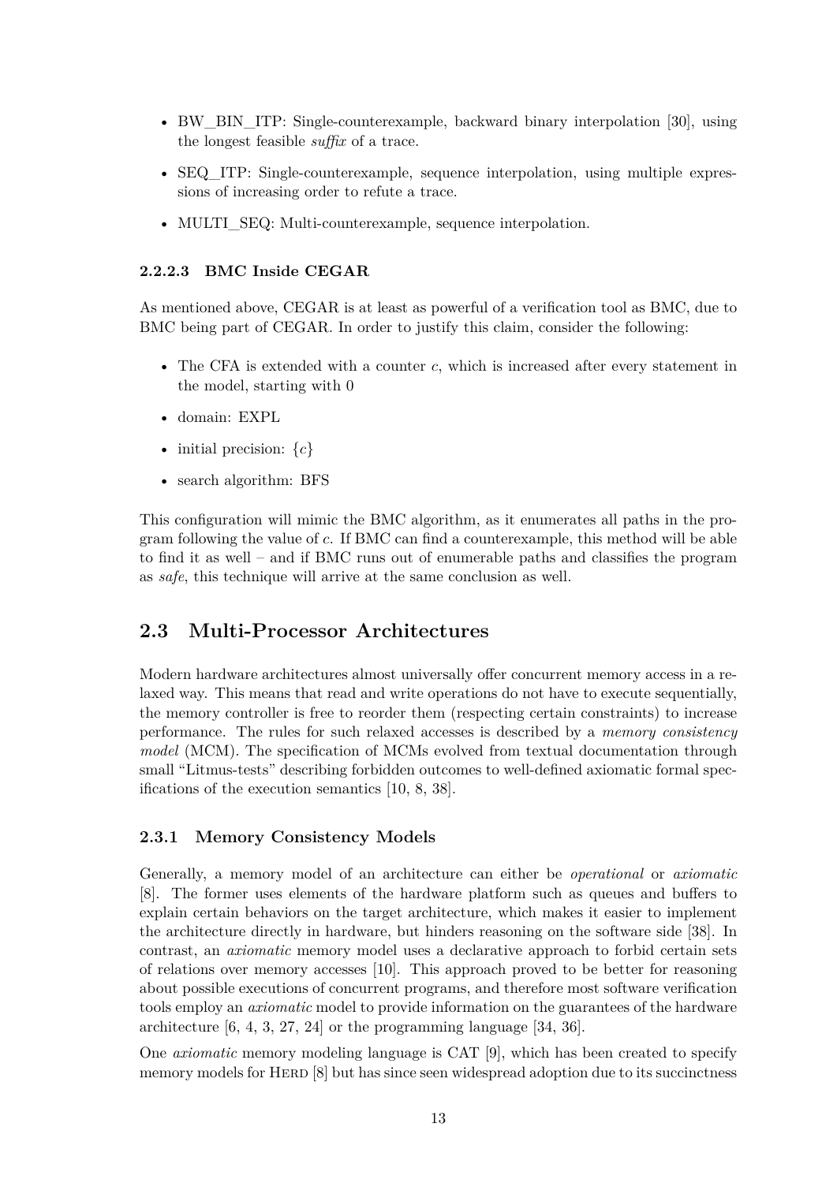- BW_BIN_ITP: Single-counterexample, backward binary interpolation [30], using the longest feasible *suffix* of a trace.
- SEQ_ITP: Single-counterexample, sequence interpolation, using multiple expressions of increasing order to refute a trace.
- MULTI_SEQ: Multi-counterexample, sequence interpolation.

#### 2.2.2.3 BMC Inside CEGAR

As mentioned above, CEGAR is at least as powerful of a verification tool as BMC, due to BMC being part of CEGAR. In order to justify this claim, consider the following:

- The CFA is extended with a counter $c$, which is increased after every statement in the model, starting with 0
- domain: EXPL
- initial precision: $\{c\}$
- search algorithm: BFS

This configuration will mimic the BMC algorithm, as it enumerates all paths in the program following the value of $c$. If BMC can find a counterexample, this method will be able to find it as well – and if BMC runs out of enumerable paths and classifies the program as *safe*, this technique will arrive at the same conclusion as well.

## 2.3 Multi-Processor Architectures

Modern hardware architectures almost universally offer concurrent memory access in a relaxed way. This means that read and write operations do not have to execute sequentially, the memory controller is free to reorder them (respecting certain constraints) to increase performance. The rules for such relaxed accesses is described by a *memory consistency model* (MCM). The specification of MCMs evolved from textual documentation through small "Litmus-tests" describing forbidden outcomes to well-defined axiomatic formal specifications of the execution semantics [10, 8, 38].

### 2.3.1 Memory Consistency Models

Generally, a memory model of an architecture can either be *operational* or *axiomatic* [8]. The former uses elements of the hardware platform such as queues and buffers to explain certain behaviors on the target architecture, which makes it easier to implement the architecture directly in hardware, but hinders reasoning on the software side [38]. In contrast, an *axiomatic* memory model uses a declarative approach to forbid certain sets of relations over memory accesses [10]. This approach proved to be better for reasoning about possible executions of concurrent programs, and therefore most software verification tools employ an *axiomatic* model to provide information on the guarantees of the hardware architecture [6, 4, 3, 27, 24] or the programming language [34, 36].

One *axiomatic* memory modeling language is CAT [9], which has been created to specify memory models for Herd [8] but has since seen widespread adoption due to its succinctness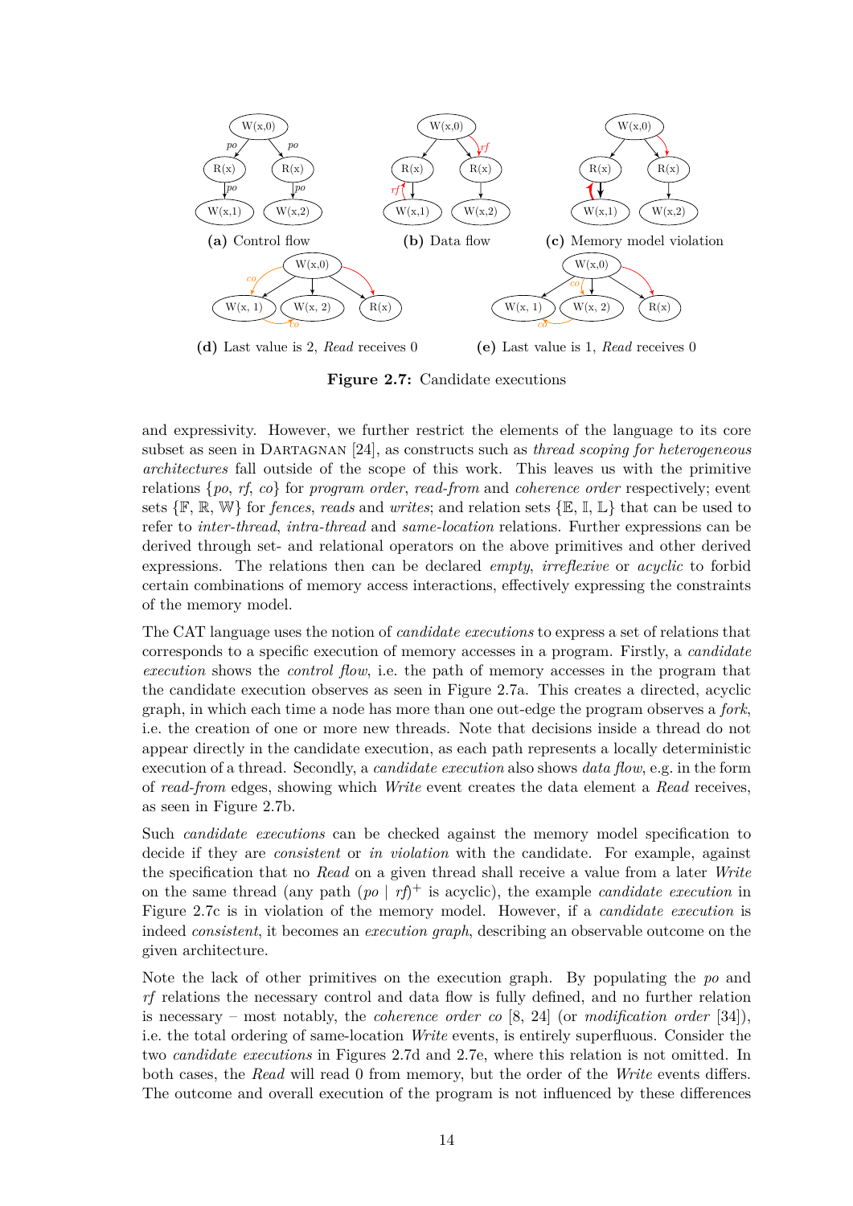(a) Control flow

(b) Data flow

(c) Memory model violation

(d) Last value is 2, *Read* receives 0

(e) Last value is 1, *Read* receives 0

**Figure 2.7:** Candidate executions

and expressivity. However, we further restrict the elements of the language to its core subset as seen in DARTAGNAN [24], as constructs such as *thread scoping for heterogeneous architectures* fall outside of the scope of this work. This leaves us with the primitive relations {*po*, *rf*, *co*} for *program order*, *read-from* and *coherence order* respectively; event sets $\{\mathbb{F}, \mathbb{R}, \mathbb{W}\}$ for *fences*, *reads* and *writes*; and relation sets $\{\mathbb{E}, \mathbb{I}, \mathbb{L}\}$ that can be used to refer to *inter-thread*, *intra-thread* and *same-location* relations. Further expressions can be derived through set- and relational operators on the above primitives and other derived expressions. The relations then can be declared *empty*, *irreflexive* or *acyclic* to forbid certain combinations of memory access interactions, effectively expressing the constraints of the memory model.

The CAT language uses the notion of *candidate executions* to express a set of relations that corresponds to a specific execution of memory accesses in a program. Firstly, a *candidate execution* shows the *control flow*, i.e. the path of memory accesses in the program that the candidate execution observes as seen in Figure 2.7a. This creates a directed, acyclic graph, in which each time a node has more than one out-edge the program observes a *fork*, i.e. the creation of one or more new threads. Note that decisions inside a thread do not appear directly in the candidate execution, as each path represents a locally deterministic execution of a thread. Secondly, a *candidate execution* also shows *data flow*, e.g. in the form of *read-from* edges, showing which *Write* event creates the data element a *Read* receives, as seen in Figure 2.7b.

Such *candidate executions* can be checked against the memory model specification to decide if they are *consistent* or *in violation* with the candidate. For example, against the specification that no *Read* on a given thread shall receive a value from a later *Write* on the same thread (any path $(po \mid rf)^+$ is acyclic), the example *candidate execution* in Figure 2.7c is in violation of the memory model. However, if a *candidate execution* is indeed *consistent*, it becomes an *execution graph*, describing an observable outcome on the given architecture.

Note the lack of other primitives on the execution graph. By populating the *po* and *rf* relations the necessary control and data flow is fully defined, and no further relation is necessary – most notably, the *coherence order co* [8, 24] (or *modification order* [34]), i.e. the total ordering of same-location *Write* events, is entirely superfluous. Consider the two *candidate executions* in Figures 2.7d and 2.7e, where this relation is not omitted. In both cases, the *Read* will read 0 from memory, but the order of the *Write* events differs. The outcome and overall execution of the program is not influenced by these differences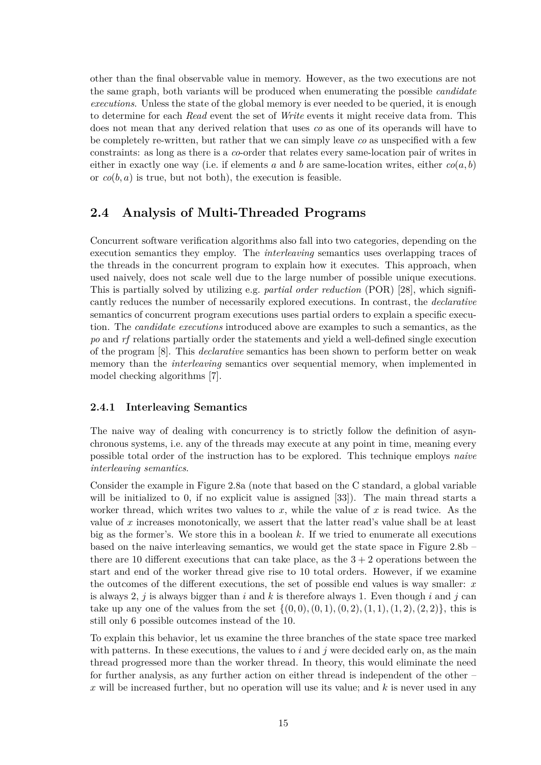other than the final observable value in memory. However, as the two executions are not the same graph, both variants will be produced when enumerating the possible *candidate executions*. Unless the state of the global memory is ever needed to be queried, it is enough to determine for each *Read* event the set of *Write* events it might receive data from. This does not mean that any derived relation that uses *co* as one of its operands will have to be completely re-written, but rather that we can simply leave *co* as unspecified with a few constraints: as long as there is a *co*-order that relates every same-location pair of writes in either in exactly one way (i.e. if elements $a$ and $b$ are same-location writes, either $co(a, b)$ or $co(b, a)$ is true, but not both), the execution is feasible.

## 2.4 Analysis of Multi-Threaded Programs

Concurrent software verification algorithms also fall into two categories, depending on the execution semantics they employ. The *interleaving* semantics uses overlapping traces of the threads in the concurrent program to explain how it executes. This approach, when used naively, does not scale well due to the large number of possible unique executions. This is partially solved by utilizing e.g. *partial order reduction* (POR) [28], which significantly reduces the number of necessarily explored executions. In contrast, the *declarative* semantics of concurrent program executions uses partial orders to explain a specific execution. The *candidate executions* introduced above are examples to such a semantics, as the *po* and *rf* relations partially order the statements and yield a well-defined single execution of the program [8]. This *declarative* semantics has been shown to perform better on weak memory than the *interleaving* semantics over sequential memory, when implemented in model checking algorithms [7].

### 2.4.1 Interleaving Semantics

The naive way of dealing with concurrency is to strictly follow the definition of asynchronous systems, i.e. any of the threads may execute at any point in time, meaning every possible total order of the instruction has to be explored. This technique employs *naive interleaving semantics*.

Consider the example in Figure 2.8a (note that based on the C standard, a global variable will be initialized to 0, if no explicit value is assigned [33]). The main thread starts a worker thread, which writes two values to $x$, while the value of $x$ is read twice. As the value of $x$ increases monotonically, we assert that the latter read's value shall be at least big as the former's. We store this in a boolean $k$. If we tried to enumerate all executions based on the naive interleaving semantics, we would get the state space in Figure 2.8b – there are 10 different executions that can take place, as the $3 + 2$ operations between the start and end of the worker thread give rise to 10 total orders. However, if we examine the outcomes of the different executions, the set of possible end values is way smaller: $x$ is always 2, $j$ is always bigger than $i$ and $k$ is therefore always 1. Even though $i$ and $j$ can take up any one of the values from the set $\{(0, 0), (0, 1), (0, 2), (1, 1), (1, 2), (2, 2)\}$, this is still only 6 possible outcomes instead of the 10.

To explain this behavior, let us examine the three branches of the state space tree marked with patterns. In these executions, the values to $i$ and $j$ were decided early on, as the main thread progressed more than the worker thread. In theory, this would eliminate the need for further analysis, as any further action on either thread is independent of the other – $x$ will be increased further, but no operation will use its value; and $k$ is never used in any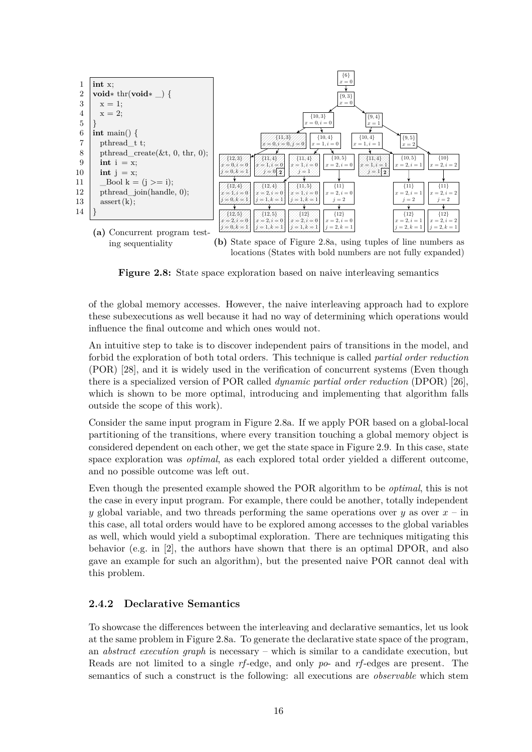```
1  int x;
2  void* thr(void* _) {
3    x = 1;
4    x = 2;
5  }
6  int main() {
7    pthread_t t;
8    pthread_create(&t, 0, thr, 0);
9    int i = x;
10   int j = x;
11   _Bool k = (j >= i);
12   pthread_join(handle, 0);
13   assert(k);
14 }
```

**(a)** Concurrent program testing sequentiality

**(b)** State space of Figure 2.8a, using tuples of line numbers as locations (States with bold numbers are not fully expanded)

**Figure 2.8:** State space exploration based on naive interleaving semantics

of the global memory accesses. However, the naive interleaving approach had to explore these subexecutions as well because it had no way of determining which operations would influence the final outcome and which ones would not.

An intuitive step to take is to discover independent pairs of transitions in the model, and forbid the exploration of both total orders. This technique is called *partial order reduction* (POR) [28], and it is widely used in the verification of concurrent systems (Even though there is a specialized version of POR called *dynamic partial order reduction* (DPOR) [26], which is shown to be more optimal, introducing and implementing that algorithm falls outside the scope of this work).

Consider the same input program in Figure 2.8a. If we apply POR based on a global-local partitioning of the transitions, where every transition touching a global memory object is considered dependent on each other, we get the state space in Figure 2.9. In this case, state space exploration was *optimal*, as each explored total order yielded a different outcome, and no possible outcome was left out.

Even though the presented example showed the POR algorithm to be *optimal*, this is not the case in every input program. For example, there could be another, totally independent $y$ global variable, and two threads performing the same operations over $y$ as over $x$ – in this case, all total orders would have to be explored among accesses to the global variables as well, which would yield a suboptimal exploration. There are techniques mitigating this behavior (e.g. in [2], the authors have shown that there is an optimal DPOR, and also gave an example for such an algorithm), but the presented naive POR cannot deal with this problem.

### 2.4.2 Declarative Semantics

To showcase the differences between the interleaving and declarative semantics, let us look at the same problem in Figure 2.8a. To generate the declarative state space of the program, an *abstract execution graph* is necessary – which is similar to a candidate execution, but Reads are not limited to a single *rf*-edge, and only *po*- and *rf*-edges are present. The semantics of such a construct is the following: all executions are *observable* which stem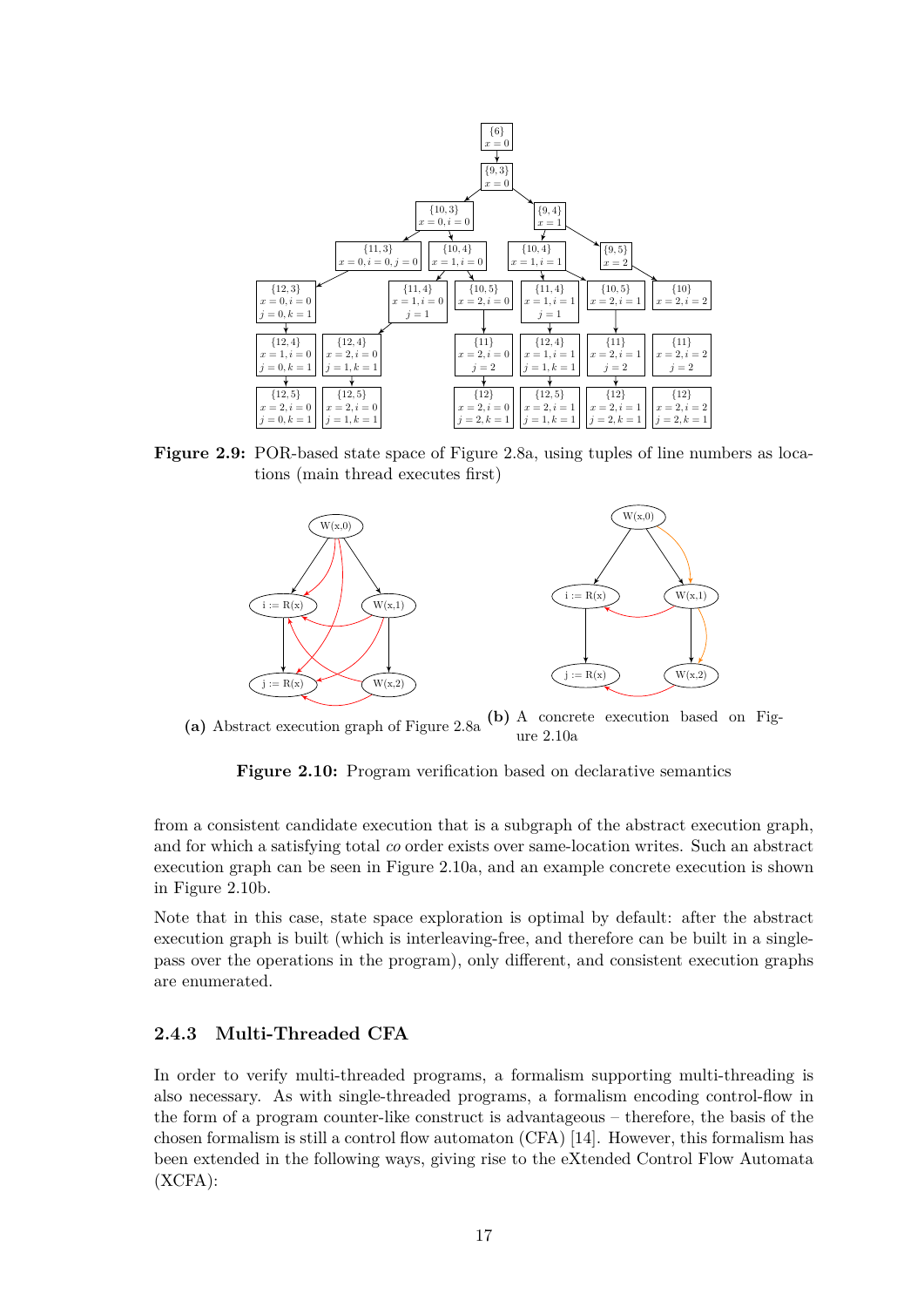**Figure 2.9:** POR-based state space of Figure 2.8a, using tuples of line numbers as locations (main thread executes first)

**(a)** Abstract execution graph of Figure 2.8a

**(b)** A concrete execution based on Figure 2.10a

**Figure 2.10:** Program verification based on declarative semantics

from a consistent candidate execution that is a subgraph of the abstract execution graph, and for which a satisfying total *co* order exists over same-location writes. Such an abstract execution graph can be seen in Figure 2.10a, and an example concrete execution is shown in Figure 2.10b.

Note that in this case, state space exploration is optimal by default: after the abstract execution graph is built (which is interleaving-free, and therefore can be built in a single-pass over the operations in the program), only different, and consistent execution graphs are enumerated.

### 2.4.3 Multi-Threaded CFA

In order to verify multi-threaded programs, a formalism supporting multi-threading is also necessary. As with single-threaded programs, a formalism encoding control-flow in the form of a program counter-like construct is advantageous – therefore, the basis of the chosen formalism is still a control flow automaton (CFA) [14]. However, this formalism has been extended in the following ways, giving rise to the eXtended Control Flow Automata (XCFA):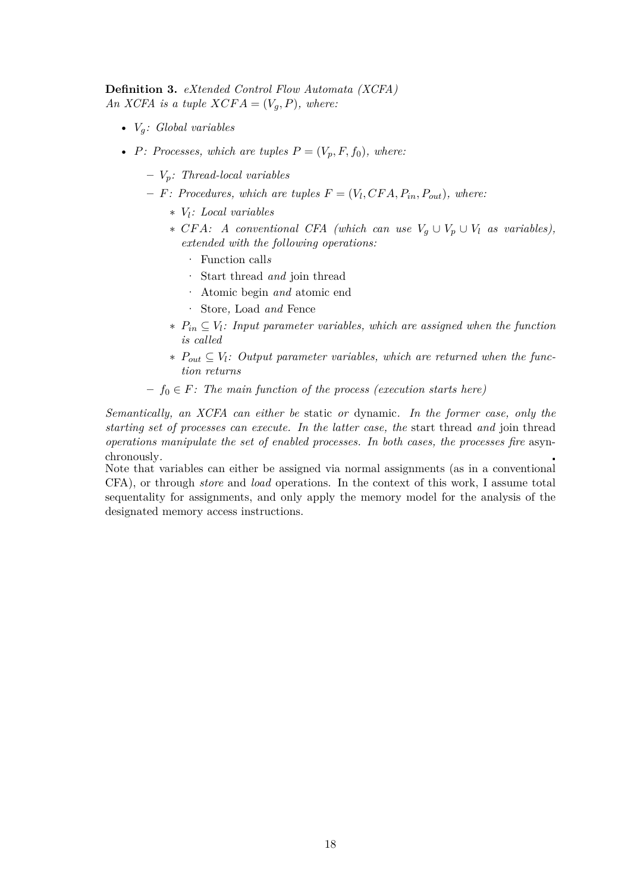**Definition 3.** *eXtended Control Flow Automata (XCFA)*
*An XCFA is a tuple $XCFA = (V_g, P)$, where:*

- $V_g$*: Global variables*
- $P$*: Processes, which are tuples $P = (V_p, F, f_0)$, where:*
  - $V_p$*: Thread-local variables*
  - $F$*: Procedures, which are tuples $F = (V_l, CFA, P_{in}, P_{out})$, where:*
    - $V_l$*: Local variables*
    - $CFA$*: A conventional CFA (which can use $V_g \cup V_p \cup V_l$ as variables), extended with the following operations:*
      - Function call*s*
      - Start thread *and* join thread
      - Atomic begin *and* atomic end
      - Store*,* Load *and* Fence
    - $P_{in} \subseteq V_l$*: Input parameter variables, which are assigned when the function is called*
    - $P_{out} \subseteq V_l$*: Output parameter variables, which are returned when the function returns*
  - $f_0 \in F$*: The main function of the process (execution starts here)*

*Semantically, an XCFA can either be* static *or* dynamic*. In the former case, only the starting set of processes can execute. In the latter case, the* start thread *and* join thread *operations manipulate the set of enabled processes. In both cases, the processes fire* asynchronously*.*

Note that variables can either be assigned via normal assignments (as in a conventional CFA), or through *store* and *load* operations. In the context of this work, I assume total sequentality for assignments, and only apply the memory model for the analysis of the designated memory access instructions.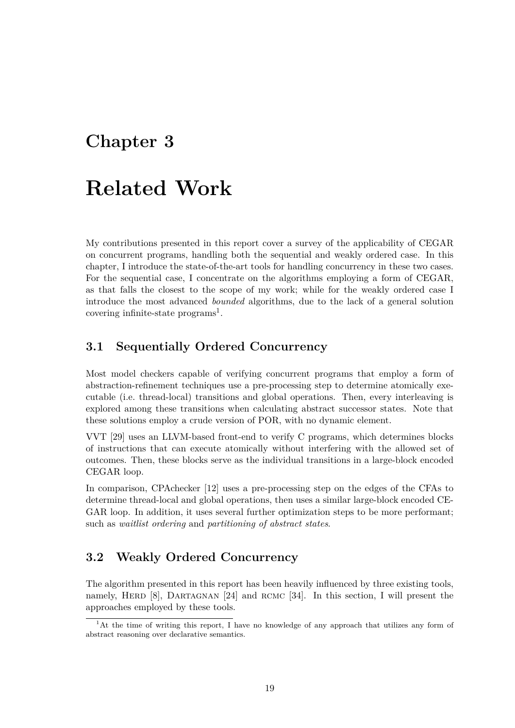# Chapter 3

# Related Work

My contributions presented in this report cover a survey of the applicability of CEGAR on concurrent programs, handling both the sequential and weakly ordered case. In this chapter, I introduce the state-of-the-art tools for handling concurrency in these two cases. For the sequential case, I concentrate on the algorithms employing a form of CEGAR, as that falls the closest to the scope of my work; while for the weakly ordered case I introduce the most advanced *bounded* algorithms, due to the lack of a general solution covering infinite-state programs[1].

## 3.1 Sequentially Ordered Concurrency

Most model checkers capable of verifying concurrent programs that employ a form of abstraction-refinement techniques use a pre-processing step to determine atomically executable (i.e. thread-local) transitions and global operations. Then, every interleaving is explored among these transitions when calculating abstract successor states. Note that these solutions employ a crude version of POR, with no dynamic element.

VVT [29] uses an LLVM-based front-end to verify C programs, which determines blocks of instructions that can execute atomically without interfering with the allowed set of outcomes. Then, these blocks serve as the individual transitions in a large-block encoded CEGAR loop.

In comparison, CPAchecker [12] uses a pre-processing step on the edges of the CFAs to determine thread-local and global operations, then uses a similar large-block encoded CEGAR loop. In addition, it uses several further optimization steps to be more performant; such as *waitlist ordering* and *partitioning of abstract states*.

## 3.2 Weakly Ordered Concurrency

The algorithm presented in this report has been heavily influenced by three existing tools, namely, Herd [8], Dartagnan [24] and rcmc [34]. In this section, I will present the approaches employed by these tools.

[1] At the time of writing this report, I have no knowledge of any approach that utilizes any form of abstract reasoning over declarative semantics.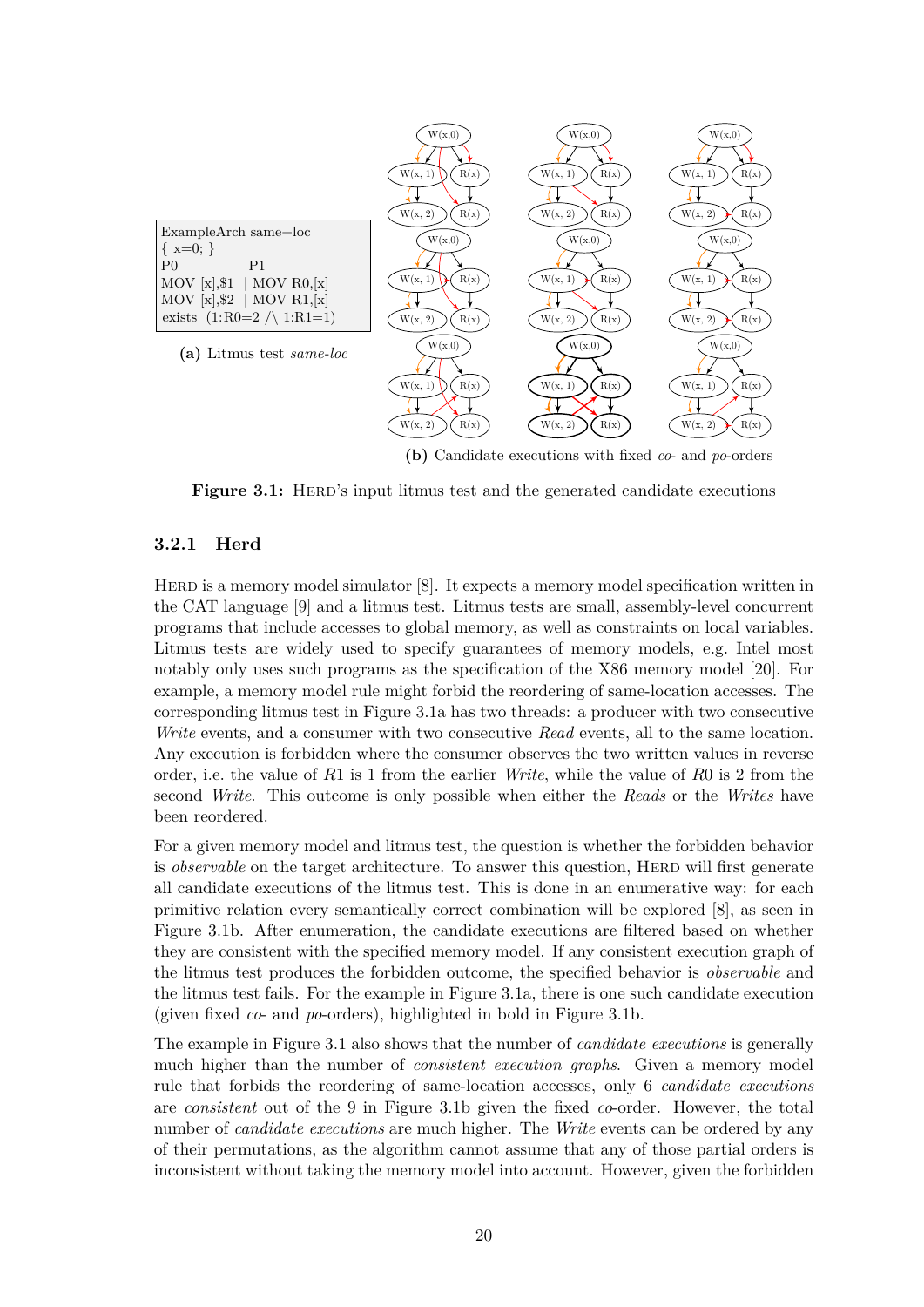```
ExampleArch same−loc
{ x=0; }
P0             | P1
MOV [x],$1   | MOV R0,[x]
MOV [x],$2   | MOV R1,[x]
exists  (1:R0=2 /\ 1:R1=1)
```

**(a)** Litmus test *same-loc*

**(b)** Candidate executions with fixed *co-* and *po*-orders

**Figure 3.1:** HERD's input litmus test and the generated candidate executions

### 3.2.1 Herd

HERD is a memory model simulator [8]. It expects a memory model specification written in the CAT language [9] and a litmus test. Litmus tests are small, assembly-level concurrent programs that include accesses to global memory, as well as constraints on local variables. Litmus tests are widely used to specify guarantees of memory models, e.g. Intel most notably only uses such programs as the specification of the X86 memory model [20]. For example, a memory model rule might forbid the reordering of same-location accesses. The corresponding litmus test in Figure 3.1a has two threads: a producer with two consecutive *Write* events, and a consumer with two consecutive *Read* events, all to the same location. Any execution is forbidden where the consumer observes the two written values in reverse order, i.e. the value of $R1$ is 1 from the earlier *Write*, while the value of $R0$ is 2 from the second *Write*. This outcome is only possible when either the *Reads* or the *Writes* have been reordered.

For a given memory model and litmus test, the question is whether the forbidden behavior is *observable* on the target architecture. To answer this question, HERD will first generate all candidate executions of the litmus test. This is done in an enumerative way: for each primitive relation every semantically correct combination will be explored [8], as seen in Figure 3.1b. After enumeration, the candidate executions are filtered based on whether they are consistent with the specified memory model. If any consistent execution graph of the litmus test produces the forbidden outcome, the specified behavior is *observable* and the litmus test fails. For the example in Figure 3.1a, there is one such candidate execution (given fixed *co-* and *po*-orders), highlighted in bold in Figure 3.1b.

The example in Figure 3.1 also shows that the number of *candidate executions* is generally much higher than the number of *consistent execution graphs*. Given a memory model rule that forbids the reordering of same-location accesses, only 6 *candidate executions* are *consistent* out of the 9 in Figure 3.1b given the fixed *co*-order. However, the total number of *candidate executions* are much higher. The *Write* events can be ordered by any of their permutations, as the algorithm cannot assume that any of those partial orders is inconsistent without taking the memory model into account. However, given the forbidden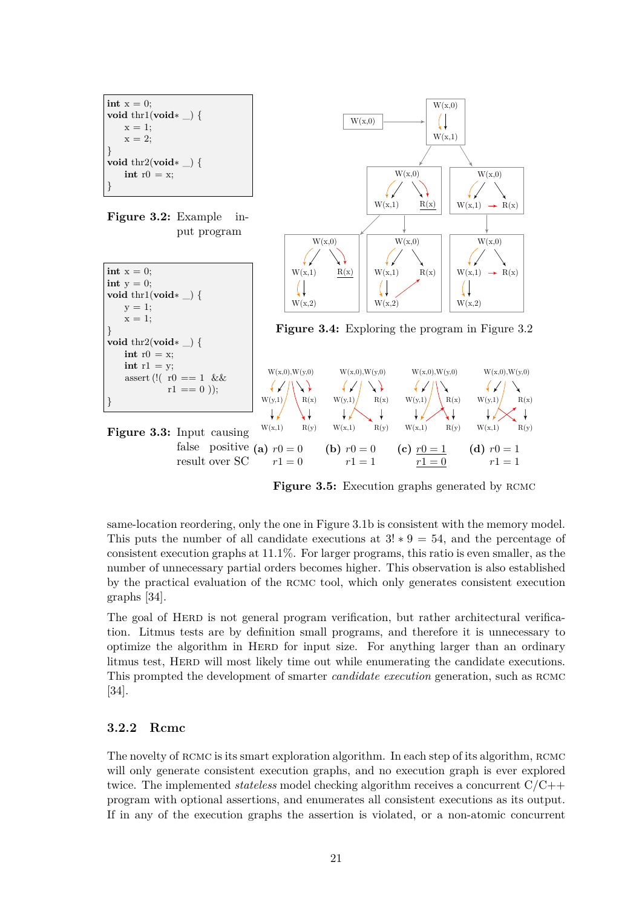```
int x = 0;
void thr1(void* _) {
    x = 1;
    x = 2;
}
void thr2(void* _) {
    int r0 = x;
}
```

**Figure 3.2:** Example input program

```
int x = 0;
int y = 0;
void thr1(void* _) {
    y = 1;
    x = 1;
}
void thr2(void* _) {
    int r0 = x;
    int r1 = y;
    assert (!( r0 == 1 &&
            r1 == 0 ));
}
```

**Figure 3.3:** Input causing false positive result over SC

**Figure 3.4:** Exploring the program in Figure 3.2

**(a)** $r0 = 0$, $r1 = 0$ **(b)** $r0 = 0$, $r1 = 1$ **(c)** $\underline{r0 = 1}$, $\underline{r1 = 0}$ **(d)** $r0 = 1$, $r1 = 1$

**Figure 3.5:** Execution graphs generated by RCMC

same-location reordering, only the one in Figure 3.1b is consistent with the memory model. This puts the number of all candidate executions at $3! * 9 = 54$, and the percentage of consistent execution graphs at 11.1%. For larger programs, this ratio is even smaller, as the number of unnecessary partial orders becomes higher. This observation is also established by the practical evaluation of the RCMC tool, which only generates consistent execution graphs [34].

The goal of HERD is not general program verification, but rather architectural verification. Litmus tests are by definition small programs, and therefore it is unnecessary to optimize the algorithm in HERD for input size. For anything larger than an ordinary litmus test, HERD will most likely time out while enumerating the candidate executions. This prompted the development of smarter *candidate execution* generation, such as RCMC [34].

### 3.2.2 Rcmc

The novelty of RCMC is its smart exploration algorithm. In each step of its algorithm, RCMC will only generate consistent execution graphs, and no execution graph is ever explored twice. The implemented *stateless* model checking algorithm receives a concurrent C/C++ program with optional assertions, and enumerates all consistent executions as its output. If in any of the execution graphs the assertion is violated, or a non-atomic concurrent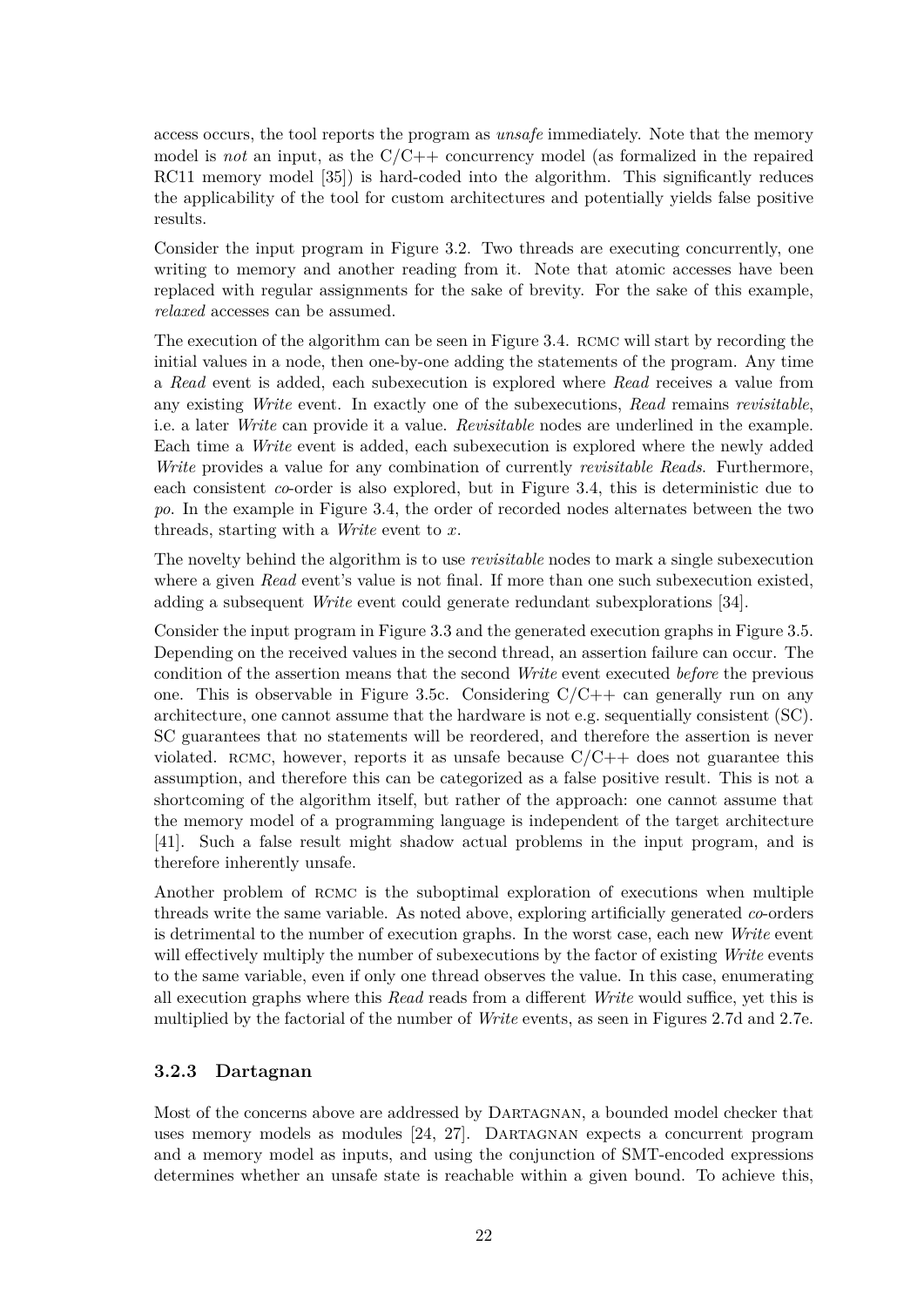access occurs, the tool reports the program as *unsafe* immediately. Note that the memory model is *not* an input, as the C/C++ concurrency model (as formalized in the repaired RC11 memory model [35]) is hard-coded into the algorithm. This significantly reduces the applicability of the tool for custom architectures and potentially yields false positive results.

Consider the input program in Figure 3.2. Two threads are executing concurrently, one writing to memory and another reading from it. Note that atomic accesses have been replaced with regular assignments for the sake of brevity. For the sake of this example, *relaxed* accesses can be assumed.

The execution of the algorithm can be seen in Figure 3.4. RCMC will start by recording the initial values in a node, then one-by-one adding the statements of the program. Any time a *Read* event is added, each subexecution is explored where *Read* receives a value from any existing *Write* event. In exactly one of the subexecutions, *Read* remains *revisitable*, i.e. a later *Write* can provide it a value. *Revisitable* nodes are underlined in the example. Each time a *Write* event is added, each subexecution is explored where the newly added *Write* provides a value for any combination of currently *revisitable Reads*. Furthermore, each consistent *co*-order is also explored, but in Figure 3.4, this is deterministic due to *po*. In the example in Figure 3.4, the order of recorded nodes alternates between the two threads, starting with a *Write* event to $x$.

The novelty behind the algorithm is to use *revisitable* nodes to mark a single subexecution where a given *Read* event's value is not final. If more than one such subexecution existed, adding a subsequent *Write* event could generate redundant subexplorations [34].

Consider the input program in Figure 3.3 and the generated execution graphs in Figure 3.5. Depending on the received values in the second thread, an assertion failure can occur. The condition of the assertion means that the second *Write* event executed *before* the previous one. This is observable in Figure 3.5c. Considering C/C++ can generally run on any architecture, one cannot assume that the hardware is not e.g. sequentially consistent (SC). SC guarantees that no statements will be reordered, and therefore the assertion is never violated. RCMC, however, reports it as unsafe because C/C++ does not guarantee this assumption, and therefore this can be categorized as a false positive result. This is not a shortcoming of the algorithm itself, but rather of the approach: one cannot assume that the memory model of a programming language is independent of the target architecture [41]. Such a false result might shadow actual problems in the input program, and is therefore inherently unsafe.

Another problem of RCMC is the suboptimal exploration of executions when multiple threads write the same variable. As noted above, exploring artificially generated *co*-orders is detrimental to the number of execution graphs. In the worst case, each new *Write* event will effectively multiply the number of subexecutions by the factor of existing *Write* events to the same variable, even if only one thread observes the value. In this case, enumerating all execution graphs where this *Read* reads from a different *Write* would suffice, yet this is multiplied by the factorial of the number of *Write* events, as seen in Figures 2.7d and 2.7e.

### 3.2.3 Dartagnan

Most of the concerns above are addressed by DARTAGNAN, a bounded model checker that uses memory models as modules [24, 27]. DARTAGNAN expects a concurrent program and a memory model as inputs, and using the conjunction of SMT-encoded expressions determines whether an unsafe state is reachable within a given bound. To achieve this,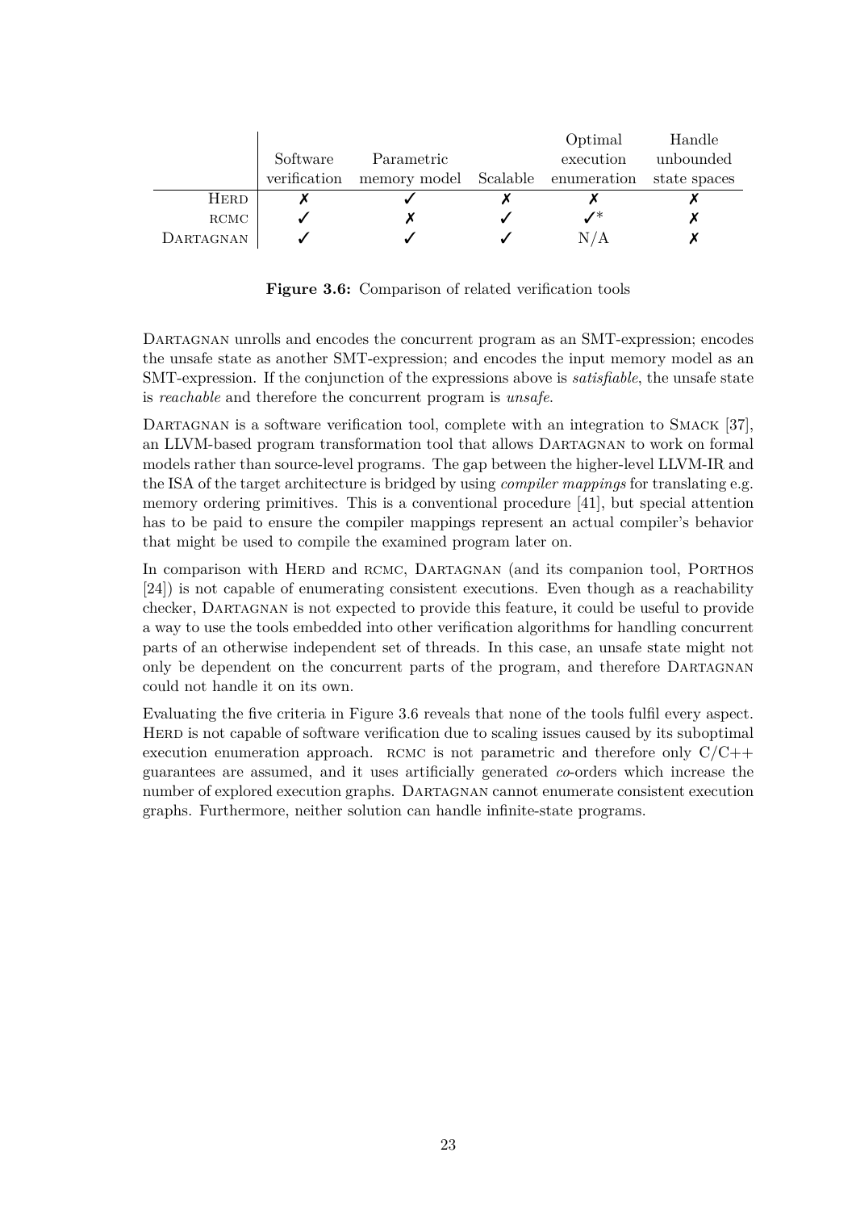| | Software verification | Parametric memory model | Scalable | Optimal execution enumeration | Handle unbounded state spaces |
|---|---|---|---|---|---|
| HERD | ✗ | ✓ | ✗ | ✗ | ✗ |
| RCMC | ✓ | ✗ | ✓ | ✓* | ✗ |
| DARTAGNAN | ✓ | ✓ | ✓ | N/A | ✗ |

**Figure 3.6:** Comparison of related verification tools

DARTAGNAN unrolls and encodes the concurrent program as an SMT-expression; encodes the unsafe state as another SMT-expression; and encodes the input memory model as an SMT-expression. If the conjunction of the expressions above is *satisfiable*, the unsafe state is *reachable* and therefore the concurrent program is *unsafe*.

DARTAGNAN is a software verification tool, complete with an integration to SMACK [37], an LLVM-based program transformation tool that allows DARTAGNAN to work on formal models rather than source-level programs. The gap between the higher-level LLVM-IR and the ISA of the target architecture is bridged by using *compiler mappings* for translating e.g. memory ordering primitives. This is a conventional procedure [41], but special attention has to be paid to ensure the compiler mappings represent an actual compiler's behavior that might be used to compile the examined program later on.

In comparison with HERD and RCMC, DARTAGNAN (and its companion tool, PORTHOS [24]) is not capable of enumerating consistent executions. Even though as a reachability checker, DARTAGNAN is not expected to provide this feature, it could be useful to provide a way to use the tools embedded into other verification algorithms for handling concurrent parts of an otherwise independent set of threads. In this case, an unsafe state might not only be dependent on the concurrent parts of the program, and therefore DARTAGNAN could not handle it on its own.

Evaluating the five criteria in Figure 3.6 reveals that none of the tools fulfil every aspect. HERD is not capable of software verification due to scaling issues caused by its suboptimal execution enumeration approach. RCMC is not parametric and therefore only C/C++ guarantees are assumed, and it uses artificially generated *co*-orders which increase the number of explored execution graphs. DARTAGNAN cannot enumerate consistent execution graphs. Furthermore, neither solution can handle infinite-state programs.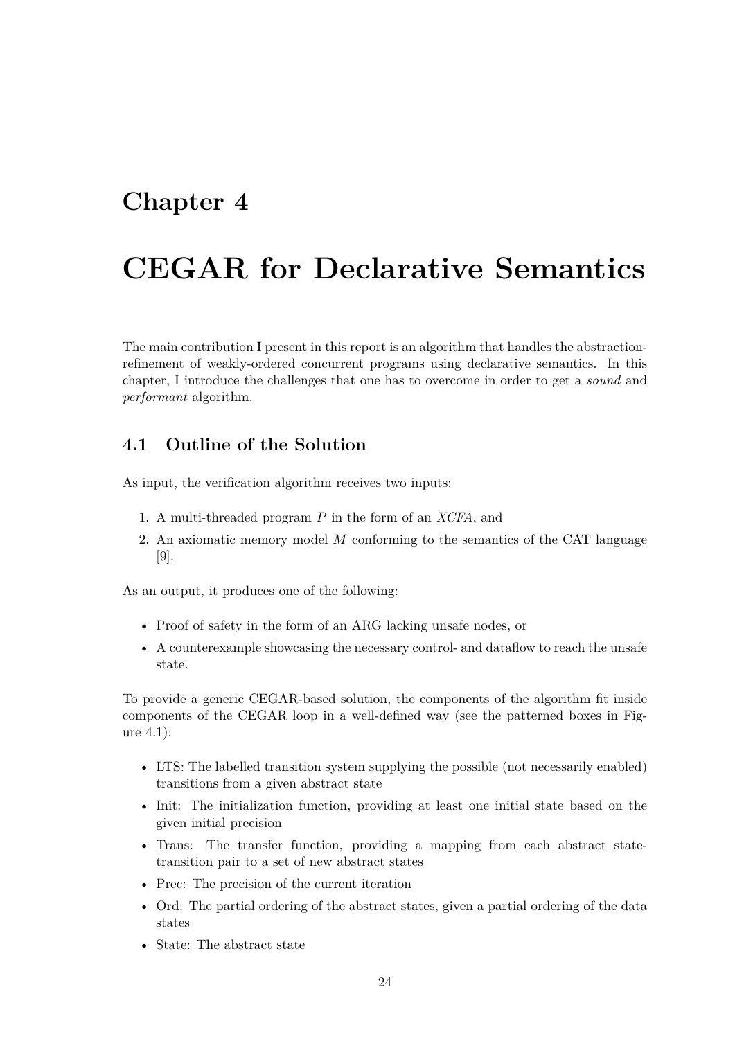# Chapter 4

# CEGAR for Declarative Semantics

The main contribution I present in this report is an algorithm that handles the abstraction-refinement of weakly-ordered concurrent programs using declarative semantics. In this chapter, I introduce the challenges that one has to overcome in order to get a *sound* and *performant* algorithm.

## 4.1 Outline of the Solution

As input, the verification algorithm receives two inputs:

1. A multi-threaded program $P$ in the form of an *XCFA*, and
2. An axiomatic memory model $M$ conforming to the semantics of the CAT language [9].

As an output, it produces one of the following:

- Proof of safety in the form of an ARG lacking unsafe nodes, or
- A counterexample showcasing the necessary control- and dataflow to reach the unsafe state.

To provide a generic CEGAR-based solution, the components of the algorithm fit inside components of the CEGAR loop in a well-defined way (see the patterned boxes in Figure 4.1):

- LTS: The labelled transition system supplying the possible (not necessarily enabled) transitions from a given abstract state
- Init: The initialization function, providing at least one initial state based on the given initial precision
- Trans: The transfer function, providing a mapping from each abstract state-transition pair to a set of new abstract states
- Prec: The precision of the current iteration
- Ord: The partial ordering of the abstract states, given a partial ordering of the data states
- State: The abstract state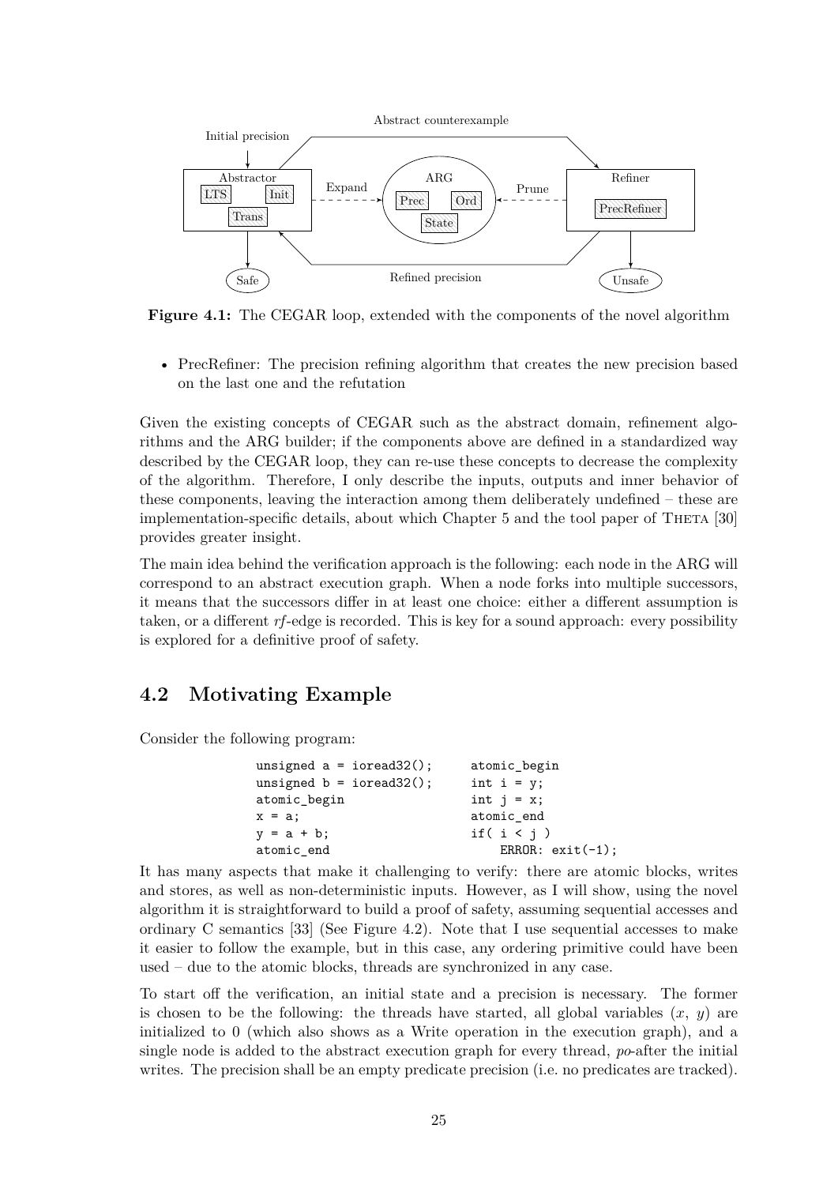**Figure 4.1:** The CEGAR loop, extended with the components of the novel algorithm

- PrecRefiner: The precision refining algorithm that creates the new precision based on the last one and the refutation

Given the existing concepts of CEGAR such as the abstract domain, refinement algorithms and the ARG builder; if the components above are defined in a standardized way described by the CEGAR loop, they can re-use these concepts to decrease the complexity of the algorithm. Therefore, I only describe the inputs, outputs and inner behavior of these components, leaving the interaction among them deliberately undefined – these are implementation-specific details, about which Chapter 5 and the tool paper of Theta [30] provides greater insight.

The main idea behind the verification approach is the following: each node in the ARG will correspond to an abstract execution graph. When a node forks into multiple successors, it means that the successors differ in at least one choice: either a different assumption is taken, or a different *rf*-edge is recorded. This is key for a sound approach: every possibility is explored for a definitive proof of safety.

## 4.2 Motivating Example

Consider the following program:

```
unsigned a = ioread32();      atomic_begin
unsigned b = ioread32();      int i = y;
atomic_begin                  int j = x;
x = a;                        atomic_end
y = a + b;                    if( i < j )
atomic_end                        ERROR: exit(-1);
```

It has many aspects that make it challenging to verify: there are atomic blocks, writes and stores, as well as non-deterministic inputs. However, as I will show, using the novel algorithm it is straightforward to build a proof of safety, assuming sequential accesses and ordinary C semantics [33] (See Figure 4.2). Note that I use sequential accesses to make it easier to follow the example, but in this case, any ordering primitive could have been used – due to the atomic blocks, threads are synchronized in any case.

To start off the verification, an initial state and a precision is necessary. The former is chosen to be the following: the threads have started, all global variables ($x$, $y$) are initialized to 0 (which also shows as a Write operation in the execution graph), and a single node is added to the abstract execution graph for every thread, *po*-after the initial writes. The precision shall be an empty predicate precision (i.e. no predicates are tracked).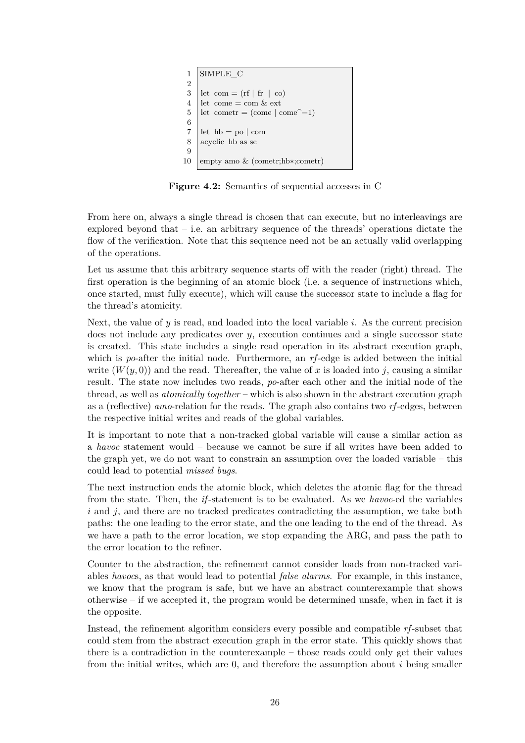```
SIMPLE_C

let com = (rf | fr | co)
let come = com & ext
let cometr = (come | come^-1)

let hb = po | com
acyclic hb as sc

empty amo & (cometr;hb*;cometr)
```

**Figure 4.2:** Semantics of sequential accesses in C

From here on, always a single thread is chosen that can execute, but no interleavings are explored beyond that – i.e. an arbitrary sequence of the threads' operations dictate the flow of the verification. Note that this sequence need not be an actually valid overlapping of the operations.

Let us assume that this arbitrary sequence starts off with the reader (right) thread. The first operation is the beginning of an atomic block (i.e. a sequence of instructions which, once started, must fully execute), which will cause the successor state to include a flag for the thread's atomicity.

Next, the value of $y$ is read, and loaded into the local variable $i$. As the current precision does not include any predicates over $y$, execution continues and a single successor state is created. This state includes a single read operation in its abstract execution graph, which is *po*-after the initial node. Furthermore, an *rf*-edge is added between the initial write ($W(y, 0)$) and the read. Thereafter, the value of $x$ is loaded into $j$, causing a similar result. The state now includes two reads, *po*-after each other and the initial node of the thread, as well as *atomically together* – which is also shown in the abstract execution graph as a (reflective) *amo*-relation for the reads. The graph also contains two *rf*-edges, between the respective initial writes and reads of the global variables.

It is important to note that a non-tracked global variable will cause a similar action as a *havoc* statement would – because we cannot be sure if all writes have been added to the graph yet, we do not want to constrain an assumption over the loaded variable – this could lead to potential *missed bugs*.

The next instruction ends the atomic block, which deletes the atomic flag for the thread from the state. Then, the *if*-statement is to be evaluated. As we *havoc*-ed the variables $i$ and $j$, and there are no tracked predicates contradicting the assumption, we take both paths: the one leading to the error state, and the one leading to the end of the thread. As we have a path to the error location, we stop expanding the ARG, and pass the path to the error location to the refiner.

Counter to the abstraction, the refinement cannot consider loads from non-tracked variables *havoc*s, as that would lead to potential *false alarms*. For example, in this instance, we know that the program is safe, but we have an abstract counterexample that shows otherwise – if we accepted it, the program would be determined unsafe, when in fact it is the opposite.

Instead, the refinement algorithm considers every possible and compatible *rf*-subset that could stem from the abstract execution graph in the error state. This quickly shows that there is a contradiction in the counterexample – those reads could only get their values from the initial writes, which are 0, and therefore the assumption about $i$ being smaller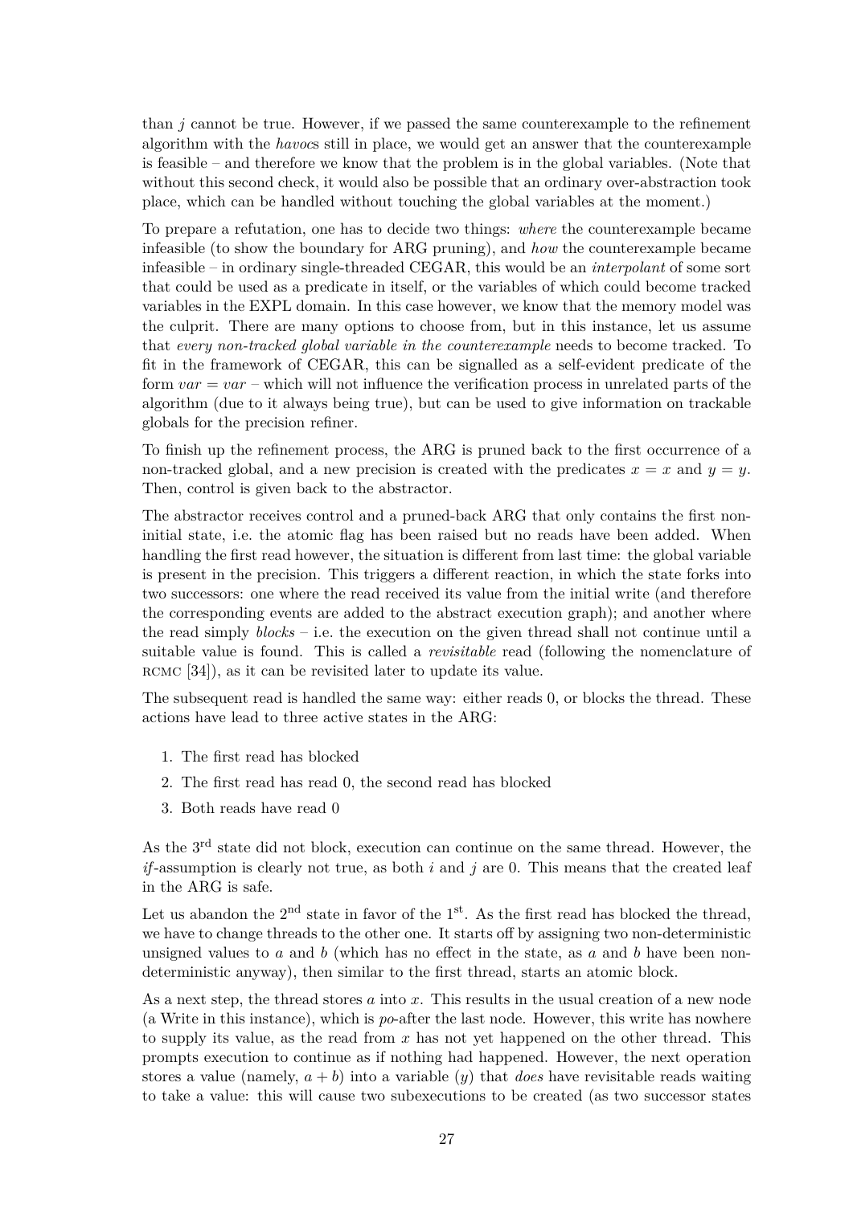than $j$ cannot be true. However, if we passed the same counterexample to the refinement algorithm with the *havoc*s still in place, we would get an answer that the counterexample is feasible – and therefore we know that the problem is in the global variables. (Note that without this second check, it would also be possible that an ordinary over-abstraction took place, which can be handled without touching the global variables at the moment.)

To prepare a refutation, one has to decide two things: *where* the counterexample became infeasible (to show the boundary for ARG pruning), and *how* the counterexample became infeasible – in ordinary single-threaded CEGAR, this would be an *interpolant* of some sort that could be used as a predicate in itself, or the variables of which could become tracked variables in the EXPL domain. In this case however, we know that the memory model was the culprit. There are many options to choose from, but in this instance, let us assume that *every non-tracked global variable in the counterexample* needs to become tracked. To fit in the framework of CEGAR, this can be signalled as a self-evident predicate of the form $var = var$ – which will not influence the verification process in unrelated parts of the algorithm (due to it always being true), but can be used to give information on trackable globals for the precision refiner.

To finish up the refinement process, the ARG is pruned back to the first occurrence of a non-tracked global, and a new precision is created with the predicates $x = x$ and $y = y$. Then, control is given back to the abstractor.

The abstractor receives control and a pruned-back ARG that only contains the first non-initial state, i.e. the atomic flag has been raised but no reads have been added. When handling the first read however, the situation is different from last time: the global variable is present in the precision. This triggers a different reaction, in which the state forks into two successors: one where the read received its value from the initial write (and therefore the corresponding events are added to the abstract execution graph); and another where the read simply *blocks* – i.e. the execution on the given thread shall not continue until a suitable value is found. This is called a *revisitable* read (following the nomenclature of RCMC [34]), as it can be revisited later to update its value.

The subsequent read is handled the same way: either reads 0, or blocks the thread. These actions have lead to three active states in the ARG:

1. The first read has blocked
2. The first read has read 0, the second read has blocked
3. Both reads have read 0

As the 3rd state did not block, execution can continue on the same thread. However, the *if*-assumption is clearly not true, as both $i$ and $j$ are 0. This means that the created leaf in the ARG is safe.

Let us abandon the 2nd state in favor of the 1st. As the first read has blocked the thread, we have to change threads to the other one. It starts off by assigning two non-deterministic unsigned values to $a$ and $b$ (which has no effect in the state, as $a$ and $b$ have been non-deterministic anyway), then similar to the first thread, starts an atomic block.

As a next step, the thread stores $a$ into $x$. This results in the usual creation of a new node (a Write in this instance), which is *po*-after the last node. However, this write has nowhere to supply its value, as the read from $x$ has not yet happened on the other thread. This prompts execution to continue as if nothing had happened. However, the next operation stores a value (namely, $a + b$) into a variable ($y$) that *does* have revisitable reads waiting to take a value: this will cause two subexecutions to be created (as two successor states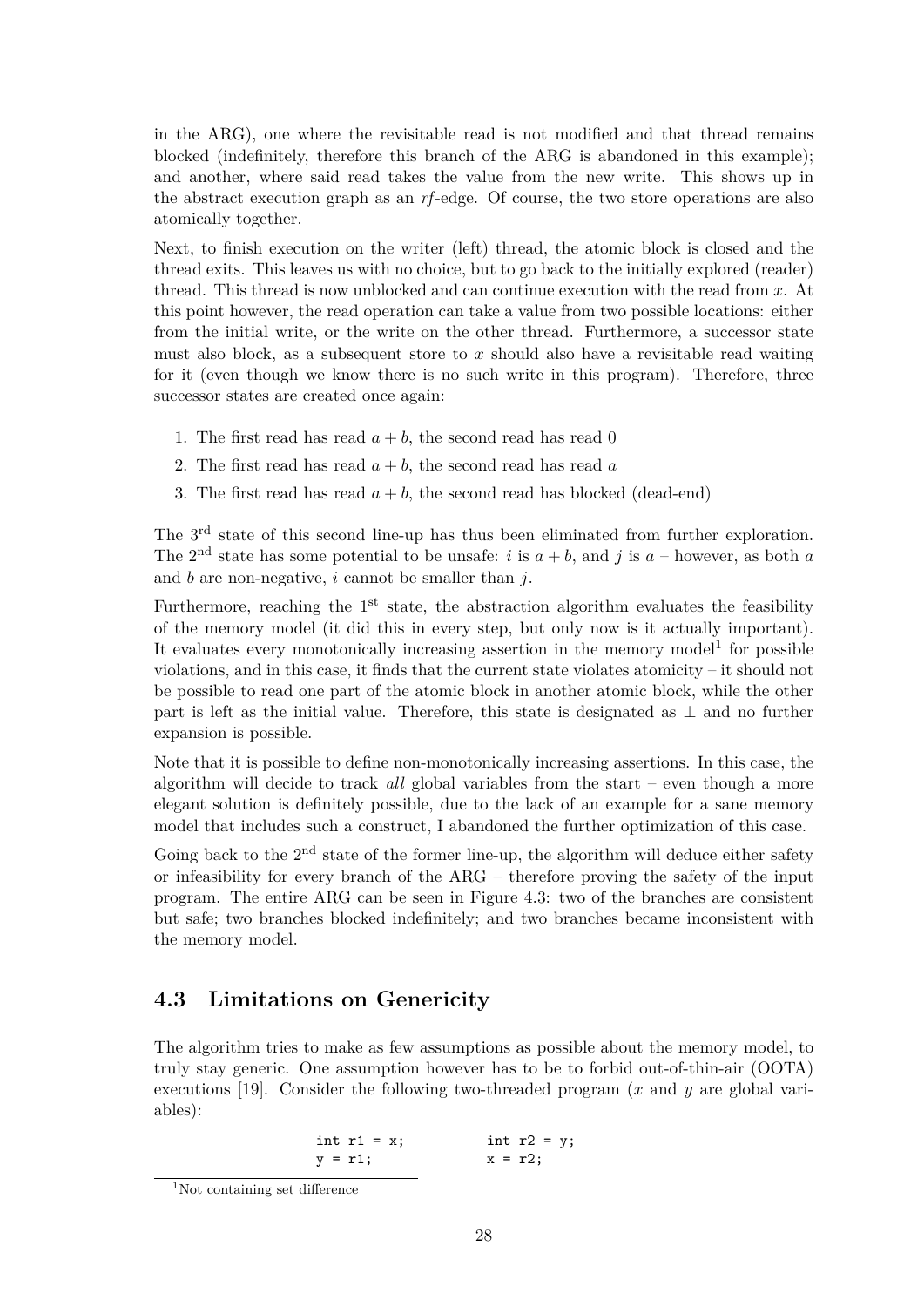in the ARG), one where the revisitable read is not modified and that thread remains blocked (indefinitely, therefore this branch of the ARG is abandoned in this example); and another, where said read takes the value from the new write. This shows up in the abstract execution graph as an *rf*-edge. Of course, the two store operations are also atomically together.

Next, to finish execution on the writer (left) thread, the atomic block is closed and the thread exits. This leaves us with no choice, but to go back to the initially explored (reader) thread. This thread is now unblocked and can continue execution with the read from $x$. At this point however, the read operation can take a value from two possible locations: either from the initial write, or the write on the other thread. Furthermore, a successor state must also block, as a subsequent store to $x$ should also have a revisitable read waiting for it (even though we know there is no such write in this program). Therefore, three successor states are created once again:

1. The first read has read $a + b$, the second read has read 0
2. The first read has read $a + b$, the second read has read $a$
3. The first read has read $a + b$, the second read has blocked (dead-end)

The 3rd state of this second line-up has thus been eliminated from further exploration. The 2nd state has some potential to be unsafe: $i$ is $a + b$, and $j$ is $a$ – however, as both $a$ and $b$ are non-negative, $i$ cannot be smaller than $j$.

Furthermore, reaching the 1st state, the abstraction algorithm evaluates the feasibility of the memory model (it did this in every step, but only now is it actually important). It evaluates every monotonically increasing assertion in the memory model[1] for possible violations, and in this case, it finds that the current state violates atomicity – it should not be possible to read one part of the atomic block in another atomic block, while the other part is left as the initial value. Therefore, this state is designated as $\bot$ and no further expansion is possible.

Note that it is possible to define non-monotonically increasing assertions. In this case, the algorithm will decide to track *all* global variables from the start – even though a more elegant solution is definitely possible, due to the lack of an example for a sane memory model that includes such a construct, I abandoned the further optimization of this case.

Going back to the 2nd state of the former line-up, the algorithm will deduce either safety or infeasibility for every branch of the ARG – therefore proving the safety of the input program. The entire ARG can be seen in Figure 4.3: two of the branches are consistent but safe; two branches blocked indefinitely; and two branches became inconsistent with the memory model.

## 4.3 Limitations on Genericity

The algorithm tries to make as few assumptions as possible about the memory model, to truly stay generic. One assumption however has to be to forbid out-of-thin-air (OOTA) executions [19]. Consider the following two-threaded program ($x$ and $y$ are global variables):

```
int r1 = x;          int r2 = y;
y = r1;              x = r2;
```

[1] Not containing set difference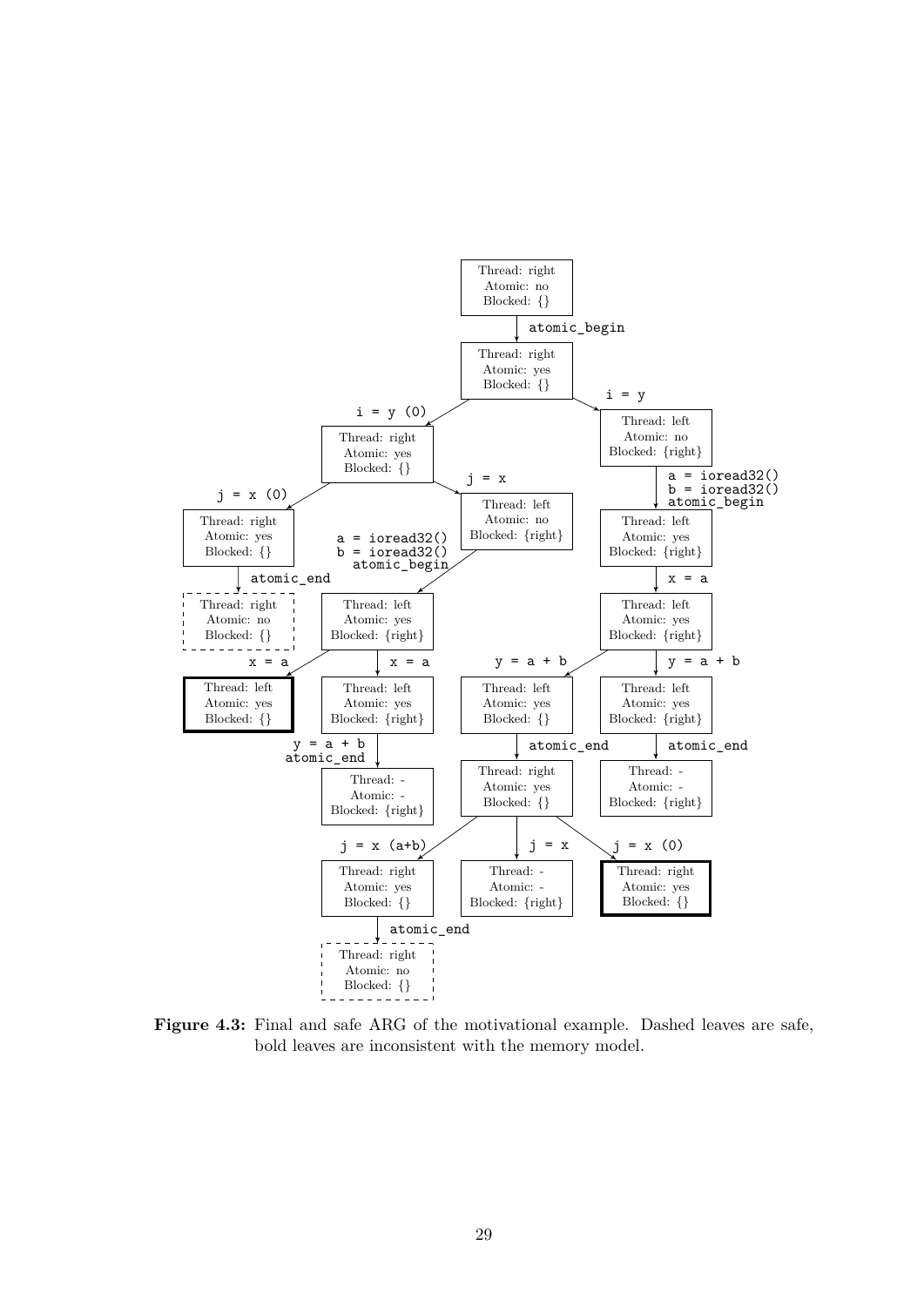**Figure 4.3:** Final and safe ARG of the motivational example. Dashed leaves are safe, bold leaves are inconsistent with the memory model.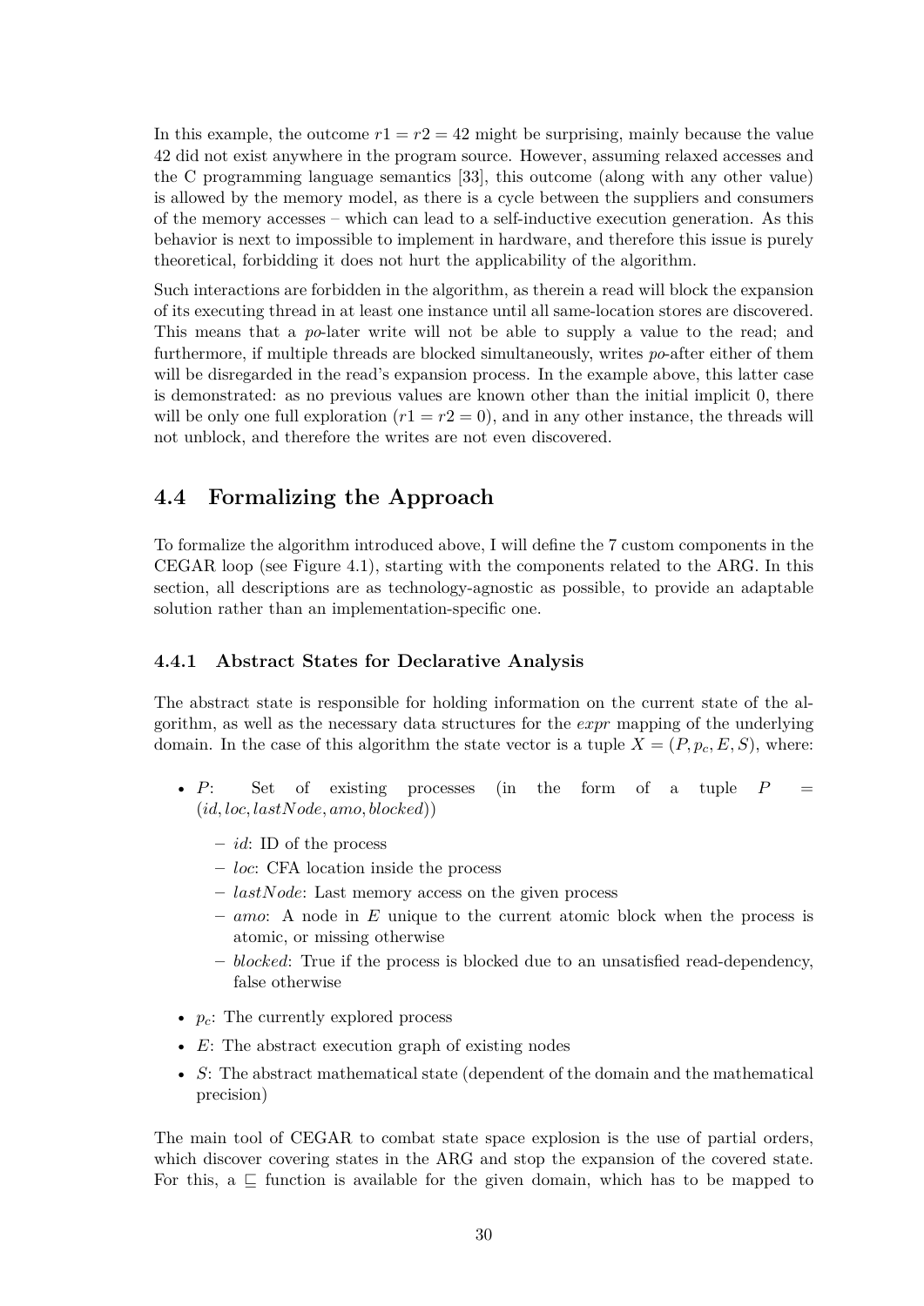In this example, the outcome $r1 = r2 = 42$ might be surprising, mainly because the value 42 did not exist anywhere in the program source. However, assuming relaxed accesses and the C programming language semantics [33], this outcome (along with any other value) is allowed by the memory model, as there is a cycle between the suppliers and consumers of the memory accesses – which can lead to a self-inductive execution generation. As this behavior is next to impossible to implement in hardware, and therefore this issue is purely theoretical, forbidding it does not hurt the applicability of the algorithm.

Such interactions are forbidden in the algorithm, as therein a read will block the expansion of its executing thread in at least one instance until all same-location stores are discovered. This means that a *po*-later write will not be able to supply a value to the read; and furthermore, if multiple threads are blocked simultaneously, writes *po*-after either of them will be disregarded in the read's expansion process. In the example above, this latter case is demonstrated: as no previous values are known other than the initial implicit 0, there will be only one full exploration ($r1 = r2 = 0$), and in any other instance, the threads will not unblock, and therefore the writes are not even discovered.

## 4.4 Formalizing the Approach

To formalize the algorithm introduced above, I will define the 7 custom components in the CEGAR loop (see Figure 4.1), starting with the components related to the ARG. In this section, all descriptions are as technology-agnostic as possible, to provide an adaptable solution rather than an implementation-specific one.

### 4.4.1 Abstract States for Declarative Analysis

The abstract state is responsible for holding information on the current state of the algorithm, as well as the necessary data structures for the *expr* mapping of the underlying domain. In the case of this algorithm the state vector is a tuple $X = (P, p_c, E, S)$, where:

- $P$: Set of existing processes (in the form of a tuple $P = (id, loc, lastNode, amo, blocked)$)
  - $id$: ID of the process
  - $loc$: CFA location inside the process
  - $lastNode$: Last memory access on the given process
  - $amo$: A node in $E$ unique to the current atomic block when the process is atomic, or missing otherwise
  - $blocked$: True if the process is blocked due to an unsatisfied read-dependency, false otherwise
- $p_c$: The currently explored process
- $E$: The abstract execution graph of existing nodes
- $S$: The abstract mathematical state (dependent of the domain and the mathematical precision)

The main tool of CEGAR to combat state space explosion is the use of partial orders, which discover covering states in the ARG and stop the expansion of the covered state. For this, a $\sqsubseteq$ function is available for the given domain, which has to be mapped to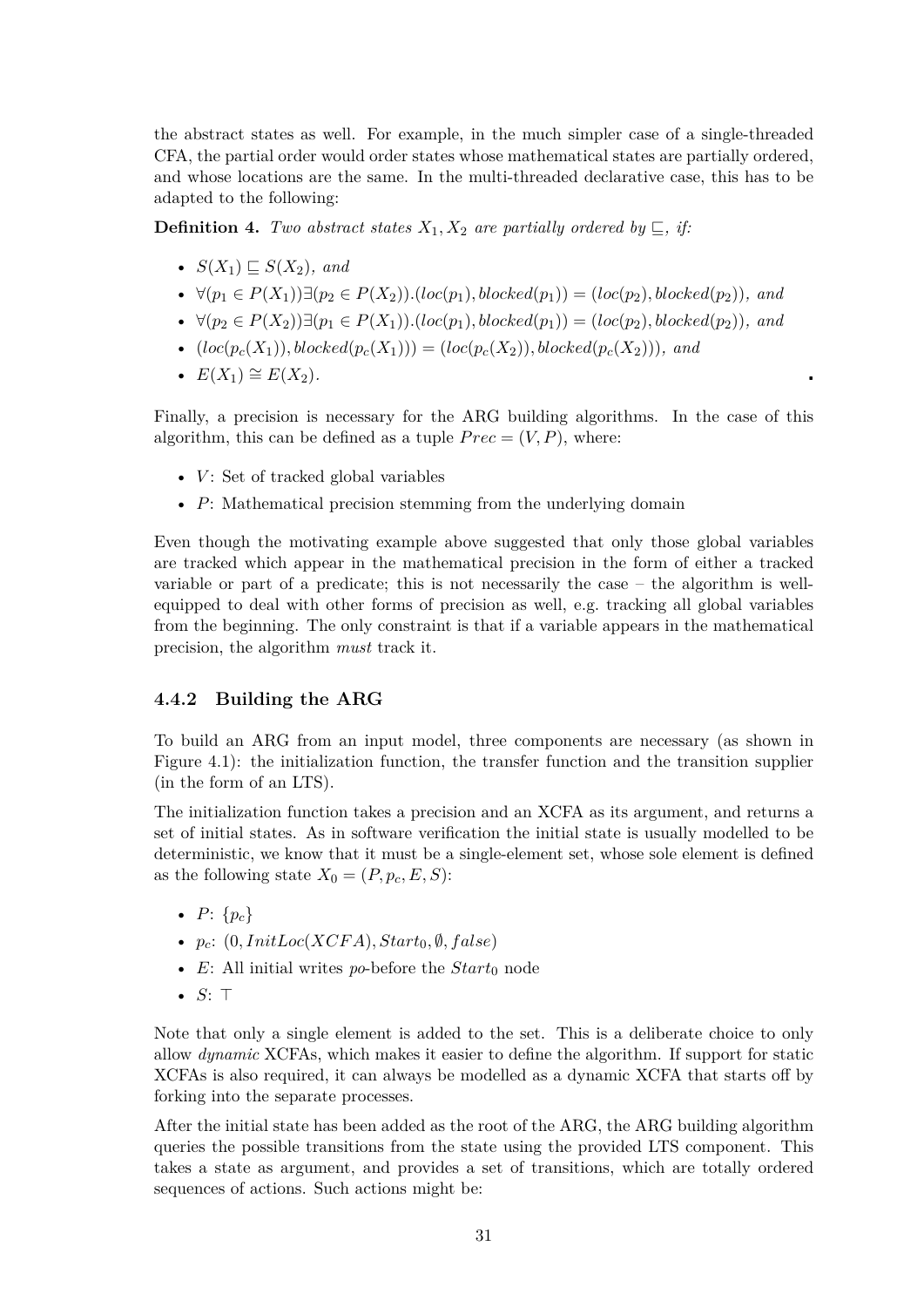the abstract states as well. For example, in the much simpler case of a single-threaded CFA, the partial order would order states whose mathematical states are partially ordered, and whose locations are the same. In the multi-threaded declarative case, this has to be adapted to the following:

**Definition 4.** *Two abstract states $X_1, X_2$ are partially ordered by $\sqsubseteq$, if:*

- $S(X_1) \sqsubseteq S(X_2)$*, and*
- $\forall (p_1 \in P(X_1)) \exists (p_2 \in P(X_2)).(loc(p_1), blocked(p_1)) = (loc(p_2), blocked(p_2))$*, and*
- $\forall (p_2 \in P(X_2)) \exists (p_1 \in P(X_1)).(loc(p_1), blocked(p_1)) = (loc(p_2), blocked(p_2))$*, and*
- $(loc(p_c(X_1)), blocked(p_c(X_1))) = (loc(p_c(X_2)), blocked(p_c(X_2)))$*, and*
- $E(X_1) \cong E(X_2)$.

Finally, a precision is necessary for the ARG building algorithms. In the case of this algorithm, this can be defined as a tuple $Prec = (V, P)$, where:

- $V$: Set of tracked global variables
- $P$: Mathematical precision stemming from the underlying domain

Even though the motivating example above suggested that only those global variables are tracked which appear in the mathematical precision in the form of either a tracked variable or part of a predicate; this is not necessarily the case – the algorithm is well-equipped to deal with other forms of precision as well, e.g. tracking all global variables from the beginning. The only constraint is that if a variable appears in the mathematical precision, the algorithm *must* track it.

### 4.4.2 Building the ARG

To build an ARG from an input model, three components are necessary (as shown in Figure 4.1): the initialization function, the transfer function and the transition supplier (in the form of an LTS).

The initialization function takes a precision and an XCFA as its argument, and returns a set of initial states. As in software verification the initial state is usually modelled to be deterministic, we know that it must be a single-element set, whose sole element is defined as the following state $X_0 = (P, p_c, E, S)$:

- $P$: $\{p_c\}$
- $p_c$: $(0, InitLoc(XCFA), Start_0, \emptyset, false)$
- $E$: All initial writes *po*-before the $Start_0$ node
- $S$: $\top$

Note that only a single element is added to the set. This is a deliberate choice to only allow *dynamic* XCFAs, which makes it easier to define the algorithm. If support for static XCFAs is also required, it can always be modelled as a dynamic XCFA that starts off by forking into the separate processes.

After the initial state has been added as the root of the ARG, the ARG building algorithm queries the possible transitions from the state using the provided LTS component. This takes a state as argument, and provides a set of transitions, which are totally ordered sequences of actions. Such actions might be: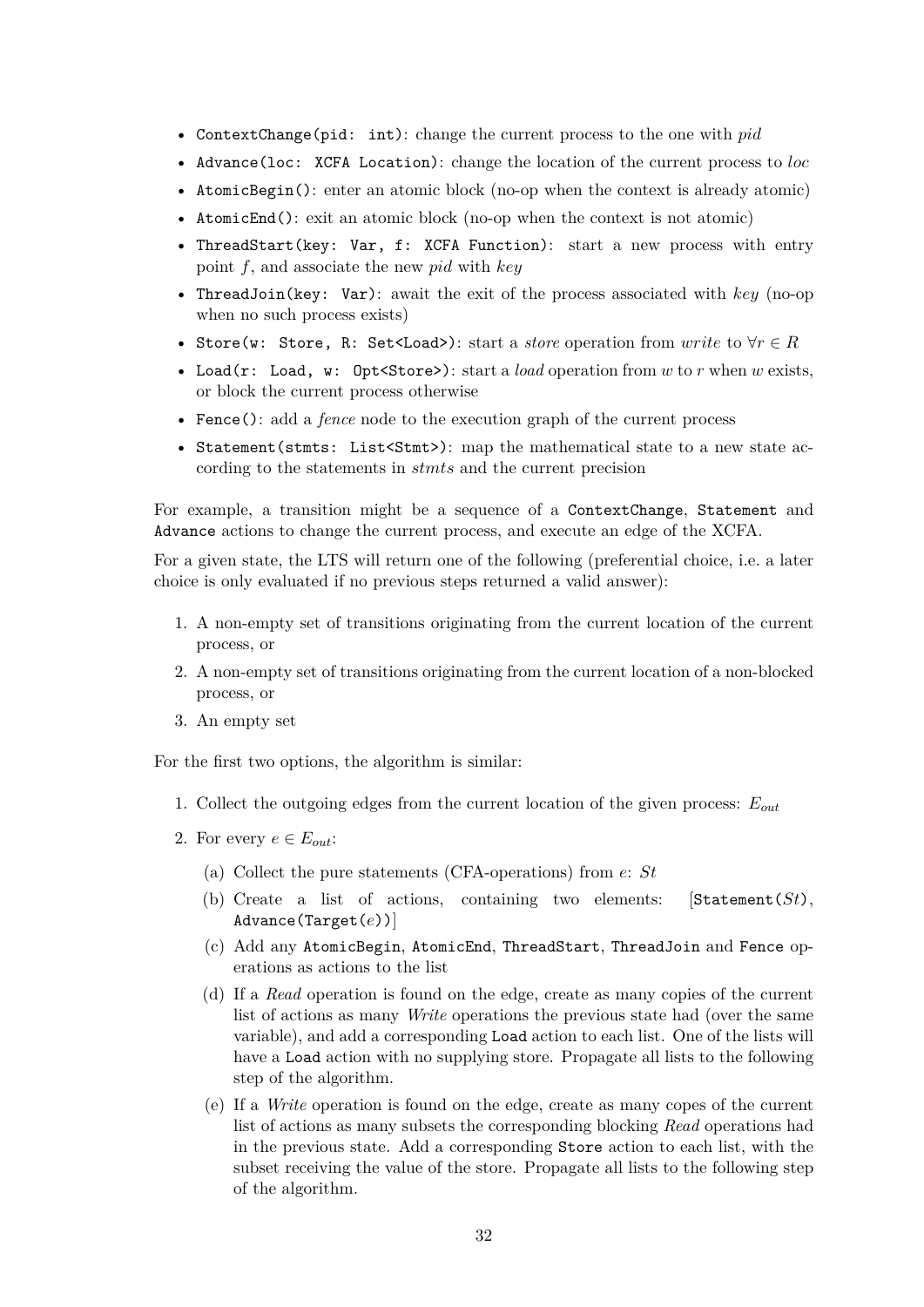- `ContextChange(pid: int)`: change the current process to the one with *pid*
- `Advance(loc: XCFA Location)`: change the location of the current process to *loc*
- `AtomicBegin()`: enter an atomic block (no-op when the context is already atomic)
- `AtomicEnd()`: exit an atomic block (no-op when the context is not atomic)
- `ThreadStart(key: Var, f: XCFA Function)`: start a new process with entry point $f$, and associate the new *pid* with *key*
- `ThreadJoin(key: Var)`: await the exit of the process associated with *key* (no-op when no such process exists)
- `Store(w: Store, R: Set<Load>)`: start a *store* operation from *write* to $\forall r \in R$
- `Load(r: Load, w: Opt<Store>)`: start a *load* operation from $w$ to $r$ when $w$ exists, or block the current process otherwise
- `Fence()`: add a *fence* node to the execution graph of the current process
- `Statement(stmts: List<Stmt>)`: map the mathematical state to a new state according to the statements in *stmts* and the current precision

For example, a transition might be a sequence of a `ContextChange`, `Statement` and `Advance` actions to change the current process, and execute an edge of the XCFA.

For a given state, the LTS will return one of the following (preferential choice, i.e. a later choice is only evaluated if no previous steps returned a valid answer):

1. A non-empty set of transitions originating from the current location of the current process, or
2. A non-empty set of transitions originating from the current location of a non-blocked process, or
3. An empty set

For the first two options, the algorithm is similar:

1. Collect the outgoing edges from the current location of the given process: $E_{out}$
2. For every $e \in E_{out}$:
   (a) Collect the pure statements (CFA-operations) from $e$: $St$
   (b) Create a list of actions, containing two elements: [`Statement`($St$), `Advance(Target`($e$)`)`]
   (c) Add any `AtomicBegin`, `AtomicEnd`, `ThreadStart`, `ThreadJoin` and `Fence` operations as actions to the list
   (d) If a *Read* operation is found on the edge, create as many copies of the current list of actions as many *Write* operations the previous state had (over the same variable), and add a corresponding `Load` action to each list. One of the lists will have a `Load` action with no supplying store. Propagate all lists to the following step of the algorithm.
   (e) If a *Write* operation is found on the edge, create as many copes of the current list of actions as many subsets the corresponding blocking *Read* operations had in the previous state. Add a corresponding `Store` action to each list, with the subset receiving the value of the store. Propagate all lists to the following step of the algorithm.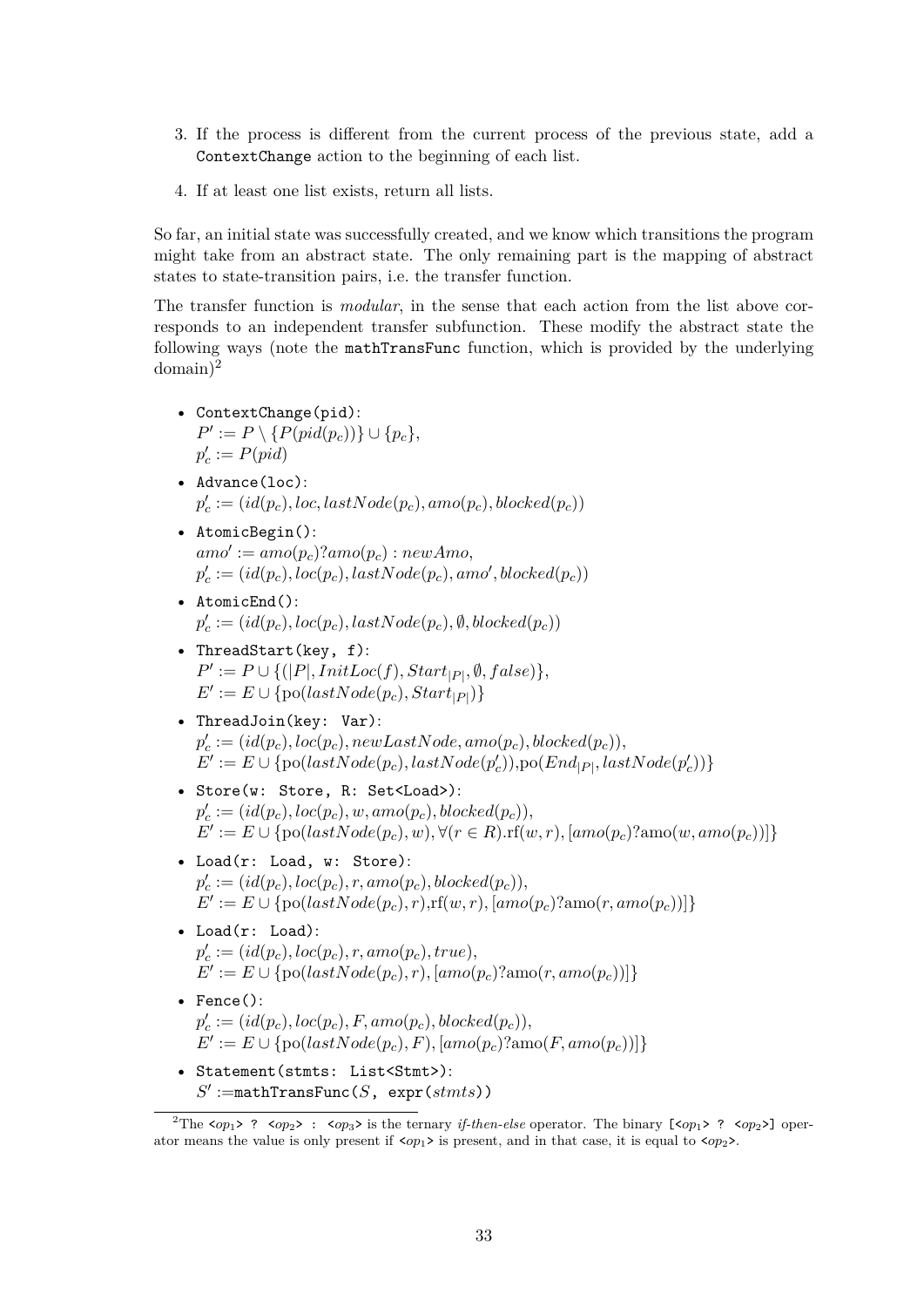3. If the process is different from the current process of the previous state, add a `ContextChange` action to the beginning of each list.
4. If at least one list exists, return all lists.

So far, an initial state was successfully created, and we know which transitions the program might take from an abstract state. The only remaining part is the mapping of abstract states to state-transition pairs, i.e. the transfer function.

The transfer function is *modular*, in the sense that each action from the list above corresponds to an independent transfer subfunction. These modify the abstract state the following ways (note the `mathTransFunc` function, which is provided by the underlying domain)[2]

- `ContextChange(pid)`:
  $P' := P \setminus \{P(pid(p_c))\} \cup \{p_c\}$,
  $p'_c := P(pid)$
- `Advance(loc)`:
  $p'_c := (id(p_c), loc, lastNode(p_c), amo(p_c), blocked(p_c))$
- `AtomicBegin()`:
  $amo' := amo(p_c)?amo(p_c) : newAmo$,
  $p'_c := (id(p_c), loc(p_c), lastNode(p_c), amo', blocked(p_c))$
- `AtomicEnd()`:
  $p'_c := (id(p_c), loc(p_c), lastNode(p_c), \emptyset, blocked(p_c))$
- `ThreadStart(key, f)`:
  $P' := P \cup \{(|P|, InitLoc(f), Start_{|P|}, \emptyset, false)\}$,
  $E' := E \cup \{\text{po}(lastNode(p_c), Start_{|P|})\}$
- `ThreadJoin(key: Var)`:
  $p'_c := (id(p_c), loc(p_c), newLastNode, amo(p_c), blocked(p_c))$,
  $E' := E \cup \{\text{po}(lastNode(p_c), lastNode(p'_c)), \text{po}(End_{|P|}, lastNode(p'_c))\}$
- `Store(w: Store, R: Set<Load>)`:
  $p'_c := (id(p_c), loc(p_c), w, amo(p_c), blocked(p_c))$,
  $E' := E \cup \{\text{po}(lastNode(p_c), w), \forall(r \in R).\text{rf}(w, r), [amo(p_c)?\text{amo}(w, amo(p_c))]\}$
- `Load(r: Load, w: Store)`:
  $p'_c := (id(p_c), loc(p_c), r, amo(p_c), blocked(p_c))$,
  $E' := E \cup \{\text{po}(lastNode(p_c), r), \text{rf}(w, r), [amo(p_c)?\text{amo}(r, amo(p_c))]\}$
- `Load(r: Load)`:
  $p'_c := (id(p_c), loc(p_c), r, amo(p_c), true)$,
  $E' := E \cup \{\text{po}(lastNode(p_c), r), [amo(p_c)?\text{amo}(r, amo(p_c))]\}$
- `Fence()`:
  $p'_c := (id(p_c), loc(p_c), F, amo(p_c), blocked(p_c))$,
  $E' := E \cup \{\text{po}(lastNode(p_c), F), [amo(p_c)?\text{amo}(F, amo(p_c))]\}$
- `Statement(stmts: List<Stmt>)`:
  $S' :=$`mathTransFunc(`$S$`, expr(`$stmts$`))`

[2] The `<op1> ? <op2> : <op3>` is the ternary *if-then-else* operator. The binary `[<op1> ? <op2>]` operator means the value is only present if `<op1>` is present, and in that case, it is equal to `<op2>`.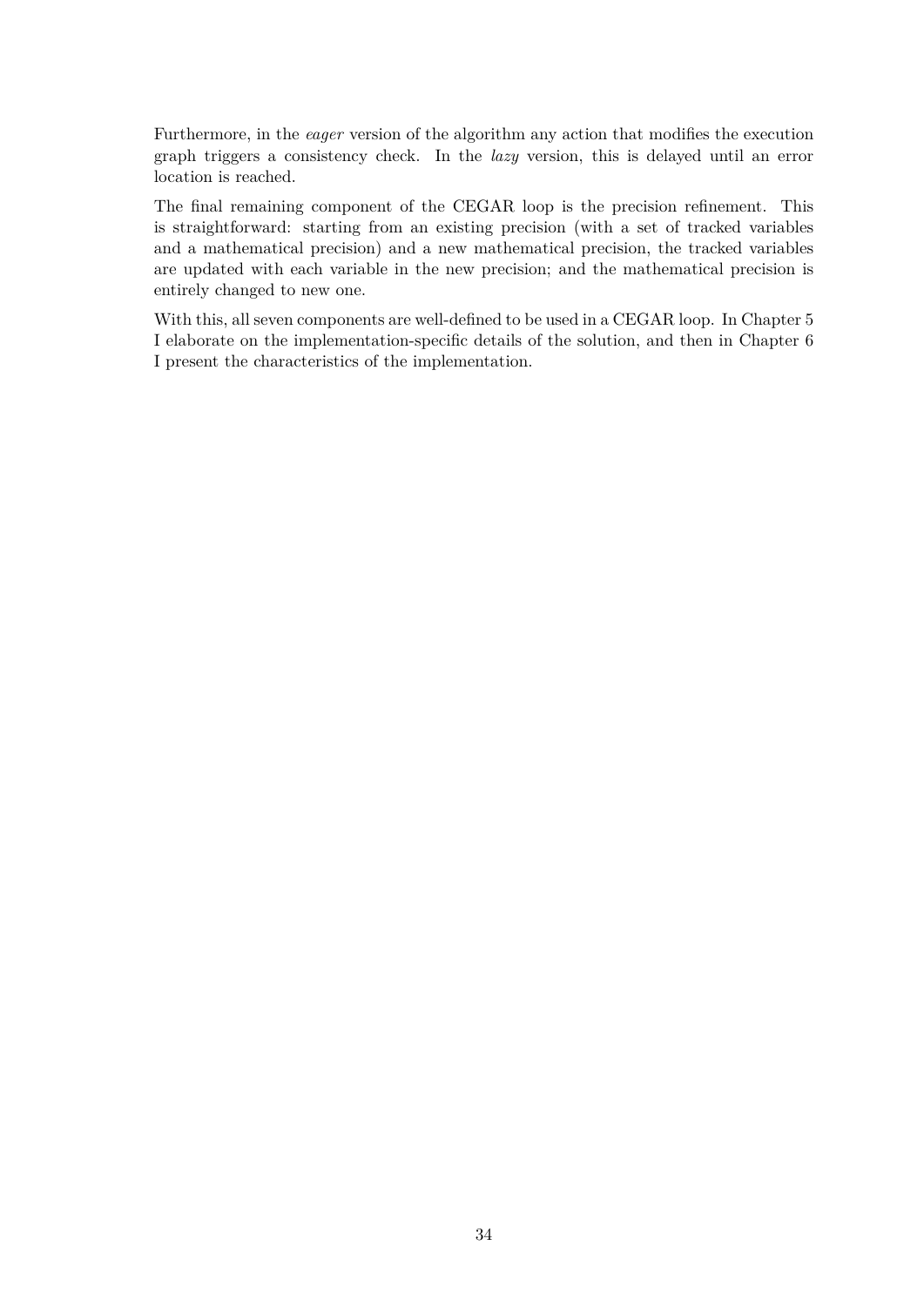Furthermore, in the *eager* version of the algorithm any action that modifies the execution graph triggers a consistency check. In the *lazy* version, this is delayed until an error location is reached.

The final remaining component of the CEGAR loop is the precision refinement. This is straightforward: starting from an existing precision (with a set of tracked variables and a mathematical precision) and a new mathematical precision, the tracked variables are updated with each variable in the new precision; and the mathematical precision is entirely changed to new one.

With this, all seven components are well-defined to be used in a CEGAR loop. In Chapter 5 I elaborate on the implementation-specific details of the solution, and then in Chapter 6 I present the characteristics of the implementation.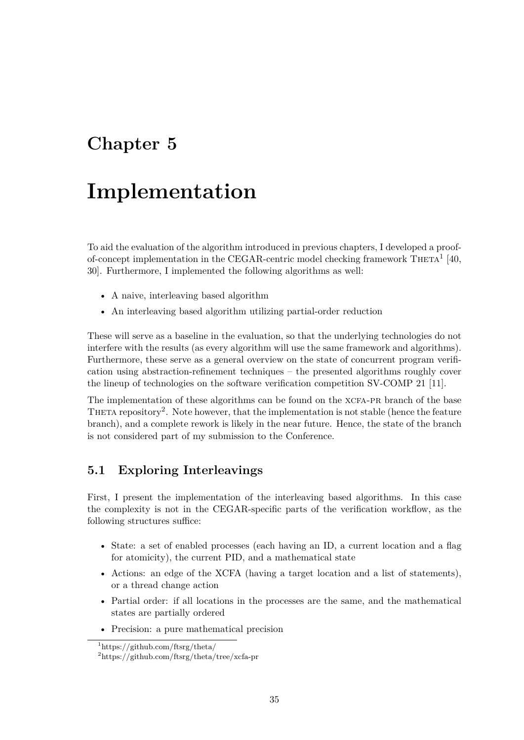# Chapter 5

# Implementation

To aid the evaluation of the algorithm introduced in previous chapters, I developed a proof-of-concept implementation in the CEGAR-centric model checking framework THETA[1] [40, 30]. Furthermore, I implemented the following algorithms as well:

- A naive, interleaving based algorithm
- An interleaving based algorithm utilizing partial-order reduction

These will serve as a baseline in the evaluation, so that the underlying technologies do not interfere with the results (as every algorithm will use the same framework and algorithms). Furthermore, these serve as a general overview on the state of concurrent program verification using abstraction-refinement techniques – the presented algorithms roughly cover the lineup of technologies on the software verification competition SV-COMP 21 [11].

The implementation of these algorithms can be found on the XCFA-PR branch of the base THETA repository[2]. Note however, that the implementation is not stable (hence the feature branch), and a complete rework is likely in the near future. Hence, the state of the branch is not considered part of my submission to the Conference.

## 5.1 Exploring Interleavings

First, I present the implementation of the interleaving based algorithms. In this case the complexity is not in the CEGAR-specific parts of the verification workflow, as the following structures suffice:

- State: a set of enabled processes (each having an ID, a current location and a flag for atomicity), the current PID, and a mathematical state
- Actions: an edge of the XCFA (having a target location and a list of statements), or a thread change action
- Partial order: if all locations in the processes are the same, and the mathematical states are partially ordered
- Precision: a pure mathematical precision

[1] https://github.com/ftsrg/theta/

[2] https://github.com/ftsrg/theta/tree/xcfa-pr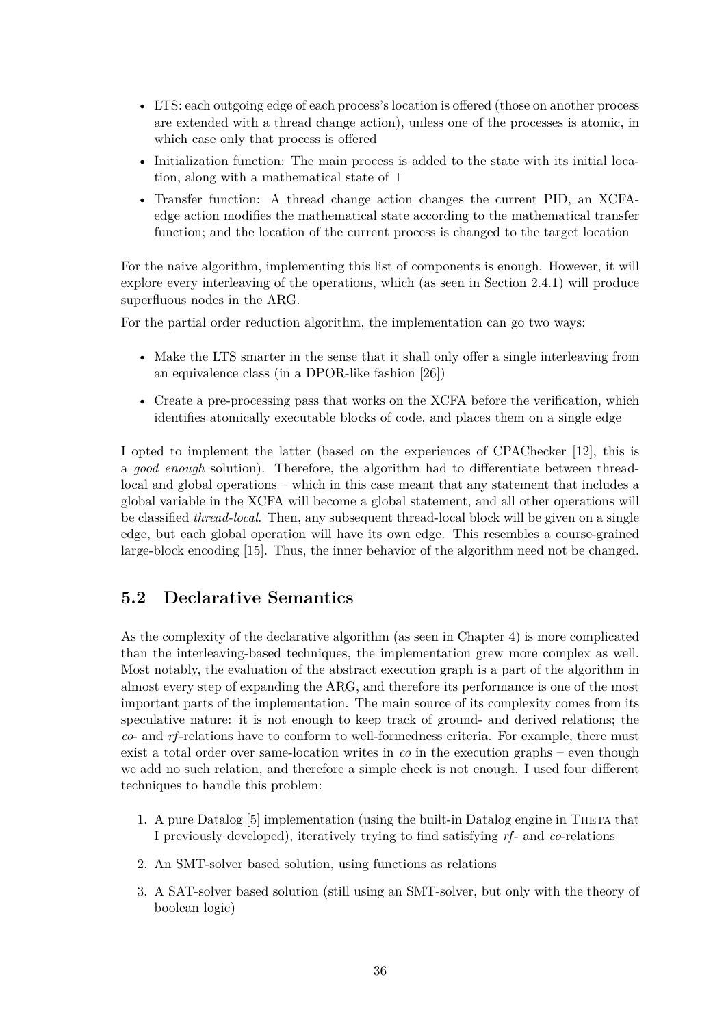- LTS: each outgoing edge of each process's location is offered (those on another process are extended with a thread change action), unless one of the processes is atomic, in which case only that process is offered
- Initialization function: The main process is added to the state with its initial location, along with a mathematical state of $\top$
- Transfer function: A thread change action changes the current PID, an XCFA-edge action modifies the mathematical state according to the mathematical transfer function; and the location of the current process is changed to the target location

For the naive algorithm, implementing this list of components is enough. However, it will explore every interleaving of the operations, which (as seen in Section 2.4.1) will produce superfluous nodes in the ARG.

For the partial order reduction algorithm, the implementation can go two ways:

- Make the LTS smarter in the sense that it shall only offer a single interleaving from an equivalence class (in a DPOR-like fashion [26])
- Create a pre-processing pass that works on the XCFA before the verification, which identifies atomically executable blocks of code, and places them on a single edge

I opted to implement the latter (based on the experiences of CPAChecker [12], this is a *good enough* solution). Therefore, the algorithm had to differentiate between thread-local and global operations – which in this case meant that any statement that includes a global variable in the XCFA will become a global statement, and all other operations will be classified *thread-local*. Then, any subsequent thread-local block will be given on a single edge, but each global operation will have its own edge. This resembles a course-grained large-block encoding [15]. Thus, the inner behavior of the algorithm need not be changed.

## 5.2 Declarative Semantics

As the complexity of the declarative algorithm (as seen in Chapter 4) is more complicated than the interleaving-based techniques, the implementation grew more complex as well. Most notably, the evaluation of the abstract execution graph is a part of the algorithm in almost every step of expanding the ARG, and therefore its performance is one of the most important parts of the implementation. The main source of its complexity comes from its speculative nature: it is not enough to keep track of ground- and derived relations; the *co*- and *rf*-relations have to conform to well-formedness criteria. For example, there must exist a total order over same-location writes in *co* in the execution graphs – even though we add no such relation, and therefore a simple check is not enough. I used four different techniques to handle this problem:

1. A pure Datalog [5] implementation (using the built-in Datalog engine in Theta that I previously developed), iteratively trying to find satisfying *rf*- and *co*-relations
2. An SMT-solver based solution, using functions as relations
3. A SAT-solver based solution (still using an SMT-solver, but only with the theory of boolean logic)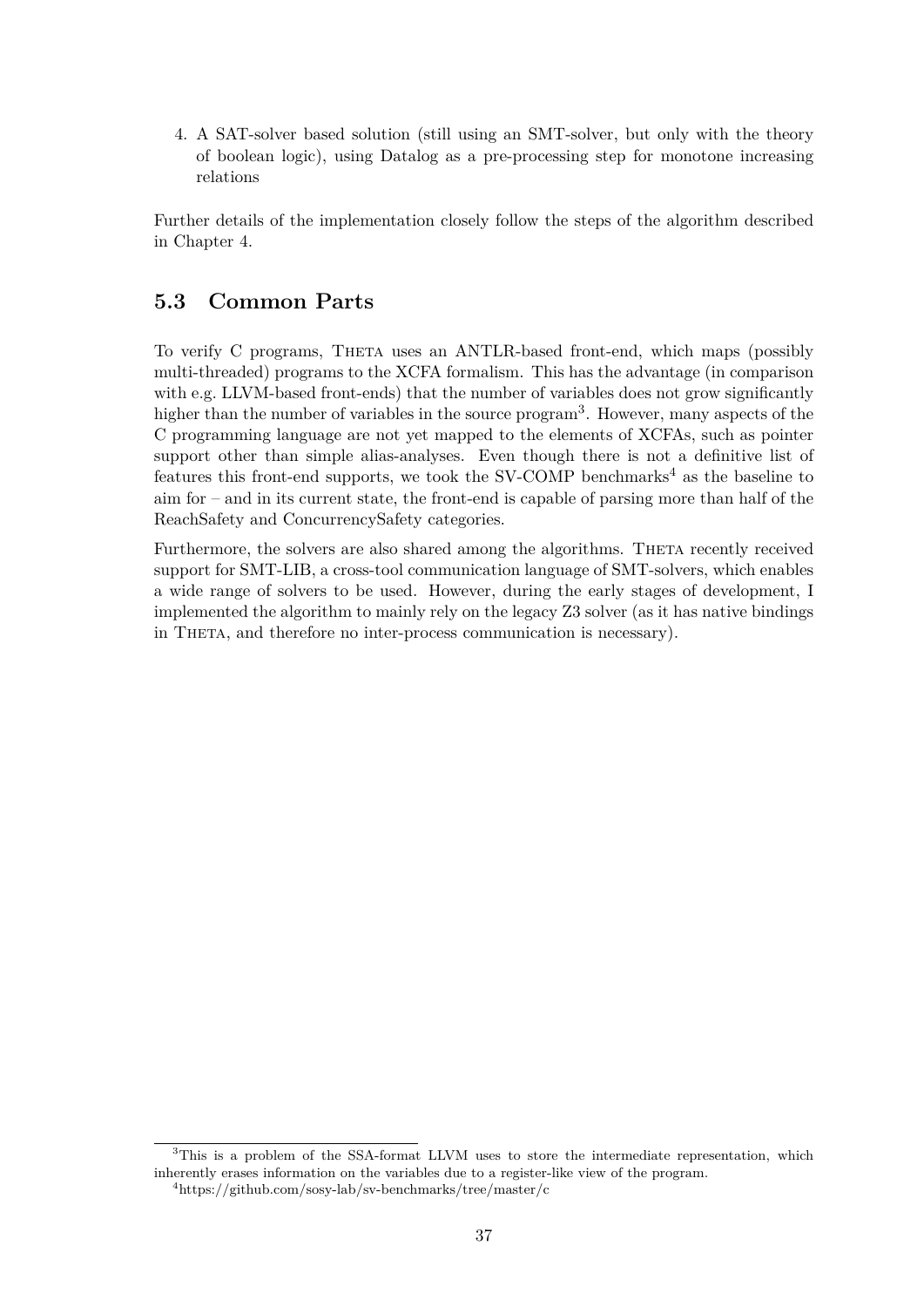4. A SAT-solver based solution (still using an SMT-solver, but only with the theory of boolean logic), using Datalog as a pre-processing step for monotone increasing relations

Further details of the implementation closely follow the steps of the algorithm described in Chapter 4.

## 5.3 Common Parts

To verify C programs, Theta uses an ANTLR-based front-end, which maps (possibly multi-threaded) programs to the XCFA formalism. This has the advantage (in comparison with e.g. LLVM-based front-ends) that the number of variables does not grow significantly higher than the number of variables in the source program[3]. However, many aspects of the C programming language are not yet mapped to the elements of XCFAs, such as pointer support other than simple alias-analyses. Even though there is not a definitive list of features this front-end supports, we took the SV-COMP benchmarks[4] as the baseline to aim for – and in its current state, the front-end is capable of parsing more than half of the ReachSafety and ConcurrencySafety categories.

Furthermore, the solvers are also shared among the algorithms. Theta recently received support for SMT-LIB, a cross-tool communication language of SMT-solvers, which enables a wide range of solvers to be used. However, during the early stages of development, I implemented the algorithm to mainly rely on the legacy Z3 solver (as it has native bindings in Theta, and therefore no inter-process communication is necessary).

---

[3] This is a problem of the SSA-format LLVM uses to store the intermediate representation, which inherently erases information on the variables due to a register-like view of the program.

[4] https://github.com/sosy-lab/sv-benchmarks/tree/master/c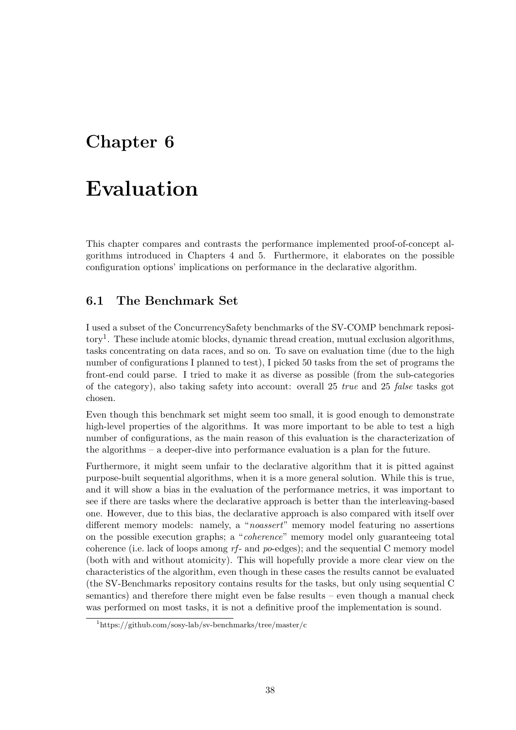# Chapter 6

# Evaluation

This chapter compares and contrasts the performance implemented proof-of-concept algorithms introduced in Chapters 4 and 5. Furthermore, it elaborates on the possible configuration options' implications on performance in the declarative algorithm.

## 6.1 The Benchmark Set

I used a subset of the ConcurrencySafety benchmarks of the SV-COMP benchmark repository[1]. These include atomic blocks, dynamic thread creation, mutual exclusion algorithms, tasks concentrating on data races, and so on. To save on evaluation time (due to the high number of configurations I planned to test), I picked 50 tasks from the set of programs the front-end could parse. I tried to make it as diverse as possible (from the sub-categories of the category), also taking safety into account: overall 25 *true* and 25 *false* tasks got chosen.

Even though this benchmark set might seem too small, it is good enough to demonstrate high-level properties of the algorithms. It was more important to be able to test a high number of configurations, as the main reason of this evaluation is the characterization of the algorithms – a deeper-dive into performance evaluation is a plan for the future.

Furthermore, it might seem unfair to the declarative algorithm that it is pitted against purpose-built sequential algorithms, when it is a more general solution. While this is true, and it will show a bias in the evaluation of the performance metrics, it was important to see if there are tasks where the declarative approach is better than the interleaving-based one. However, due to this bias, the declarative approach is also compared with itself over different memory models: namely, a "*noassert*" memory model featuring no assertions on the possible execution graphs; a "*coherence*" memory model only guaranteeing total coherence (i.e. lack of loops among *rf*- and *po*-edges); and the sequential C memory model (both with and without atomicity). This will hopefully provide a more clear view on the characteristics of the algorithm, even though in these cases the results cannot be evaluated (the SV-Benchmarks repository contains results for the tasks, but only using sequential C semantics) and therefore there might even be false results – even though a manual check was performed on most tasks, it is not a definitive proof the implementation is sound.

[1] https://github.com/sosy-lab/sv-benchmarks/tree/master/c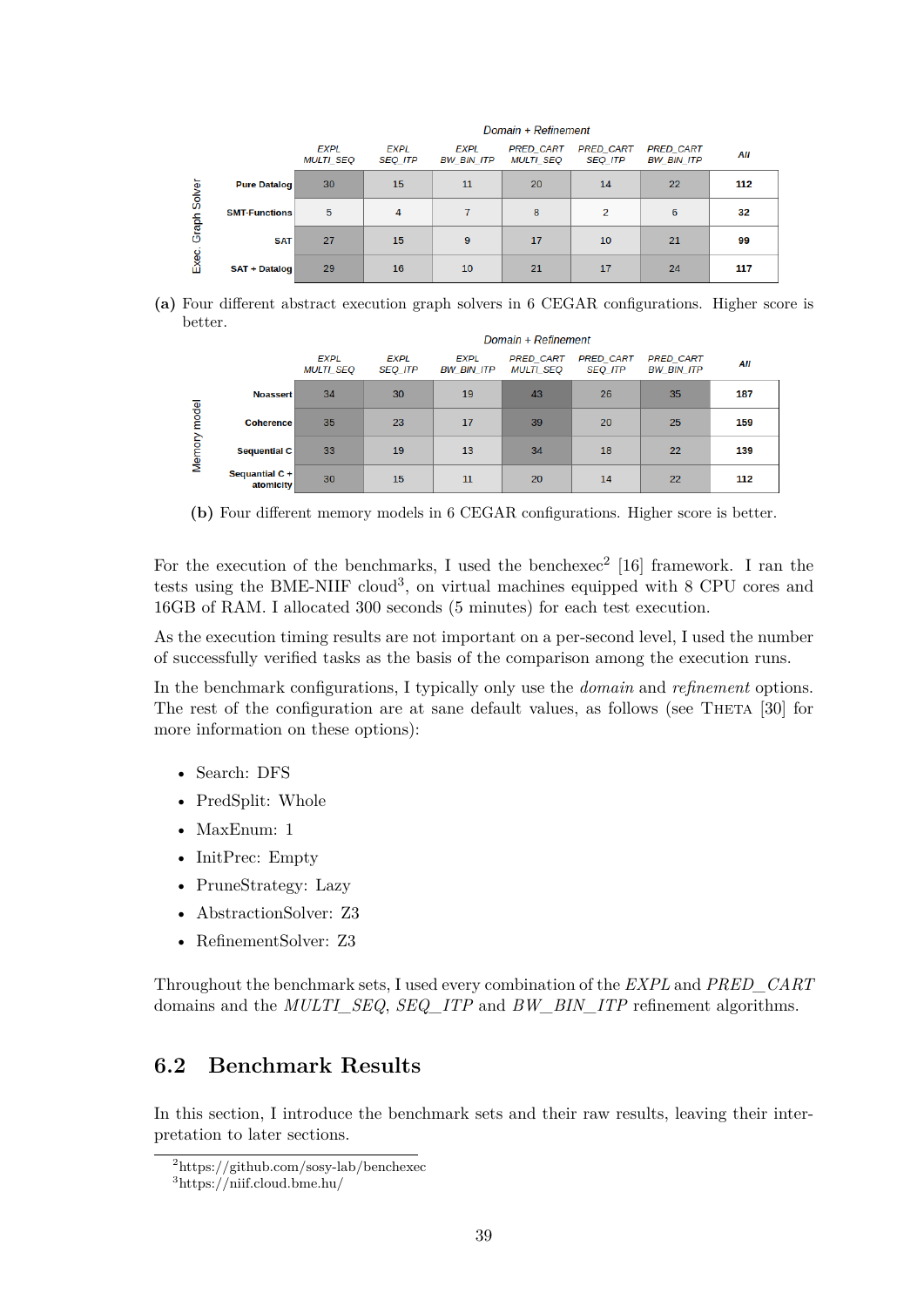| Exec. Graph Solver | EXPL MULTI_SEQ | EXPL SEQ_ITP | EXPL BW_BIN_ITP | PRED_CART MULTI_SEQ | PRED_CART SEQ_ITP | PRED_CART BW_BIN_ITP | All |
|---|---|---|---|---|---|---|---|
| Pure Datalog | 30 | 15 | 11 | 20 | 14 | 22 | 112 |
| SMT-Functions | 5 | 4 | 7 | 8 | 2 | 6 | 32 |
| SAT | 27 | 15 | 9 | 17 | 10 | 21 | 99 |
| SAT + Datalog | 29 | 16 | 10 | 21 | 17 | 24 | 117 |

(a) Four different abstract execution graph solvers in 6 CEGAR configurations. Higher score is better.

| Memory model | EXPL MULTI_SEQ | EXPL SEQ_ITP | EXPL BW_BIN_ITP | PRED_CART MULTI_SEQ | PRED_CART SEQ_ITP | PRED_CART BW_BIN_ITP | All |
|---|---|---|---|---|---|---|---|
| Noassert | 34 | 30 | 19 | 43 | 26 | 35 | 187 |
| Coherence | 35 | 23 | 17 | 39 | 20 | 25 | 159 |
| Sequential C | 33 | 19 | 13 | 34 | 18 | 22 | 139 |
| Sequantial C + atomicity | 30 | 15 | 11 | 20 | 14 | 22 | 112 |

(b) Four different memory models in 6 CEGAR configurations. Higher score is better.

For the execution of the benchmarks, I used the benchexec[2] [16] framework. I ran the tests using the BME-NIIF cloud[3], on virtual machines equipped with 8 CPU cores and 16GB of RAM. I allocated 300 seconds (5 minutes) for each test execution.

As the execution timing results are not important on a per-second level, I used the number of successfully verified tasks as the basis of the comparison among the execution runs.

In the benchmark configurations, I typically only use the *domain* and *refinement* options. The rest of the configuration are at sane default values, as follows (see THETA [30] for more information on these options):

- Search: DFS
- PredSplit: Whole
- MaxEnum: 1
- InitPrec: Empty
- PruneStrategy: Lazy
- AbstractionSolver: Z3
- RefinementSolver: Z3

Throughout the benchmark sets, I used every combination of the *EXPL* and *PRED_CART* domains and the *MULTI_SEQ*, *SEQ_ITP* and *BW_BIN_ITP* refinement algorithms.

## 6.2 Benchmark Results

In this section, I introduce the benchmark sets and their raw results, leaving their interpretation to later sections.

[2] https://github.com/sosy-lab/benchexec
[3] https://niif.cloud.bme.hu/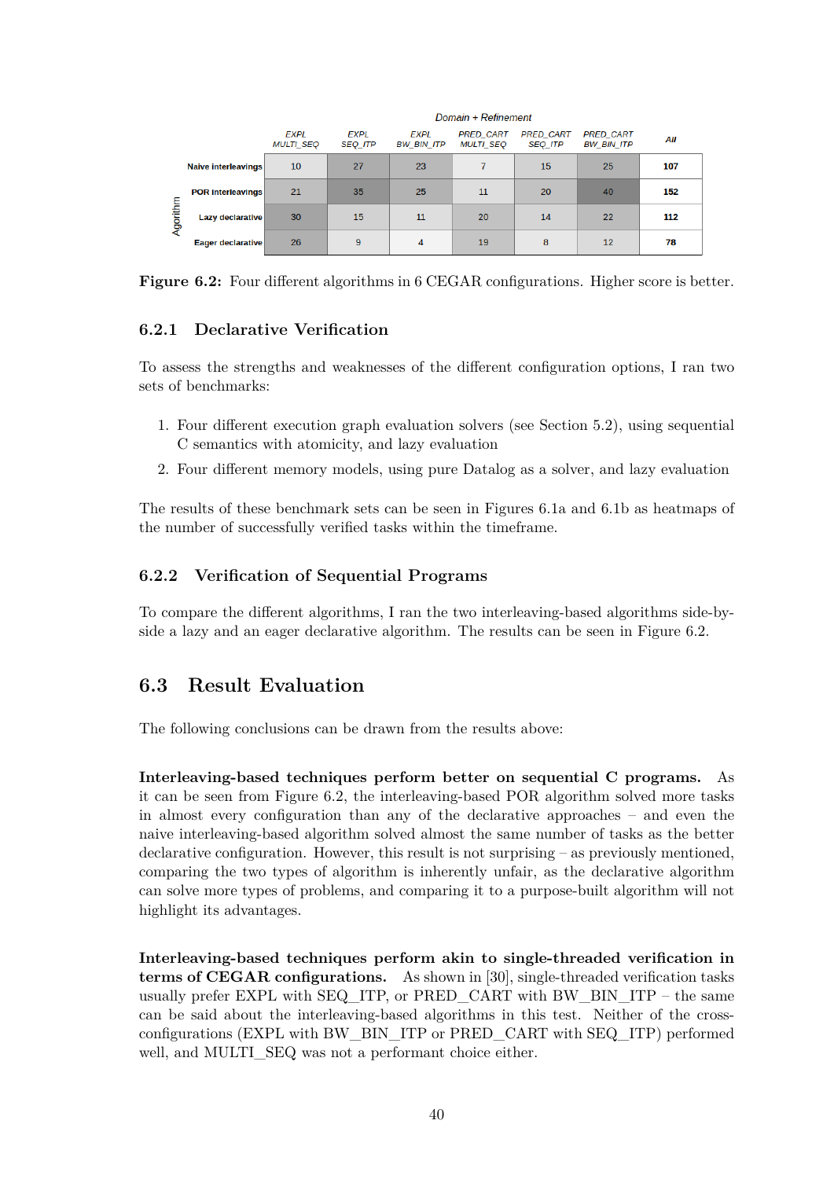| Algorithm | EXPL MULTI_SEQ | EXPL SEQ_ITP | EXPL BW_BIN_ITP | PRED_CART MULTI_SEQ | PRED_CART SEQ_ITP | PRED_CART BW_BIN_ITP | All |
|---|---|---|---|---|---|---|---|
| | Domain + Refinement | | | | | | |
| Naive interleavings | 10 | 27 | 23 | 7 | 15 | 25 | **107** |
| POR interleavings | 21 | 35 | 25 | 11 | 20 | 40 | **152** |
| Lazy declarative | 30 | 15 | 11 | 20 | 14 | 22 | **112** |
| Eager declarative | 26 | 9 | 4 | 19 | 8 | 12 | **78** |

**Figure 6.2:** Four different algorithms in 6 CEGAR configurations. Higher score is better.

### 6.2.1 Declarative Verification

To assess the strengths and weaknesses of the different configuration options, I ran two sets of benchmarks:

1. Four different execution graph evaluation solvers (see Section 5.2), using sequential C semantics with atomicity, and lazy evaluation
2. Four different memory models, using pure Datalog as a solver, and lazy evaluation

The results of these benchmark sets can be seen in Figures 6.1a and 6.1b as heatmaps of the number of successfully verified tasks within the timeframe.

### 6.2.2 Verification of Sequential Programs

To compare the different algorithms, I ran the two interleaving-based algorithms side-by-side a lazy and an eager declarative algorithm. The results can be seen in Figure 6.2.

## 6.3 Result Evaluation

The following conclusions can be drawn from the results above:

**Interleaving-based techniques perform better on sequential C programs.** As it can be seen from Figure 6.2, the interleaving-based POR algorithm solved more tasks in almost every configuration than any of the declarative approaches – and even the naive interleaving-based algorithm solved almost the same number of tasks as the better declarative configuration. However, this result is not surprising – as previously mentioned, comparing the two types of algorithm is inherently unfair, as the declarative algorithm can solve more types of problems, and comparing it to a purpose-built algorithm will not highlight its advantages.

**Interleaving-based techniques perform akin to single-threaded verification in terms of CEGAR configurations.** As shown in [30], single-threaded verification tasks usually prefer EXPL with SEQ_ITP, or PRED_CART with BW_BIN_ITP – the same can be said about the interleaving-based algorithms in this test. Neither of the cross-configurations (EXPL with BW_BIN_ITP or PRED_CART with SEQ_ITP) performed well, and MULTI_SEQ was not a performant choice either.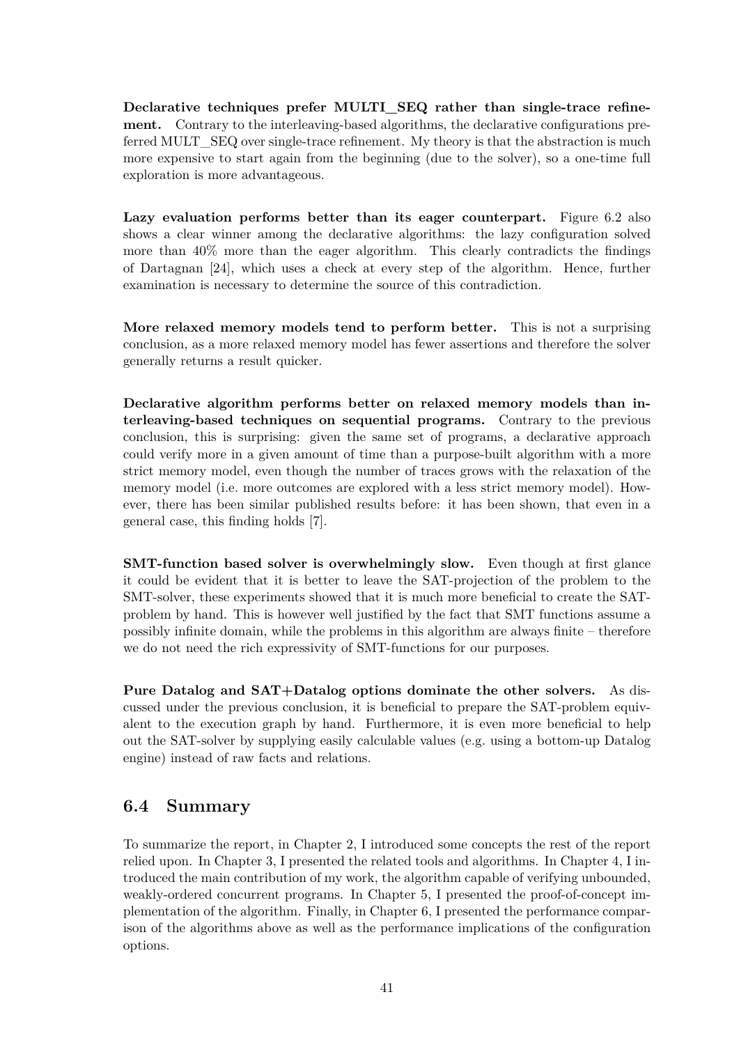**Declarative techniques prefer MULTI_SEQ rather than single-trace refinement.** Contrary to the interleaving-based algorithms, the declarative configurations preferred MULT_SEQ over single-trace refinement. My theory is that the abstraction is much more expensive to start again from the beginning (due to the solver), so a one-time full exploration is more advantageous.

**Lazy evaluation performs better than its eager counterpart.** Figure 6.2 also shows a clear winner among the declarative algorithms: the lazy configuration solved more than 40% more than the eager algorithm. This clearly contradicts the findings of Dartagnan [24], which uses a check at every step of the algorithm. Hence, further examination is necessary to determine the source of this contradiction.

**More relaxed memory models tend to perform better.** This is not a surprising conclusion, as a more relaxed memory model has fewer assertions and therefore the solver generally returns a result quicker.

**Declarative algorithm performs better on relaxed memory models than interleaving-based techniques on sequential programs.** Contrary to the previous conclusion, this is surprising: given the same set of programs, a declarative approach could verify more in a given amount of time than a purpose-built algorithm with a more strict memory model, even though the number of traces grows with the relaxation of the memory model (i.e. more outcomes are explored with a less strict memory model). However, there has been similar published results before: it has been shown, that even in a general case, this finding holds [7].

**SMT-function based solver is overwhelmingly slow.** Even though at first glance it could be evident that it is better to leave the SAT-projection of the problem to the SMT-solver, these experiments showed that it is much more beneficial to create the SAT-problem by hand. This is however well justified by the fact that SMT functions assume a possibly infinite domain, while the problems in this algorithm are always finite – therefore we do not need the rich expressivity of SMT-functions for our purposes.

**Pure Datalog and SAT+Datalog options dominate the other solvers.** As discussed under the previous conclusion, it is beneficial to prepare the SAT-problem equivalent to the execution graph by hand. Furthermore, it is even more beneficial to help out the SAT-solver by supplying easily calculable values (e.g. using a bottom-up Datalog engine) instead of raw facts and relations.

## 6.4 Summary

To summarize the report, in Chapter 2, I introduced some concepts the rest of the report relied upon. In Chapter 3, I presented the related tools and algorithms. In Chapter 4, I introduced the main contribution of my work, the algorithm capable of verifying unbounded, weakly-ordered concurrent programs. In Chapter 5, I presented the proof-of-concept implementation of the algorithm. Finally, in Chapter 6, I presented the performance comparison of the algorithms above as well as the performance implications of the configuration options.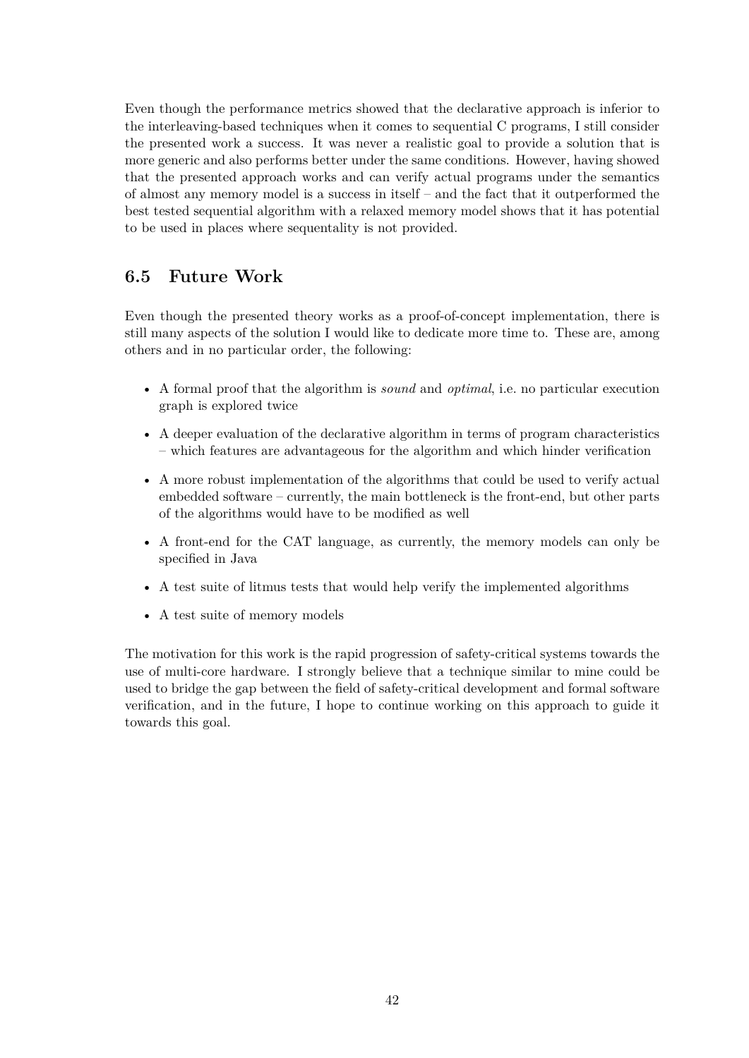Even though the performance metrics showed that the declarative approach is inferior to the interleaving-based techniques when it comes to sequential C programs, I still consider the presented work a success. It was never a realistic goal to provide a solution that is more generic and also performs better under the same conditions. However, having showed that the presented approach works and can verify actual programs under the semantics of almost any memory model is a success in itself – and the fact that it outperformed the best tested sequential algorithm with a relaxed memory model shows that it has potential to be used in places where sequentality is not provided.

## 6.5 Future Work

Even though the presented theory works as a proof-of-concept implementation, there is still many aspects of the solution I would like to dedicate more time to. These are, among others and in no particular order, the following:

- A formal proof that the algorithm is *sound* and *optimal*, i.e. no particular execution graph is explored twice
- A deeper evaluation of the declarative algorithm in terms of program characteristics – which features are advantageous for the algorithm and which hinder verification
- A more robust implementation of the algorithms that could be used to verify actual embedded software – currently, the main bottleneck is the front-end, but other parts of the algorithms would have to be modified as well
- A front-end for the CAT language, as currently, the memory models can only be specified in Java
- A test suite of litmus tests that would help verify the implemented algorithms
- A test suite of memory models

The motivation for this work is the rapid progression of safety-critical systems towards the use of multi-core hardware. I strongly believe that a technique similar to mine could be used to bridge the gap between the field of safety-critical development and formal software verification, and in the future, I hope to continue working on this approach to guide it towards this goal.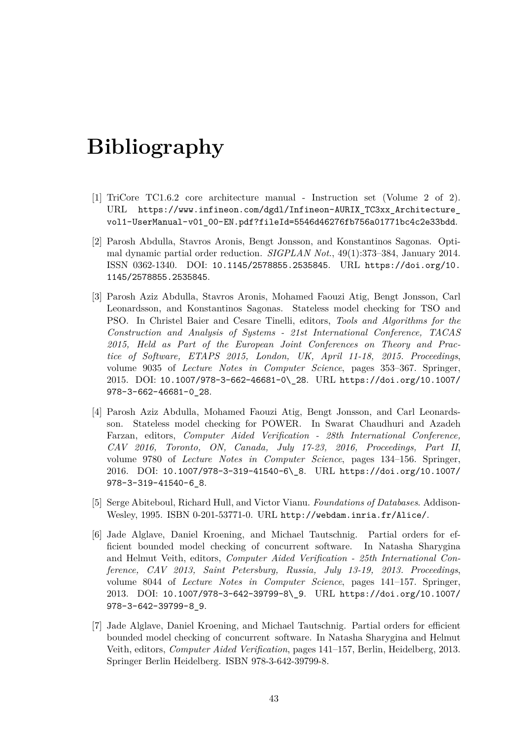# Bibliography

[1] TriCore TC1.6.2 core architecture manual - Instruction set (Volume 2 of 2). URL https://www.infineon.com/dgdl/Infineon-AURIX_TC3xx_Architecture_vol1-UserManual-v01_00-EN.pdf?fileId=5546d46276fb756a01771bc4c2e33bdd.

[2] Parosh Abdulla, Stavros Aronis, Bengt Jonsson, and Konstantinos Sagonas. Optimal dynamic partial order reduction. *SIGPLAN Not.*, 49(1):373–384, January 2014. ISSN 0362-1340. DOI: 10.1145/2578855.2535845. URL https://doi.org/10.1145/2578855.2535845.

[3] Parosh Aziz Abdulla, Stavros Aronis, Mohamed Faouzi Atig, Bengt Jonsson, Carl Leonardsson, and Konstantinos Sagonas. Stateless model checking for TSO and PSO. In Christel Baier and Cesare Tinelli, editors, *Tools and Algorithms for the Construction and Analysis of Systems - 21st International Conference, TACAS 2015, Held as Part of the European Joint Conferences on Theory and Practice of Software, ETAPS 2015, London, UK, April 11-18, 2015. Proceedings*, volume 9035 of *Lecture Notes in Computer Science*, pages 353–367. Springer, 2015. DOI: 10.1007/978-3-662-46681-0\_28. URL https://doi.org/10.1007/978-3-662-46681-0_28.

[4] Parosh Aziz Abdulla, Mohamed Faouzi Atig, Bengt Jonsson, and Carl Leonardsson. Stateless model checking for POWER. In Swarat Chaudhuri and Azadeh Farzan, editors, *Computer Aided Verification - 28th International Conference, CAV 2016, Toronto, ON, Canada, July 17-23, 2016, Proceedings, Part II*, volume 9780 of *Lecture Notes in Computer Science*, pages 134–156. Springer, 2016. DOI: 10.1007/978-3-319-41540-6\_8. URL https://doi.org/10.1007/978-3-319-41540-6_8.

[5] Serge Abiteboul, Richard Hull, and Victor Vianu. *Foundations of Databases*. Addison-Wesley, 1995. ISBN 0-201-53771-0. URL http://webdam.inria.fr/Alice/.

[6] Jade Alglave, Daniel Kroening, and Michael Tautschnig. Partial orders for efficient bounded model checking of concurrent software. In Natasha Sharygina and Helmut Veith, editors, *Computer Aided Verification - 25th International Conference, CAV 2013, Saint Petersburg, Russia, July 13-19, 2013. Proceedings*, volume 8044 of *Lecture Notes in Computer Science*, pages 141–157. Springer, 2013. DOI: 10.1007/978-3-642-39799-8\_9. URL https://doi.org/10.1007/978-3-642-39799-8_9.

[7] Jade Alglave, Daniel Kroening, and Michael Tautschnig. Partial orders for efficient bounded model checking of concurrent software. In Natasha Sharygina and Helmut Veith, editors, *Computer Aided Verification*, pages 141–157, Berlin, Heidelberg, 2013. Springer Berlin Heidelberg. ISBN 978-3-642-39799-8.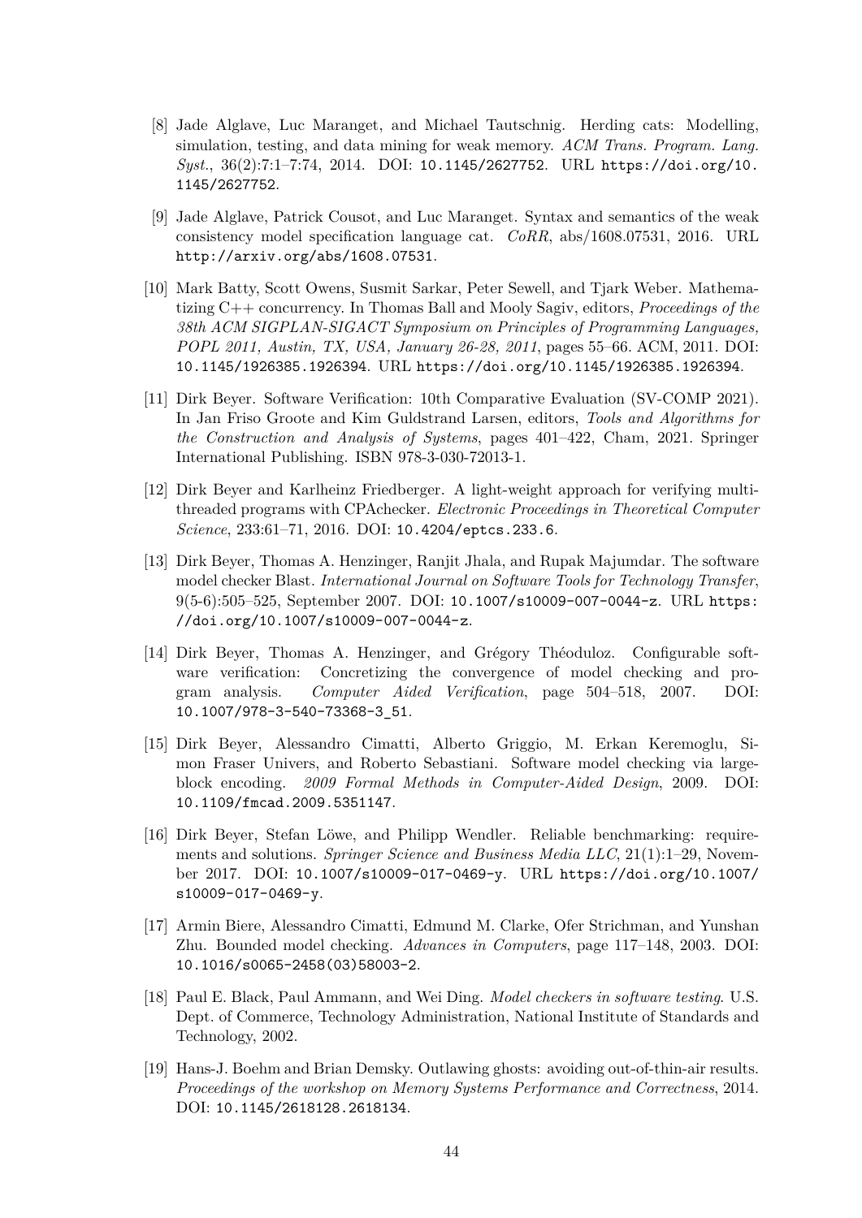[8] Jade Alglave, Luc Maranget, and Michael Tautschnig. Herding cats: Modelling, simulation, testing, and data mining for weak memory. *ACM Trans. Program. Lang. Syst.*, 36(2):7:1–7:74, 2014. DOI: 10.1145/2627752. URL https://doi.org/10.1145/2627752.

[9] Jade Alglave, Patrick Cousot, and Luc Maranget. Syntax and semantics of the weak consistency model specification language cat. *CoRR*, abs/1608.07531, 2016. URL http://arxiv.org/abs/1608.07531.

[10] Mark Batty, Scott Owens, Susmit Sarkar, Peter Sewell, and Tjark Weber. Mathematizing C++ concurrency. In Thomas Ball and Mooly Sagiv, editors, *Proceedings of the 38th ACM SIGPLAN-SIGACT Symposium on Principles of Programming Languages, POPL 2011, Austin, TX, USA, January 26-28, 2011*, pages 55–66. ACM, 2011. DOI: 10.1145/1926385.1926394. URL https://doi.org/10.1145/1926385.1926394.

[11] Dirk Beyer. Software Verification: 10th Comparative Evaluation (SV-COMP 2021). In Jan Friso Groote and Kim Guldstrand Larsen, editors, *Tools and Algorithms for the Construction and Analysis of Systems*, pages 401–422, Cham, 2021. Springer International Publishing. ISBN 978-3-030-72013-1.

[12] Dirk Beyer and Karlheinz Friedberger. A light-weight approach for verifying multi-threaded programs with CPAchecker. *Electronic Proceedings in Theoretical Computer Science*, 233:61–71, 2016. DOI: 10.4204/eptcs.233.6.

[13] Dirk Beyer, Thomas A. Henzinger, Ranjit Jhala, and Rupak Majumdar. The software model checker Blast. *International Journal on Software Tools for Technology Transfer*, 9(5-6):505–525, September 2007. DOI: 10.1007/s10009-007-0044-z. URL https://doi.org/10.1007/s10009-007-0044-z.

[14] Dirk Beyer, Thomas A. Henzinger, and Grégory Théoduloz. Configurable software verification: Concretizing the convergence of model checking and program analysis. *Computer Aided Verification*, page 504–518, 2007. DOI: 10.1007/978-3-540-73368-3_51.

[15] Dirk Beyer, Alessandro Cimatti, Alberto Griggio, M. Erkan Keremoglu, Simon Fraser Univers, and Roberto Sebastiani. Software model checking via large-block encoding. *2009 Formal Methods in Computer-Aided Design*, 2009. DOI: 10.1109/fmcad.2009.5351147.

[16] Dirk Beyer, Stefan Löwe, and Philipp Wendler. Reliable benchmarking: requirements and solutions. *Springer Science and Business Media LLC*, 21(1):1–29, November 2017. DOI: 10.1007/s10009-017-0469-y. URL https://doi.org/10.1007/s10009-017-0469-y.

[17] Armin Biere, Alessandro Cimatti, Edmund M. Clarke, Ofer Strichman, and Yunshan Zhu. Bounded model checking. *Advances in Computers*, page 117–148, 2003. DOI: 10.1016/s0065-2458(03)58003-2.

[18] Paul E. Black, Paul Ammann, and Wei Ding. *Model checkers in software testing*. U.S. Dept. of Commerce, Technology Administration, National Institute of Standards and Technology, 2002.

[19] Hans-J. Boehm and Brian Demsky. Outlawing ghosts: avoiding out-of-thin-air results. *Proceedings of the workshop on Memory Systems Performance and Correctness*, 2014. DOI: 10.1145/2618128.2618134.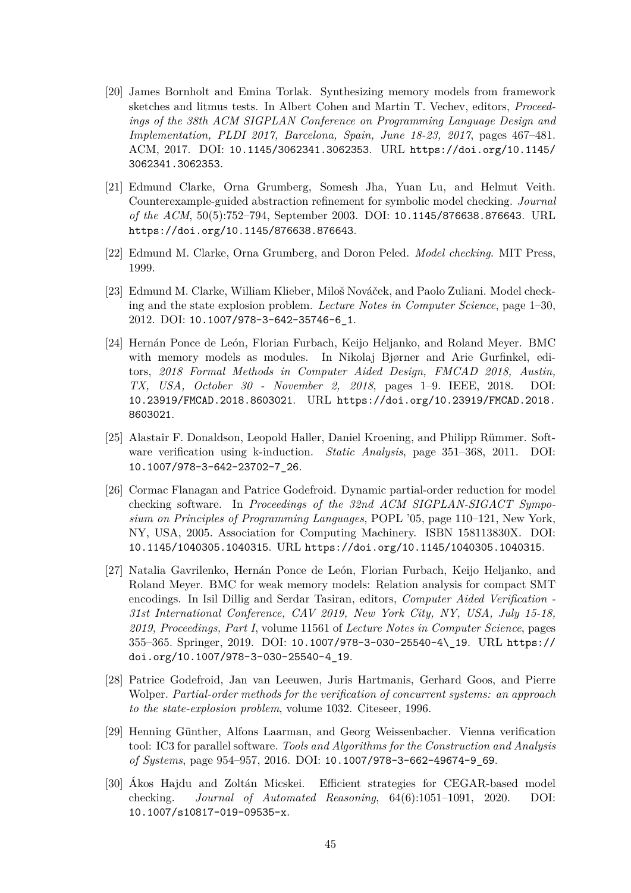[20] James Bornholt and Emina Torlak. Synthesizing memory models from framework sketches and litmus tests. In Albert Cohen and Martin T. Vechev, editors, *Proceedings of the 38th ACM SIGPLAN Conference on Programming Language Design and Implementation, PLDI 2017, Barcelona, Spain, June 18-23, 2017*, pages 467–481. ACM, 2017. DOI: 10.1145/3062341.3062353. URL https://doi.org/10.1145/3062341.3062353.

[21] Edmund Clarke, Orna Grumberg, Somesh Jha, Yuan Lu, and Helmut Veith. Counterexample-guided abstraction refinement for symbolic model checking. *Journal of the ACM*, 50(5):752–794, September 2003. DOI: 10.1145/876638.876643. URL https://doi.org/10.1145/876638.876643.

[22] Edmund M. Clarke, Orna Grumberg, and Doron Peled. *Model checking*. MIT Press, 1999.

[23] Edmund M. Clarke, William Klieber, Miloš Nováček, and Paolo Zuliani. Model checking and the state explosion problem. *Lecture Notes in Computer Science*, page 1–30, 2012. DOI: 10.1007/978-3-642-35746-6_1.

[24] Hernán Ponce de León, Florian Furbach, Keijo Heljanko, and Roland Meyer. BMC with memory models as modules. In Nikolaj Bjørner and Arie Gurfinkel, editors, *2018 Formal Methods in Computer Aided Design, FMCAD 2018, Austin, TX, USA, October 30 - November 2, 2018*, pages 1–9. IEEE, 2018. DOI: 10.23919/FMCAD.2018.8603021. URL https://doi.org/10.23919/FMCAD.2018.8603021.

[25] Alastair F. Donaldson, Leopold Haller, Daniel Kroening, and Philipp Rümmer. Software verification using k-induction. *Static Analysis*, page 351–368, 2011. DOI: 10.1007/978-3-642-23702-7_26.

[26] Cormac Flanagan and Patrice Godefroid. Dynamic partial-order reduction for model checking software. In *Proceedings of the 32nd ACM SIGPLAN-SIGACT Symposium on Principles of Programming Languages*, POPL '05, page 110–121, New York, NY, USA, 2005. Association for Computing Machinery. ISBN 158113830X. DOI: 10.1145/1040305.1040315. URL https://doi.org/10.1145/1040305.1040315.

[27] Natalia Gavrilenko, Hernán Ponce de León, Florian Furbach, Keijo Heljanko, and Roland Meyer. BMC for weak memory models: Relation analysis for compact SMT encodings. In Isil Dillig and Serdar Tasiran, editors, *Computer Aided Verification - 31st International Conference, CAV 2019, New York City, NY, USA, July 15-18, 2019, Proceedings, Part I*, volume 11561 of *Lecture Notes in Computer Science*, pages 355–365. Springer, 2019. DOI: 10.1007/978-3-030-25540-4\_19. URL https://doi.org/10.1007/978-3-030-25540-4_19.

[28] Patrice Godefroid, Jan van Leeuwen, Juris Hartmanis, Gerhard Goos, and Pierre Wolper. *Partial-order methods for the verification of concurrent systems: an approach to the state-explosion problem*, volume 1032. Citeseer, 1996.

[29] Henning Günther, Alfons Laarman, and Georg Weissenbacher. Vienna verification tool: IC3 for parallel software. *Tools and Algorithms for the Construction and Analysis of Systems*, page 954–957, 2016. DOI: 10.1007/978-3-662-49674-9_69.

[30] Ákos Hajdu and Zoltán Micskei. Efficient strategies for CEGAR-based model checking. *Journal of Automated Reasoning*, 64(6):1051–1091, 2020. DOI: 10.1007/s10817-019-09535-x.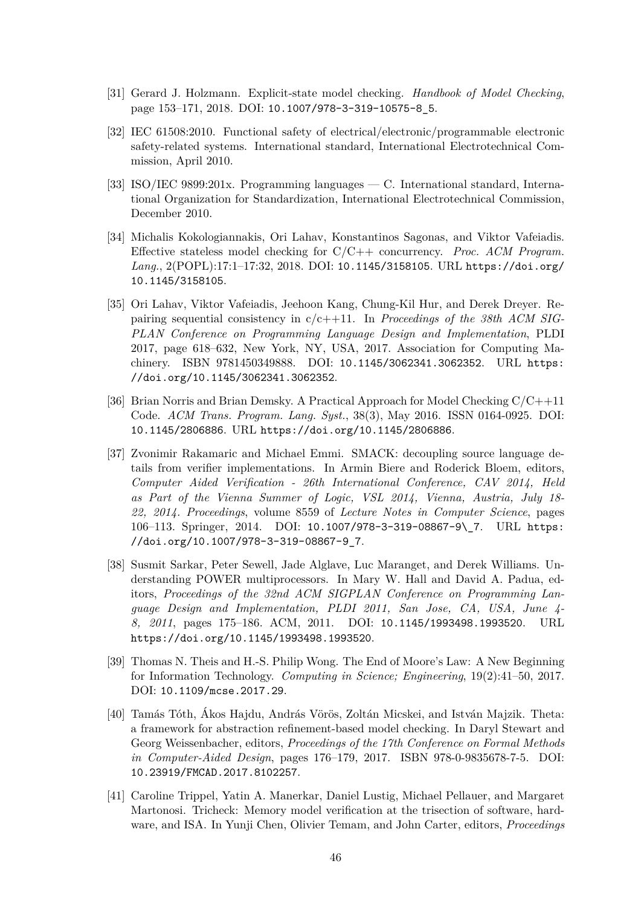[31] Gerard J. Holzmann. Explicit-state model checking. *Handbook of Model Checking*, page 153–171, 2018. DOI: 10.1007/978-3-319-10575-8_5.

[32] IEC 61508:2010. Functional safety of electrical/electronic/programmable electronic safety-related systems. International standard, International Electrotechnical Commission, April 2010.

[33] ISO/IEC 9899:201x. Programming languages — C. International standard, International Organization for Standardization, International Electrotechnical Commission, December 2010.

[34] Michalis Kokologiannakis, Ori Lahav, Konstantinos Sagonas, and Viktor Vafeiadis. Effective stateless model checking for C/C++ concurrency. *Proc. ACM Program. Lang.*, 2(POPL):17:1–17:32, 2018. DOI: 10.1145/3158105. URL https://doi.org/10.1145/3158105.

[35] Ori Lahav, Viktor Vafeiadis, Jeehoon Kang, Chung-Kil Hur, and Derek Dreyer. Repairing sequential consistency in c/c++11. In *Proceedings of the 38th ACM SIGPLAN Conference on Programming Language Design and Implementation*, PLDI 2017, page 618–632, New York, NY, USA, 2017. Association for Computing Machinery. ISBN 9781450349888. DOI: 10.1145/3062341.3062352. URL https://doi.org/10.1145/3062341.3062352.

[36] Brian Norris and Brian Demsky. A Practical Approach for Model Checking C/C++11 Code. *ACM Trans. Program. Lang. Syst.*, 38(3), May 2016. ISSN 0164-0925. DOI: 10.1145/2806886. URL https://doi.org/10.1145/2806886.

[37] Zvonimir Rakamaric and Michael Emmi. SMACK: decoupling source language details from verifier implementations. In Armin Biere and Roderick Bloem, editors, *Computer Aided Verification - 26th International Conference, CAV 2014, Held as Part of the Vienna Summer of Logic, VSL 2014, Vienna, Austria, July 18-22, 2014. Proceedings*, volume 8559 of *Lecture Notes in Computer Science*, pages 106–113. Springer, 2014. DOI: 10.1007/978-3-319-08867-9\_7. URL https://doi.org/10.1007/978-3-319-08867-9_7.

[38] Susmit Sarkar, Peter Sewell, Jade Alglave, Luc Maranget, and Derek Williams. Understanding POWER multiprocessors. In Mary W. Hall and David A. Padua, editors, *Proceedings of the 32nd ACM SIGPLAN Conference on Programming Language Design and Implementation, PLDI 2011, San Jose, CA, USA, June 4-8, 2011*, pages 175–186. ACM, 2011. DOI: 10.1145/1993498.1993520. URL https://doi.org/10.1145/1993498.1993520.

[39] Thomas N. Theis and H.-S. Philip Wong. The End of Moore's Law: A New Beginning for Information Technology. *Computing in Science; Engineering*, 19(2):41–50, 2017. DOI: 10.1109/mcse.2017.29.

[40] Tamás Tóth, Ákos Hajdu, András Vörös, Zoltán Micskei, and István Majzik. Theta: a framework for abstraction refinement-based model checking. In Daryl Stewart and Georg Weissenbacher, editors, *Proceedings of the 17th Conference on Formal Methods in Computer-Aided Design*, pages 176–179, 2017. ISBN 978-0-9835678-7-5. DOI: 10.23919/FMCAD.2017.8102257.

[41] Caroline Trippel, Yatin A. Manerkar, Daniel Lustig, Michael Pellauer, and Margaret Martonosi. Tricheck: Memory model verification at the trisection of software, hardware, and ISA. In Yunji Chen, Olivier Temam, and John Carter, editors, *Proceedings*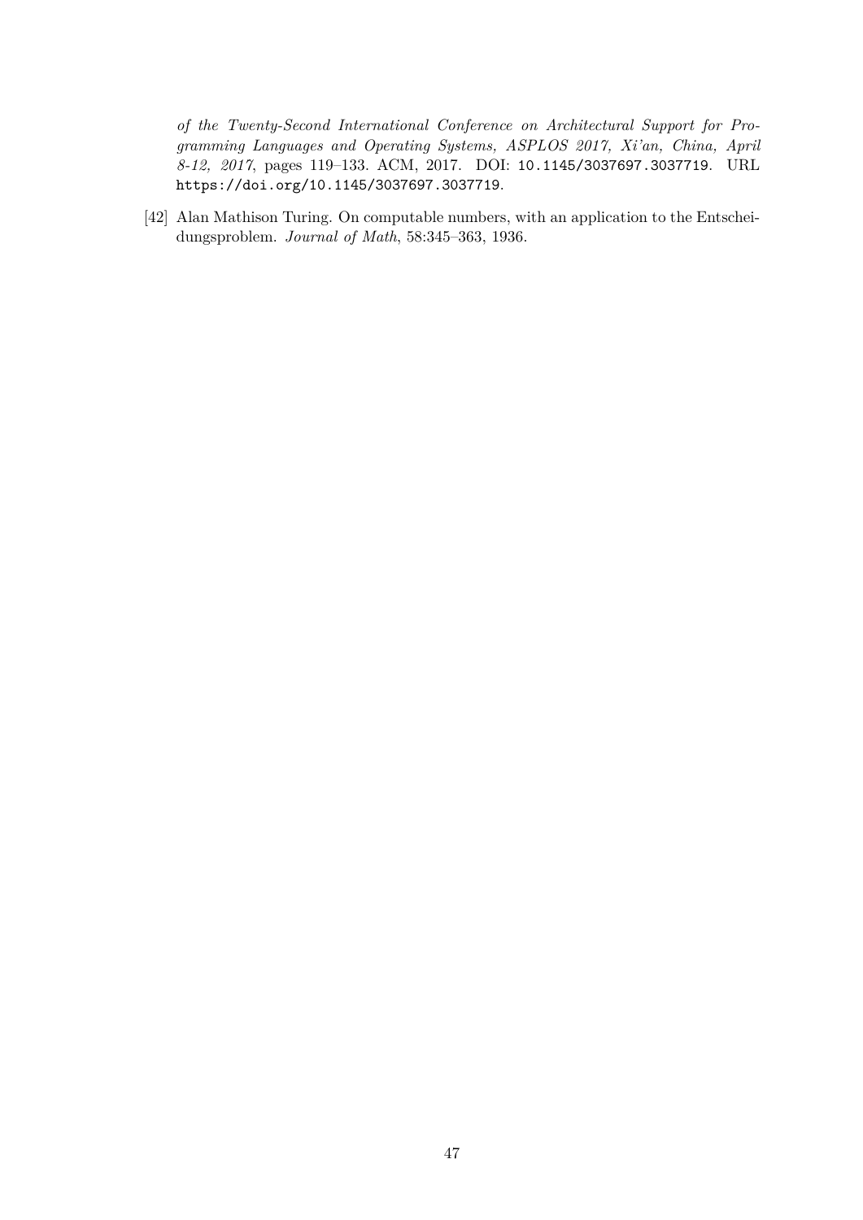*of the Twenty-Second International Conference on Architectural Support for Programming Languages and Operating Systems, ASPLOS 2017, Xi'an, China, April 8-12, 2017*, pages 119–133. ACM, 2017. DOI: 10.1145/3037697.3037719. URL https://doi.org/10.1145/3037697.3037719.

[42] Alan Mathison Turing. On computable numbers, with an application to the Entscheidungsproblem. *Journal of Math*, 58:345–363, 1936.